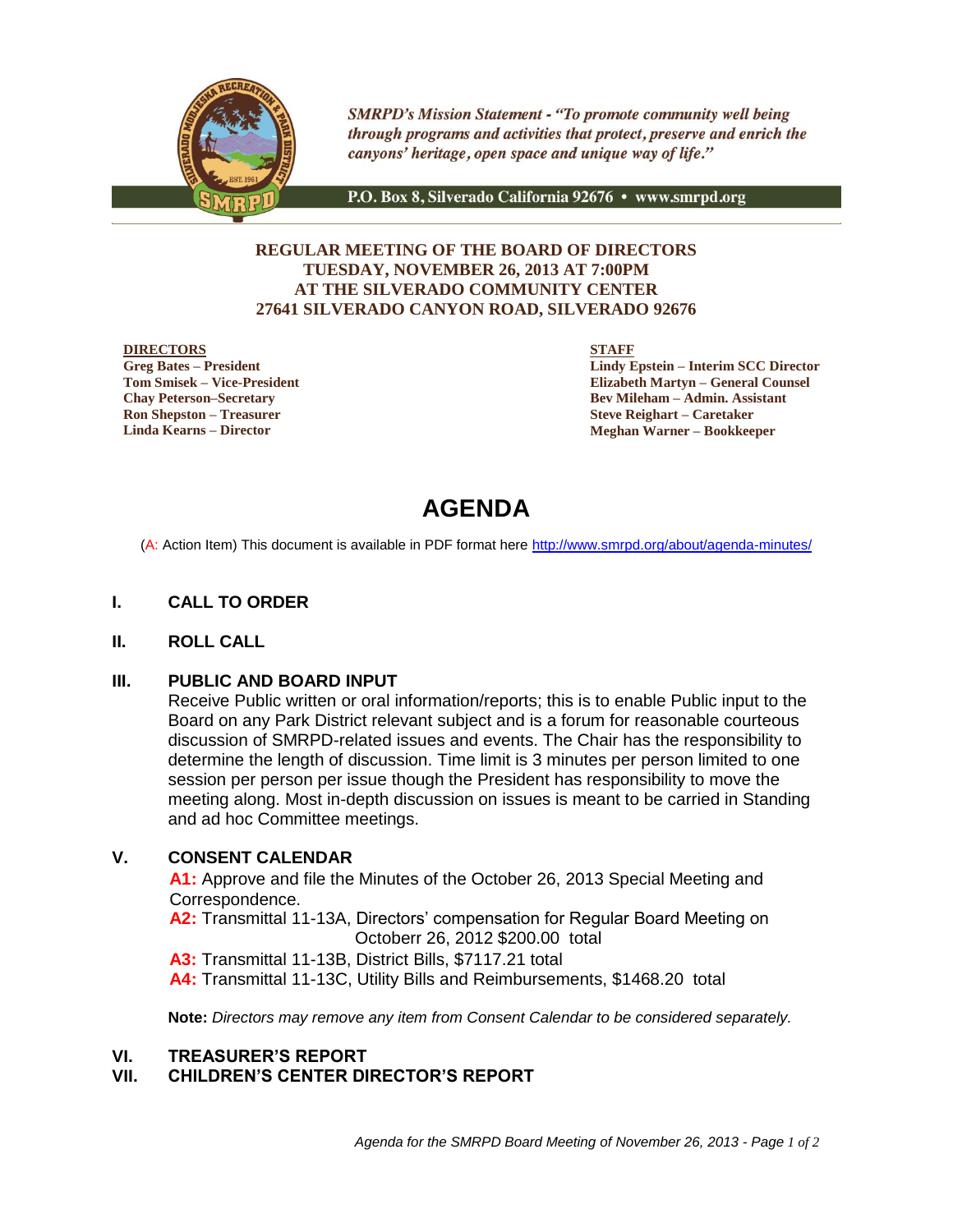*SMRPD's Mission Statement - "To promote community well being through programs and activities that protect, preserve and enrich the canyons' heritage, open space and unique way of life."*

P.O. Box 8, Silverado California 92676 • www.smrpd.org

**REGULAR MEETING OF THE BOARD OF DIRECTORS**
**TUESDAY, NOVEMBER 26, 2013 AT 7:00PM**
**AT THE SILVERADO COMMUNITY CENTER**
**27641 SILVERADO CANYON ROAD, SILVERADO 92676**

**DIRECTORS**
**Greg Bates – President**
**Tom Smisek – Vice-President**
**Chay Peterson–Secretary**
**Ron Shepston – Treasurer**
**Linda Kearns – Director**

**STAFF**
**Lindy Epstein – Interim SCC Director**
**Elizabeth Martyn – General Counsel**
**Bev Mileham – Admin. Assistant**
**Steve Reighart – Caretaker**
**Meghan Warner – Bookkeeper**

# AGENDA

(A: Action Item) This document is available in PDF format here http://www.smrpd.org/about/agenda-minutes/

## I. CALL TO ORDER

## II. ROLL CALL

## III. PUBLIC AND BOARD INPUT

Receive Public written or oral information/reports; this is to enable Public input to the Board on any Park District relevant subject and is a forum for reasonable courteous discussion of SMRPD-related issues and events. The Chair has the responsibility to determine the length of discussion. Time limit is 3 minutes per person limited to one session per person per issue though the President has responsibility to move the meeting along. Most in-depth discussion on issues is meant to be carried in Standing and ad hoc Committee meetings.

## V. CONSENT CALENDAR

**A1:** Approve and file the Minutes of the October 26, 2013 Special Meeting and Correspondence.

**A2:** Transmittal 11-13A, Directors' compensation for Regular Board Meeting on Octoberr 26, 2012 $200.00 total

**A3:** Transmittal 11-13B, District Bills, $7117.21 total

**A4:** Transmittal 11-13C, Utility Bills and Reimbursements, $1468.20 total

**Note:** *Directors may remove any item from Consent Calendar to be considered separately.*

## VI. TREASURER'S REPORT

## VII. CHILDREN'S CENTER DIRECTOR'S REPORT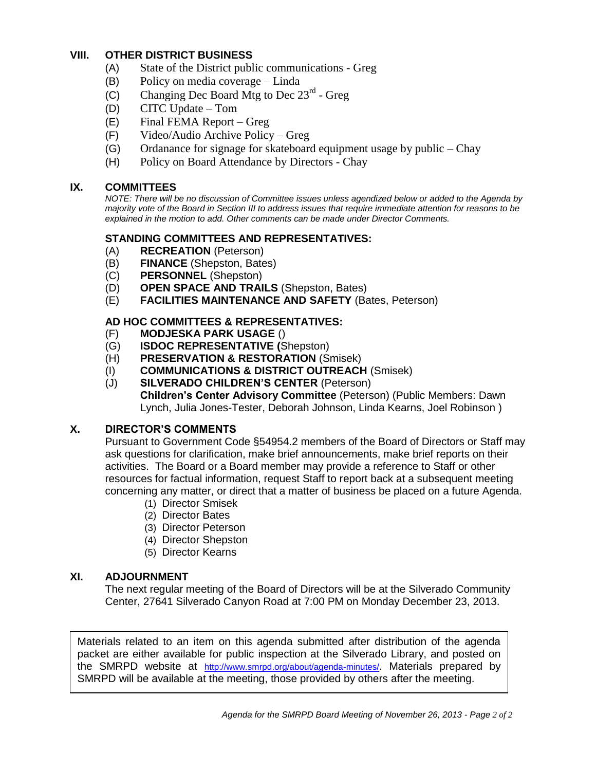## VIII. OTHER DISTRICT BUSINESS

(A) State of the District public communications - Greg
(B) Policy on media coverage – Linda
(C) Changing Dec Board Mtg to Dec 23rd - Greg
(D) CITC Update – Tom
(E) Final FEMA Report – Greg
(F) Video/Audio Archive Policy – Greg
(G) Ordanance for signage for skateboard equipment usage by public – Chay
(H) Policy on Board Attendance by Directors - Chay

## IX. COMMITTEES

*NOTE: There will be no discussion of Committee issues unless agendized below or added to the Agenda by majority vote of the Board in Section III to address issues that require immediate attention for reasons to be explained in the motion to add. Other comments can be made under Director Comments.*

### STANDING COMMITTEES AND REPRESENTATIVES:

(A) **RECREATION** (Peterson)
(B) **FINANCE** (Shepston, Bates)
(C) **PERSONNEL** (Shepston)
(D) **OPEN SPACE AND TRAILS** (Shepston, Bates)
(E) **FACILITIES MAINTENANCE AND SAFETY** (Bates, Peterson)

### AD HOC COMMITTEES & REPRESENTATIVES:

(F) **MODJESKA PARK USAGE** ()
(G) **ISDOC REPRESENTATIVE (**Shepston)
(H) **PRESERVATION & RESTORATION** (Smisek)
(I) **COMMUNICATIONS & DISTRICT OUTREACH** (Smisek)
(J) **SILVERADO CHILDREN'S CENTER** (Peterson)
**Children's Center Advisory Committee** (Peterson) (Public Members: Dawn Lynch, Julia Jones-Tester, Deborah Johnson, Linda Kearns, Joel Robinson )

## X. DIRECTOR'S COMMENTS

Pursuant to Government Code §54954.2 members of the Board of Directors or Staff may ask questions for clarification, make brief announcements, make brief reports on their activities. The Board or a Board member may provide a reference to Staff or other resources for factual information, request Staff to report back at a subsequent meeting concerning any matter, or direct that a matter of business be placed on a future Agenda.

(1) Director Smisek
(2) Director Bates
(3) Director Peterson
(4) Director Shepston
(5) Director Kearns

## XI. ADJOURNMENT

The next regular meeting of the Board of Directors will be at the Silverado Community Center, 27641 Silverado Canyon Road at 7:00 PM on Monday December 23, 2013.

Materials related to an item on this agenda submitted after distribution of the agenda packet are either available for public inspection at the Silverado Library, and posted on the SMRPD website at http://www.smrpd.org/about/agenda-minutes/. Materials prepared by SMRPD will be available at the meeting, those provided by others after the meeting.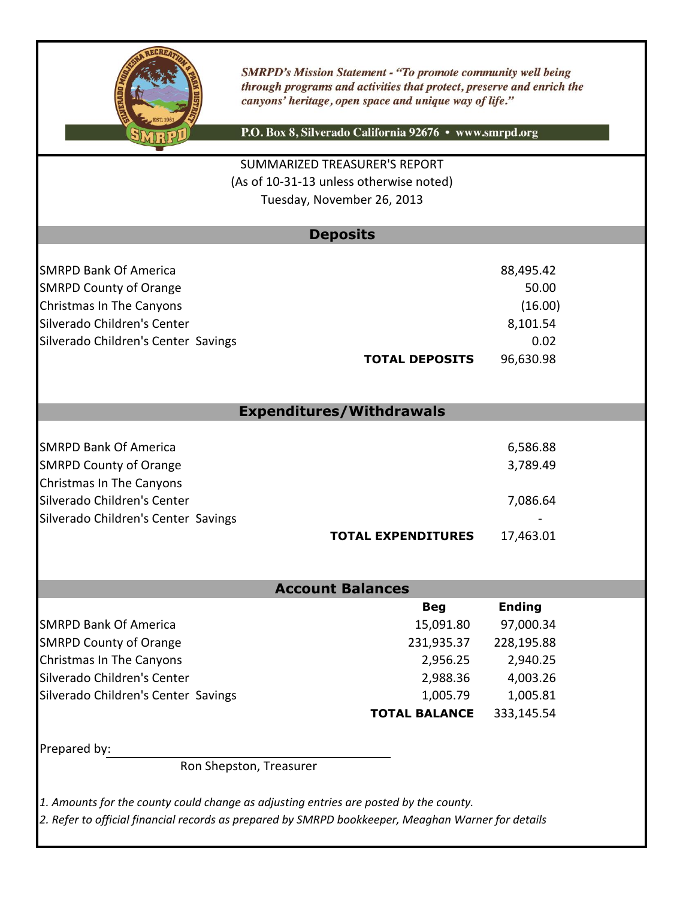*SMRPD's Mission Statement - "To promote community well being through programs and activities that protect, preserve and enrich the canyons' heritage, open space and unique way of life."*

**P.O. Box 8, Silverado California 92676 • www.smrpd.org**

SUMMARIZED TREASURER'S REPORT
(As of 10-31-13 unless otherwise noted)
Tuesday, November 26, 2013

## Deposits

| | |
|---|---|
| SMRPD Bank Of America | 88,495.42 |
| SMRPD County of Orange | 50.00 |
| Christmas In The Canyons | (16.00) |
| Silverado Children's Center | 8,101.54 |
| Silverado Children's Center Savings | 0.02 |
| **TOTAL DEPOSITS** | 96,630.98 |

## Expenditures/Withdrawals

| | |
|---|---|
| SMRPD Bank Of America | 6,586.88 |
| SMRPD County of Orange | 3,789.49 |
| Christmas In The Canyons | |
| Silverado Children's Center | 7,086.64 |
| Silverado Children's Center Savings | - |
| **TOTAL EXPENDITURES** | 17,463.01 |

## Account Balances

| | **Beg** | **Ending** |
|---|---|---|
| SMRPD Bank Of America | 15,091.80 | 97,000.34 |
| SMRPD County of Orange | 231,935.37 | 228,195.88 |
| Christmas In The Canyons | 2,956.25 | 2,940.25 |
| Silverado Children's Center | 2,988.36 | 4,003.26 |
| Silverado Children's Center Savings | 1,005.79 | 1,005.81 |
| **TOTAL BALANCE** | | 333,145.54 |

Prepared by: ______________________________
Ron Shepston, Treasurer

*1. Amounts for the county could change as adjusting entries are posted by the county.*
*2. Refer to official financial records as prepared by SMRPD bookkeeper, Meaghan Warner for details*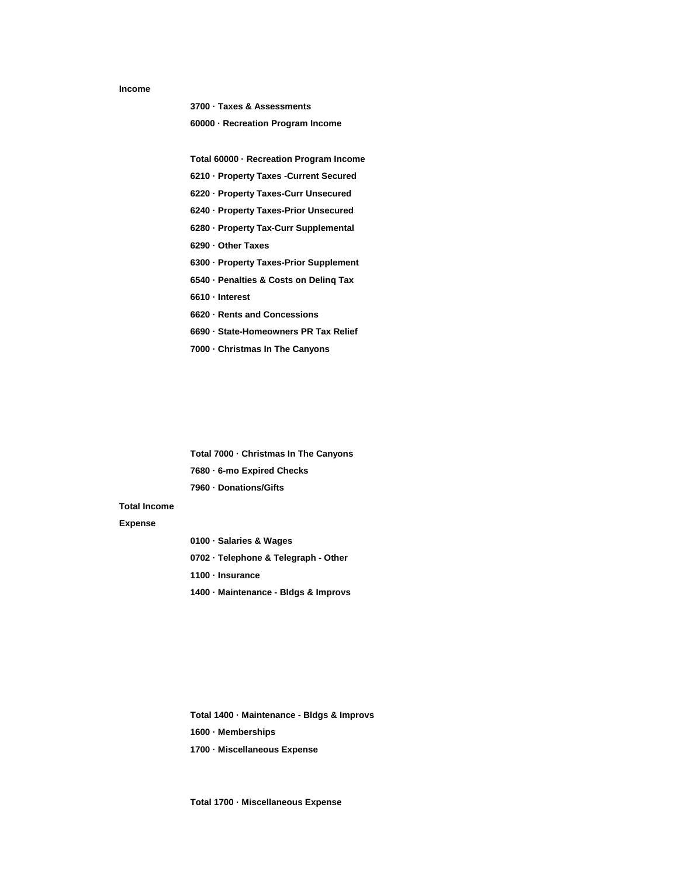**Income**

- **3700 · Taxes & Assessments**
- **60000 · Recreation Program Income**

- **Total 60000 · Recreation Program Income**
- **6210 · Property Taxes -Current Secured**
- **6220 · Property Taxes-Curr Unsecured**
- **6240 · Property Taxes-Prior Unsecured**
- **6280 · Property Tax-Curr Supplemental**
- **6290 · Other Taxes**
- **6300 · Property Taxes-Prior Supplement**
- **6540 · Penalties & Costs on Delinq Tax**
- **6610 · Interest**
- **6620 · Rents and Concessions**
- **6690 · State-Homeowners PR Tax Relief**
- **7000 · Christmas In The Canyons**

- **Total 7000 · Christmas In The Canyons**
- **7680 · 6-mo Expired Checks**
- **7960 · Donations/Gifts**

**Total Income**

**Expense**

- **0100 · Salaries & Wages**
- **0702 · Telephone & Telegraph - Other**
- **1100 · Insurance**
- **1400 · Maintenance - Bldgs & Improvs**

- **Total 1400 · Maintenance - Bldgs & Improvs**
- **1600 · Memberships**
- **1700 · Miscellaneous Expense**

- **Total 1700 · Miscellaneous Expense**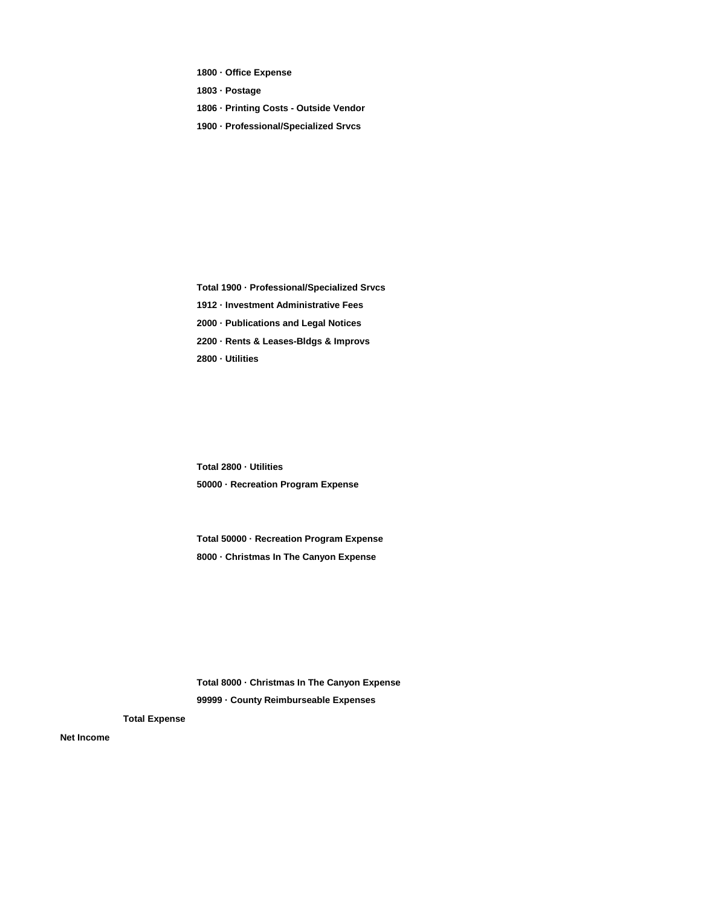**1800 · Office Expense**

**1803 · Postage**

**1806 · Printing Costs - Outside Vendor**

**1900 · Professional/Specialized Srvcs**

**Total 1900 · Professional/Specialized Srvcs**

**1912 · Investment Administrative Fees**

**2000 · Publications and Legal Notices**

**2200 · Rents & Leases-Bldgs & Improvs**

**2800 · Utilities**

**Total 2800 · Utilities**

**50000 · Recreation Program Expense**

**Total 50000 · Recreation Program Expense**

**8000 · Christmas In The Canyon Expense**

**Total 8000 · Christmas In The Canyon Expense**

**99999 · County Reimburseable Expenses**

**Total Expense**

**Net Income**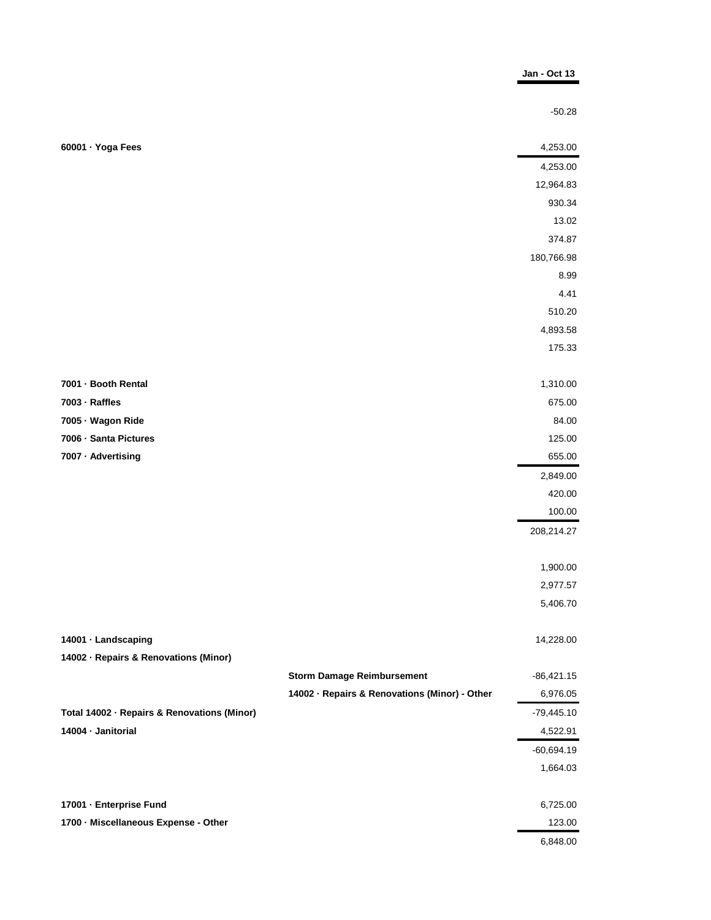| | | Jan - Oct 13 |
|---|---|---|
| | | -50.28 |
| 60001 · Yoga Fees | | 4,253.00 |
| | | 4,253.00 |
| | | 12,964.83 |
| | | 930.34 |
| | | 13.02 |
| | | 374.87 |
| | | 180,766.98 |
| | | 8.99 |
| | | 4.41 |
| | | 510.20 |
| | | 4,893.58 |
| | | 175.33 |
| 7001 · Booth Rental | | 1,310.00 |
| 7003 · Raffles | | 675.00 |
| 7005 · Wagon Ride | | 84.00 |
| 7006 · Santa Pictures | | 125.00 |
| 7007 · Advertising | | 655.00 |
| | | 2,849.00 |
| | | 420.00 |
| | | 100.00 |
| | | 208,214.27 |
| | | 1,900.00 |
| | | 2,977.57 |
| | | 5,406.70 |
| 14001 · Landscaping | | 14,228.00 |
| 14002 · Repairs & Renovations (Minor) | | |
| | Storm Damage Reimbursement | -86,421.15 |
| | 14002 · Repairs & Renovations (Minor) - Other | 6,976.05 |
| Total 14002 · Repairs & Renovations (Minor) | | -79,445.10 |
| 14004 · Janitorial | | 4,522.91 |
| | | -60,694.19 |
| | | 1,664.03 |
| 17001 · Enterprise Fund | | 6,725.00 |
| 1700 · Miscellaneous Expense - Other | | 123.00 |
| | | 6,848.00 |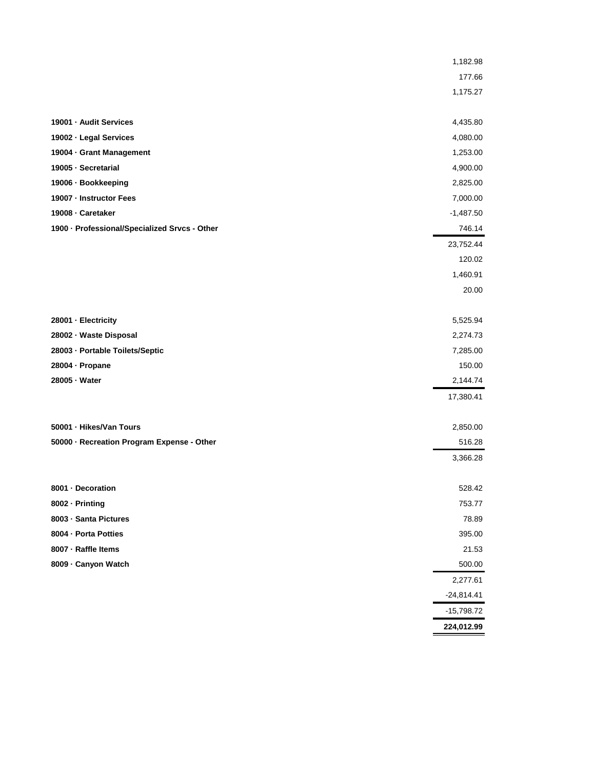| | |
|---|---|
| | 1,182.98 |
| | 177.66 |
| | 1,175.27 |
| | |
| **19001 · Audit Services** | 4,435.80 |
| **19002 · Legal Services** | 4,080.00 |
| **19004 · Grant Management** | 1,253.00 |
| **19005 · Secretarial** | 4,900.00 |
| **19006 · Bookkeeping** | 2,825.00 |
| **19007 · Instructor Fees** | 7,000.00 |
| **19008 · Caretaker** | -1,487.50 |
| **1900 · Professional/Specialized Srvcs - Other** | 746.14 |
| | 23,752.44 |
| | 120.02 |
| | 1,460.91 |
| | 20.00 |
| | |
| **28001 · Electricity** | 5,525.94 |
| **28002 · Waste Disposal** | 2,274.73 |
| **28003 · Portable Toilets/Septic** | 7,285.00 |
| **28004 · Propane** | 150.00 |
| **28005 · Water** | 2,144.74 |
| | 17,380.41 |
| | |
| **50001 · Hikes/Van Tours** | 2,850.00 |
| **50000 · Recreation Program Expense - Other** | 516.28 |
| | 3,366.28 |
| | |
| **8001 · Decoration** | 528.42 |
| **8002 · Printing** | 753.77 |
| **8003 · Santa Pictures** | 78.89 |
| **8004 · Porta Potties** | 395.00 |
| **8007 · Raffle Items** | 21.53 |
| **8009 · Canyon Watch** | 500.00 |
| | 2,277.61 |
| | -24,814.41 |
| | -15,798.72 |
| | **224,012.99** |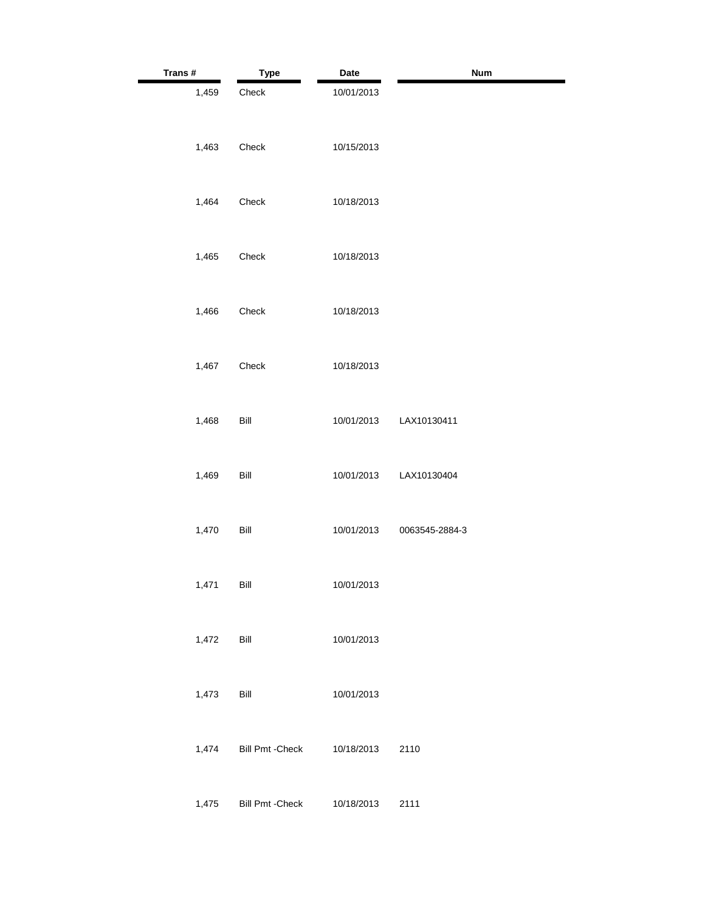| Trans # | Type | Date | Num |
|---|---|---|---|
| 1,459 | Check | 10/01/2013 | |
| 1,463 | Check | 10/15/2013 | |
| 1,464 | Check | 10/18/2013 | |
| 1,465 | Check | 10/18/2013 | |
| 1,466 | Check | 10/18/2013 | |
| 1,467 | Check | 10/18/2013 | |
| 1,468 | Bill | 10/01/2013 | LAX10130411 |
| 1,469 | Bill | 10/01/2013 | LAX10130404 |
| 1,470 | Bill | 10/01/2013 | 0063545-2884-3 |
| 1,471 | Bill | 10/01/2013 | |
| 1,472 | Bill | 10/01/2013 | |
| 1,473 | Bill | 10/01/2013 | |
| 1,474 | Bill Pmt -Check | 10/18/2013 | 2110 |
| 1,475 | Bill Pmt -Check | 10/18/2013 | 2111 |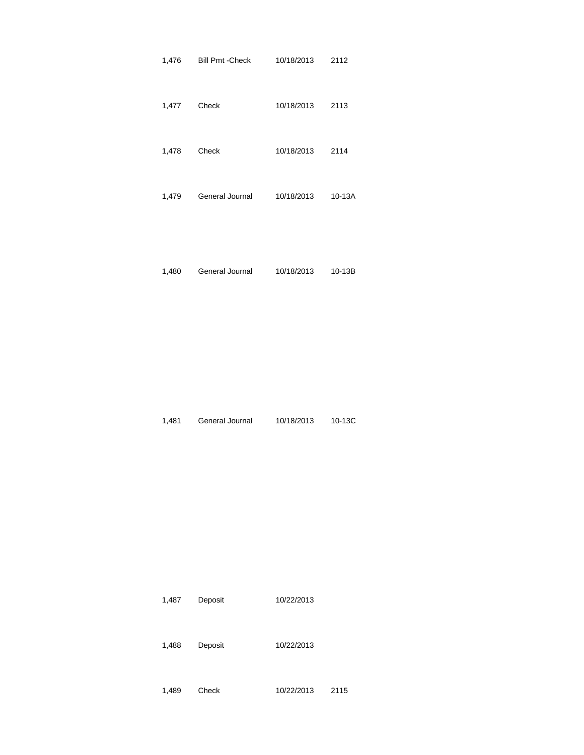| | | | |
|---|---|---|---|
| 1,476 | Bill Pmt -Check | 10/18/2013 | 2112 |
| 1,477 | Check | 10/18/2013 | 2113 |
| 1,478 | Check | 10/18/2013 | 2114 |
| 1,479 | General Journal | 10/18/2013 | 10-13A |
| 1,480 | General Journal | 10/18/2013 | 10-13B |
| 1,481 | General Journal | 10/18/2013 | 10-13C |
| 1,487 | Deposit | 10/22/2013 | |
| 1,488 | Deposit | 10/22/2013 | |
| 1,489 | Check | 10/22/2013 | 2115 |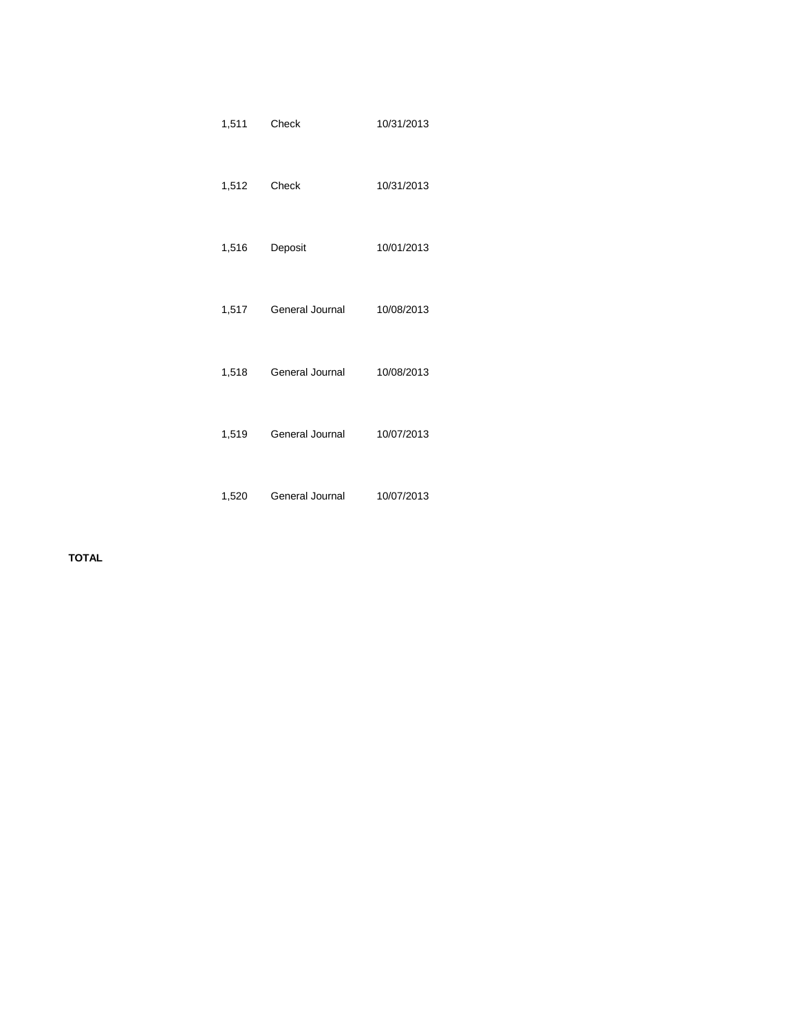| | | | |
|---|---|---|---|
| | 1,511 | Check | 10/31/2013 |
| | 1,512 | Check | 10/31/2013 |
| | 1,516 | Deposit | 10/01/2013 |
| | 1,517 | General Journal | 10/08/2013 |
| | 1,518 | General Journal | 10/08/2013 |
| | 1,519 | General Journal | 10/07/2013 |
| | 1,520 | General Journal | 10/07/2013 |
| **TOTAL** | | | |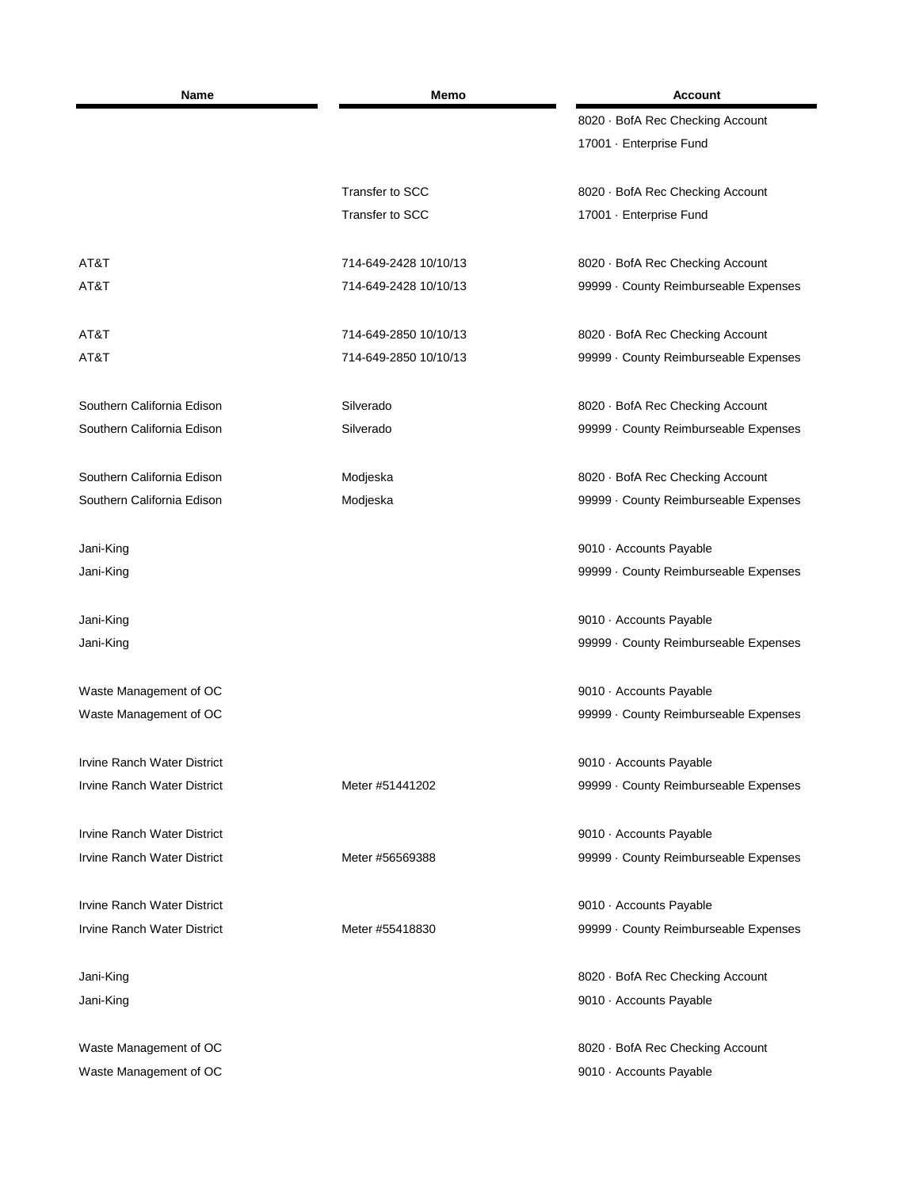| Name | Memo | Account |
|---|---|---|
| | | 8020 · BofA Rec Checking Account |
| | | 17001 · Enterprise Fund |
| | | |
| | Transfer to SCC | 8020 · BofA Rec Checking Account |
| | Transfer to SCC | 17001 · Enterprise Fund |
| | | |
| AT&T | 714-649-2428 10/10/13 | 8020 · BofA Rec Checking Account |
| AT&T | 714-649-2428 10/10/13 | 99999 · County Reimburseable Expenses |
| | | |
| AT&T | 714-649-2850 10/10/13 | 8020 · BofA Rec Checking Account |
| AT&T | 714-649-2850 10/10/13 | 99999 · County Reimburseable Expenses |
| | | |
| Southern California Edison | Silverado | 8020 · BofA Rec Checking Account |
| Southern California Edison | Silverado | 99999 · County Reimburseable Expenses |
| | | |
| Southern California Edison | Modjeska | 8020 · BofA Rec Checking Account |
| Southern California Edison | Modjeska | 99999 · County Reimburseable Expenses |
| | | |
| Jani-King | | 9010 · Accounts Payable |
| Jani-King | | 99999 · County Reimburseable Expenses |
| | | |
| Jani-King | | 9010 · Accounts Payable |
| Jani-King | | 99999 · County Reimburseable Expenses |
| | | |
| Waste Management of OC | | 9010 · Accounts Payable |
| Waste Management of OC | | 99999 · County Reimburseable Expenses |
| | | |
| Irvine Ranch Water District | | 9010 · Accounts Payable |
| Irvine Ranch Water District | Meter #51441202 | 99999 · County Reimburseable Expenses |
| | | |
| Irvine Ranch Water District | | 9010 · Accounts Payable |
| Irvine Ranch Water District | Meter #56569388 | 99999 · County Reimburseable Expenses |
| | | |
| Irvine Ranch Water District | | 9010 · Accounts Payable |
| Irvine Ranch Water District | Meter #55418830 | 99999 · County Reimburseable Expenses |
| | | |
| Jani-King | | 8020 · BofA Rec Checking Account |
| Jani-King | | 9010 · Accounts Payable |
| | | |
| Waste Management of OC | | 8020 · BofA Rec Checking Account |
| Waste Management of OC | | 9010 · Accounts Payable |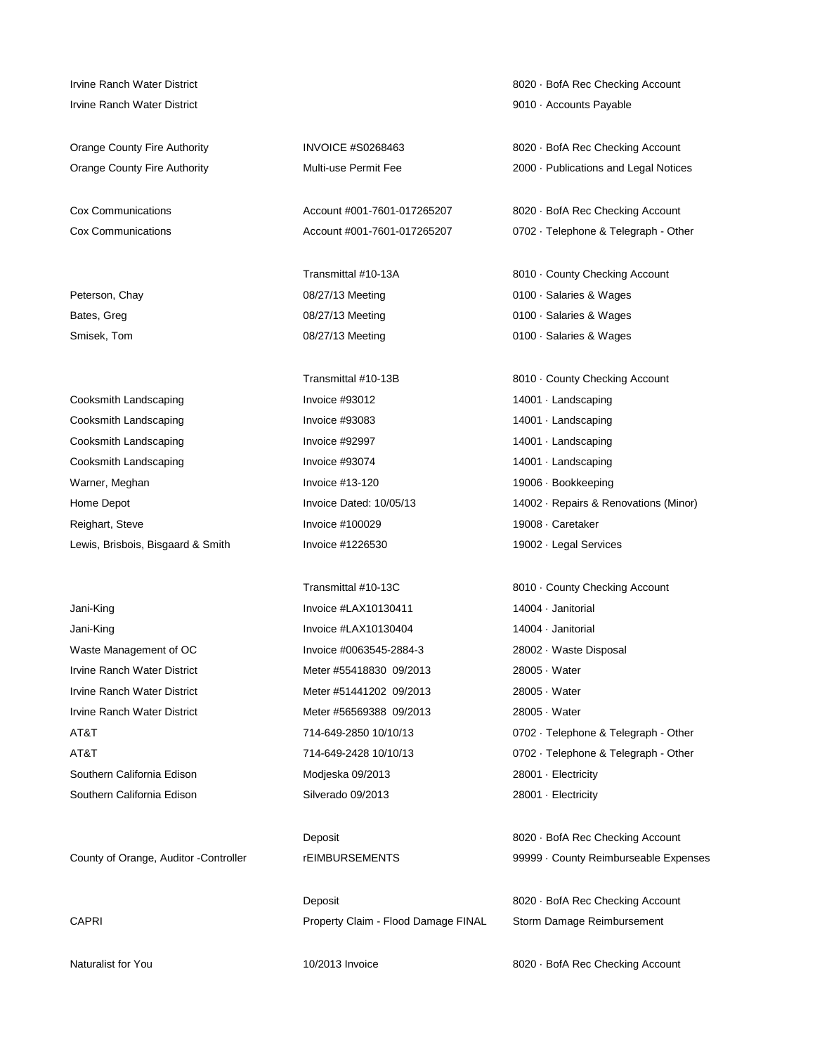| | | |
|---|---|---|
| Irvine Ranch Water District | | 8020 · BofA Rec Checking Account |
| Irvine Ranch Water District | | 9010 · Accounts Payable |
| | | |
| Orange County Fire Authority | INVOICE #S0268463 | 8020 · BofA Rec Checking Account |
| Orange County Fire Authority | Multi-use Permit Fee | 2000 · Publications and Legal Notices |
| | | |
| Cox Communications | Account #001-7601-017265207 | 8020 · BofA Rec Checking Account |
| Cox Communications | Account #001-7601-017265207 | 0702 · Telephone & Telegraph - Other |
| | | |
| | Transmittal #10-13A | 8010 · County Checking Account |
| Peterson, Chay | 08/27/13 Meeting | 0100 · Salaries & Wages |
| Bates, Greg | 08/27/13 Meeting | 0100 · Salaries & Wages |
| Smisek, Tom | 08/27/13 Meeting | 0100 · Salaries & Wages |
| | | |
| | Transmittal #10-13B | 8010 · County Checking Account |
| Cooksmith Landscaping | Invoice #93012 | 14001 · Landscaping |
| Cooksmith Landscaping | Invoice #93083 | 14001 · Landscaping |
| Cooksmith Landscaping | Invoice #92997 | 14001 · Landscaping |
| Cooksmith Landscaping | Invoice #93074 | 14001 · Landscaping |
| Warner, Meghan | Invoice #13-120 | 19006 · Bookkeeping |
| Home Depot | Invoice Dated: 10/05/13 | 14002 · Repairs & Renovations (Minor) |
| Reighart, Steve | Invoice #100029 | 19008 · Caretaker |
| Lewis, Brisbois, Bisgaard & Smith | Invoice #1226530 | 19002 · Legal Services |
| | | |
| | Transmittal #10-13C | 8010 · County Checking Account |
| Jani-King | Invoice #LAX10130411 | 14004 · Janitorial |
| Jani-King | Invoice #LAX10130404 | 14004 · Janitorial |
| Waste Management of OC | Invoice #0063545-2884-3 | 28002 · Waste Disposal |
| Irvine Ranch Water District | Meter #55418830 09/2013 | 28005 · Water |
| Irvine Ranch Water District | Meter #51441202 09/2013 | 28005 · Water |
| Irvine Ranch Water District | Meter #56569388 09/2013 | 28005 · Water |
| AT&T | 714-649-2850 10/10/13 | 0702 · Telephone & Telegraph - Other |
| AT&T | 714-649-2428 10/10/13 | 0702 · Telephone & Telegraph - Other |
| Southern California Edison | Modjeska 09/2013 | 28001 · Electricity |
| Southern California Edison | Silverado 09/2013 | 28001 · Electricity |
| | | |
| | Deposit | 8020 · BofA Rec Checking Account |
| County of Orange, Auditor -Controller | rEIMBURSEMENTS | 99999 · County Reimburseable Expenses |
| | | |
| | Deposit | 8020 · BofA Rec Checking Account |
| CAPRI | Property Claim - Flood Damage FINAL | Storm Damage Reimbursement |
| | | |
| Naturalist for You | 10/2013 Invoice | 8020 · BofA Rec Checking Account |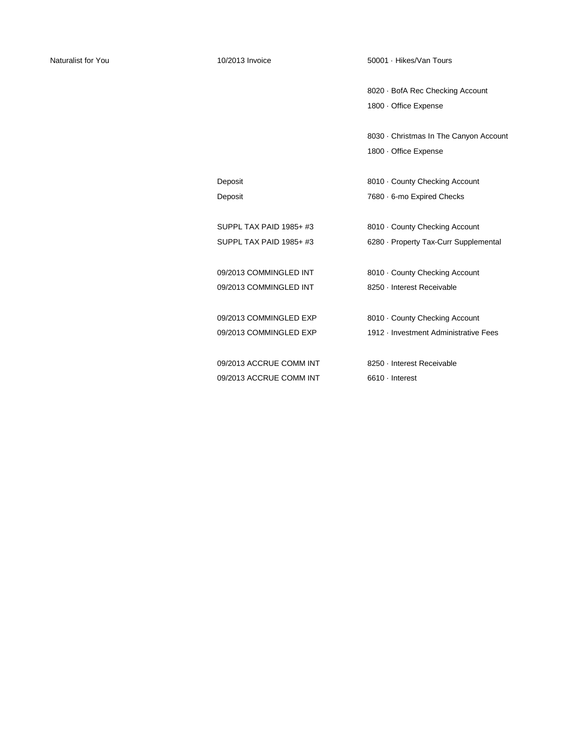| | | |
|---|---|---|
| Naturalist for You | 10/2013 Invoice | 50001 · Hikes/Van Tours |
| | | |
| | | 8020 · BofA Rec Checking Account |
| | | 1800 · Office Expense |
| | | |
| | | 8030 · Christmas In The Canyon Account |
| | | 1800 · Office Expense |
| | | |
| | Deposit | 8010 · County Checking Account |
| | Deposit | 7680 · 6-mo Expired Checks |
| | | |
| | SUPPL TAX PAID 1985+ #3 | 8010 · County Checking Account |
| | SUPPL TAX PAID 1985+ #3 | 6280 · Property Tax-Curr Supplemental |
| | | |
| | 09/2013 COMMINGLED INT | 8010 · County Checking Account |
| | 09/2013 COMMINGLED INT | 8250 · Interest Receivable |
| | | |
| | 09/2013 COMMINGLED EXP | 8010 · County Checking Account |
| | 09/2013 COMMINGLED EXP | 1912 · Investment Administrative Fees |
| | | |
| | 09/2013 ACCRUE COMM INT | 8250 · Interest Receivable |
| | 09/2013 ACCRUE COMM INT | 6610 · Interest |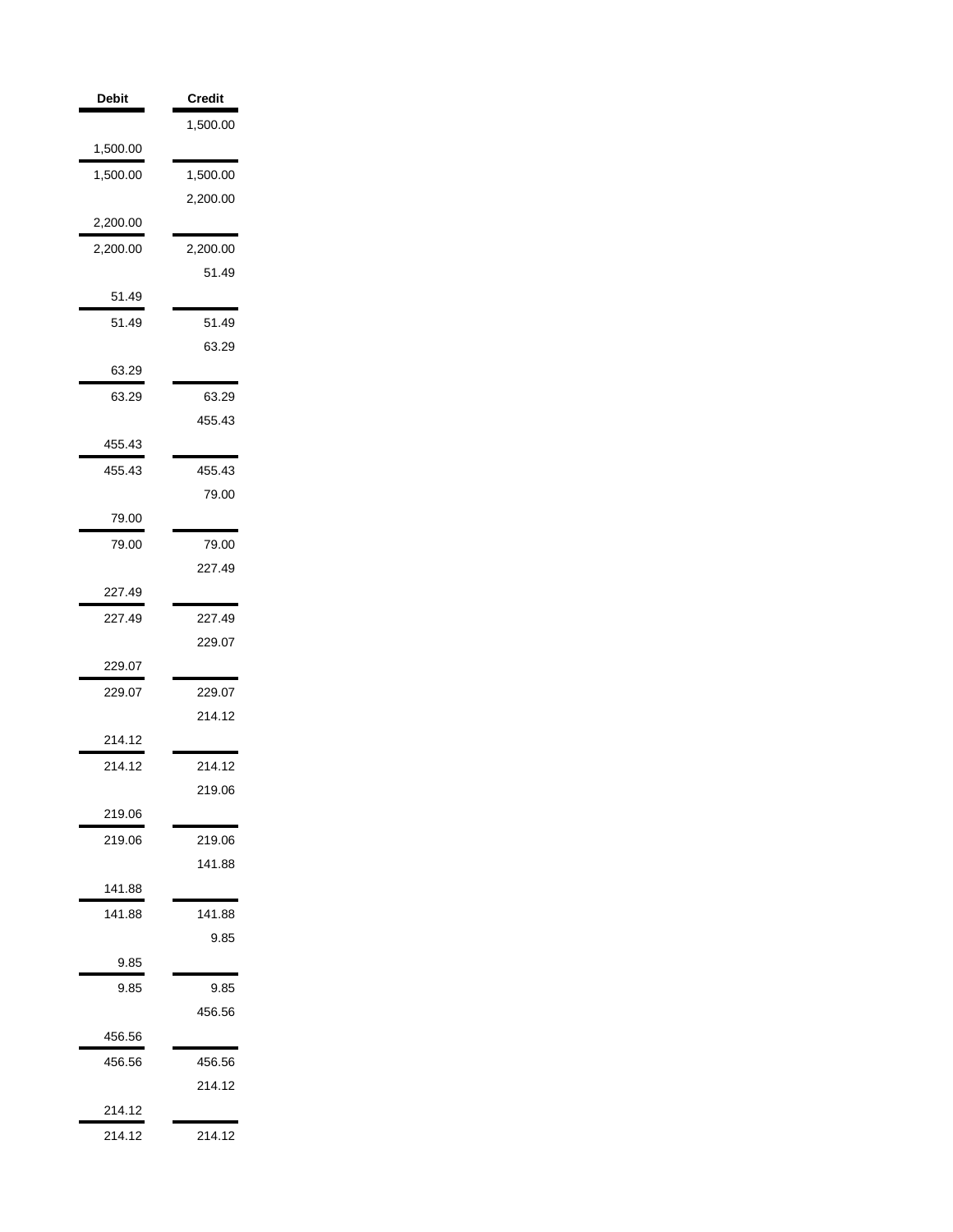| Debit | Credit |
| --- | --- |
| | 1,500.00 |
| 1,500.00 | |
| 1,500.00 | 1,500.00 |
| | 2,200.00 |
| 2,200.00 | |
| 2,200.00 | 2,200.00 |
| | 51.49 |
| 51.49 | |
| 51.49 | 51.49 |
| | 63.29 |
| 63.29 | |
| 63.29 | 63.29 |
| | 455.43 |
| 455.43 | |
| 455.43 | 455.43 |
| | 79.00 |
| 79.00 | |
| 79.00 | 79.00 |
| | 227.49 |
| 227.49 | |
| 227.49 | 227.49 |
| | 229.07 |
| 229.07 | |
| 229.07 | 229.07 |
| | 214.12 |
| 214.12 | |
| 214.12 | 214.12 |
| | 219.06 |
| 219.06 | |
| 219.06 | 219.06 |
| | 141.88 |
| 141.88 | |
| 141.88 | 141.88 |
| | 9.85 |
| 9.85 | |
| 9.85 | 9.85 |
| | 456.56 |
| 456.56 | |
| 456.56 | 456.56 |
| | 214.12 |
| 214.12 | |
| 214.12 | 214.12 |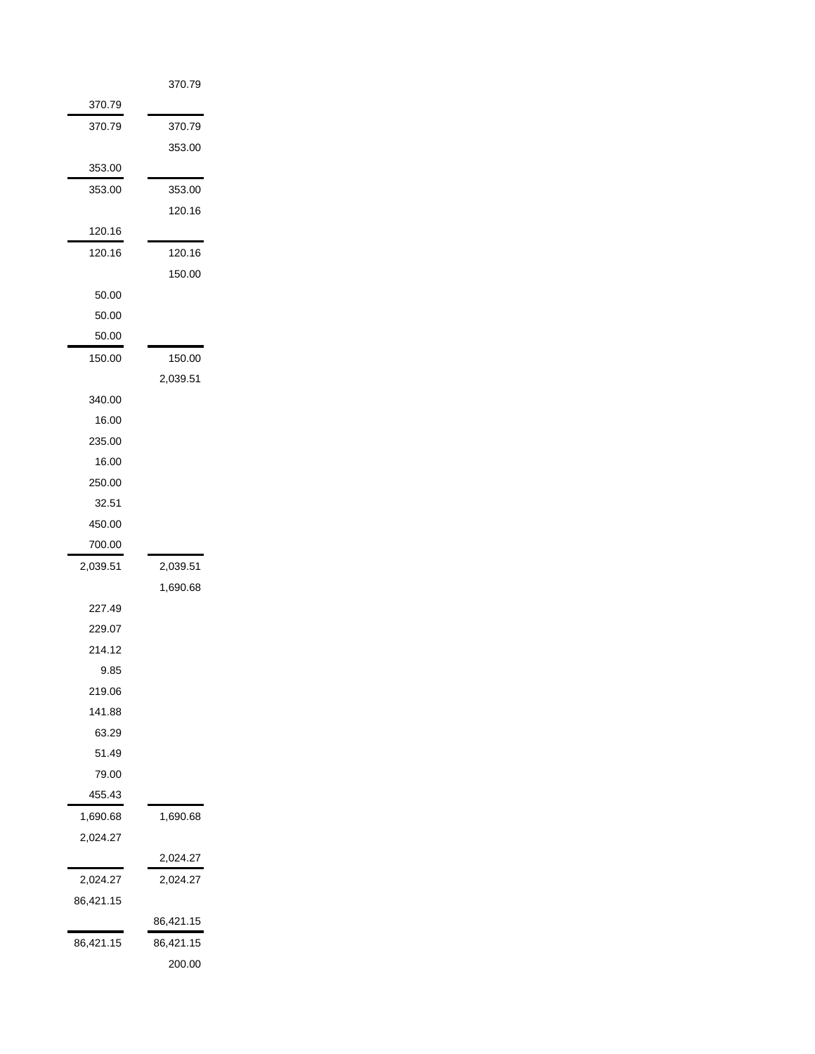|  |  |
|---|---|
|  | 370.79 |
| 370.79 |  |
| 370.79 | 370.79 |
|  | 353.00 |
| 353.00 |  |
| 353.00 | 353.00 |
|  | 120.16 |
| 120.16 |  |
| 120.16 | 120.16 |
|  | 150.00 |
| 50.00 |  |
| 50.00 |  |
| 50.00 |  |
| 150.00 | 150.00 |
|  | 2,039.51 |
| 340.00 |  |
| 16.00 |  |
| 235.00 |  |
| 16.00 |  |
| 250.00 |  |
| 32.51 |  |
| 450.00 |  |
| 700.00 |  |
| 2,039.51 | 2,039.51 |
|  | 1,690.68 |
| 227.49 |  |
| 229.07 |  |
| 214.12 |  |
| 9.85 |  |
| 219.06 |  |
| 141.88 |  |
| 63.29 |  |
| 51.49 |  |
| 79.00 |  |
| 455.43 |  |
| 1,690.68 | 1,690.68 |
| 2,024.27 |  |
|  | 2,024.27 |
| 2,024.27 | 2,024.27 |
| 86,421.15 |  |
|  | 86,421.15 |
| 86,421.15 | 86,421.15 |
|  | 200.00 |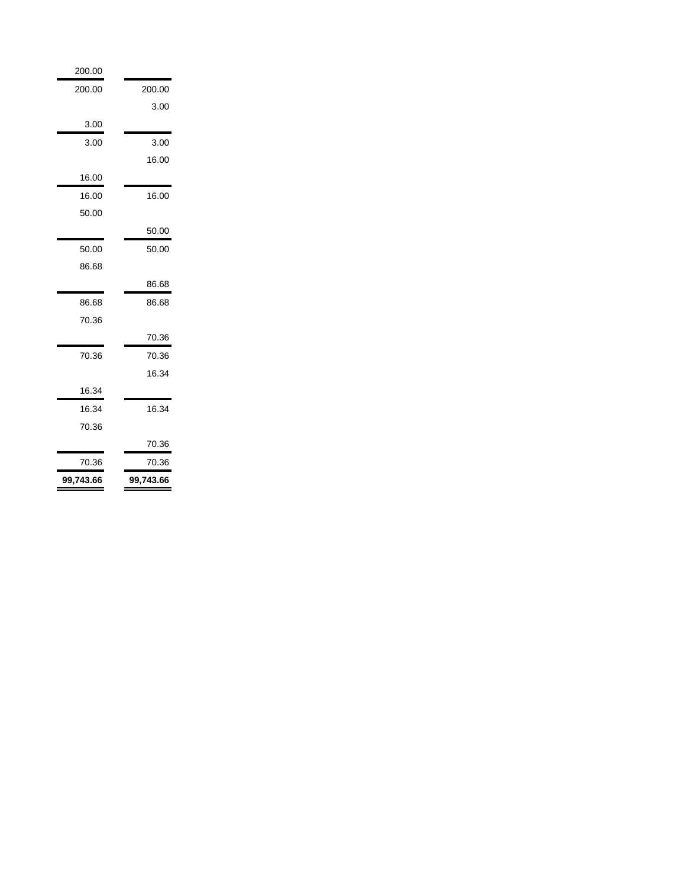| | |
|---|---|
| 200.00 | |
| 200.00 | 200.00 |
| | 3.00 |
| 3.00 | |
| 3.00 | 3.00 |
| | 16.00 |
| 16.00 | |
| 16.00 | 16.00 |
| 50.00 | |
| | 50.00 |
| 50.00 | 50.00 |
| 86.68 | |
| | 86.68 |
| 86.68 | 86.68 |
| 70.36 | |
| | 70.36 |
| 70.36 | 70.36 |
| | 16.34 |
| 16.34 | |
| 16.34 | 16.34 |
| 70.36 | |
| | 70.36 |
| 70.36 | 70.36 |
| **99,743.66** | **99,743.66** |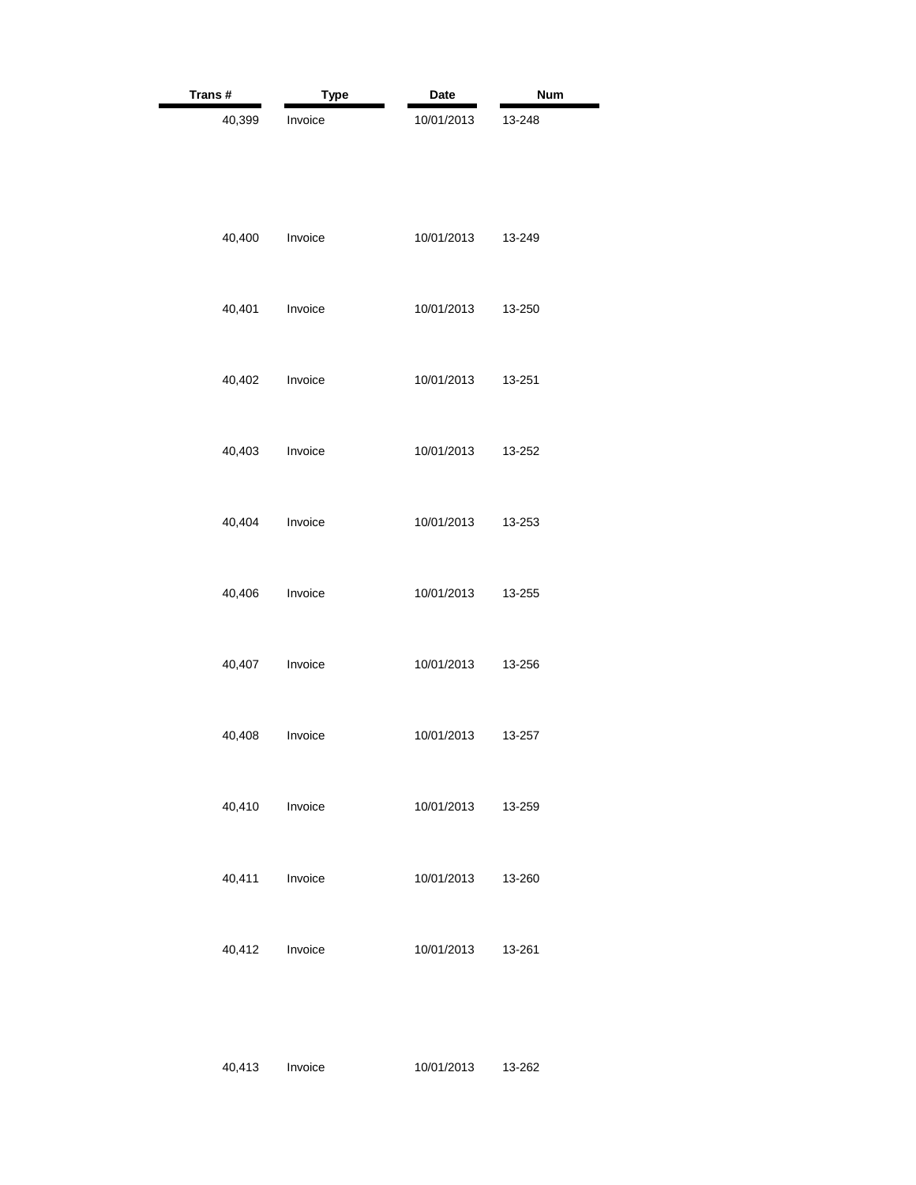| Trans # | Type | Date | Num |
| --- | --- | --- | --- |
| 40,399 | Invoice | 10/01/2013 | 13-248 |
| 40,400 | Invoice | 10/01/2013 | 13-249 |
| 40,401 | Invoice | 10/01/2013 | 13-250 |
| 40,402 | Invoice | 10/01/2013 | 13-251 |
| 40,403 | Invoice | 10/01/2013 | 13-252 |
| 40,404 | Invoice | 10/01/2013 | 13-253 |
| 40,406 | Invoice | 10/01/2013 | 13-255 |
| 40,407 | Invoice | 10/01/2013 | 13-256 |
| 40,408 | Invoice | 10/01/2013 | 13-257 |
| 40,410 | Invoice | 10/01/2013 | 13-259 |
| 40,411 | Invoice | 10/01/2013 | 13-260 |
| 40,412 | Invoice | 10/01/2013 | 13-261 |
| 40,413 | Invoice | 10/01/2013 | 13-262 |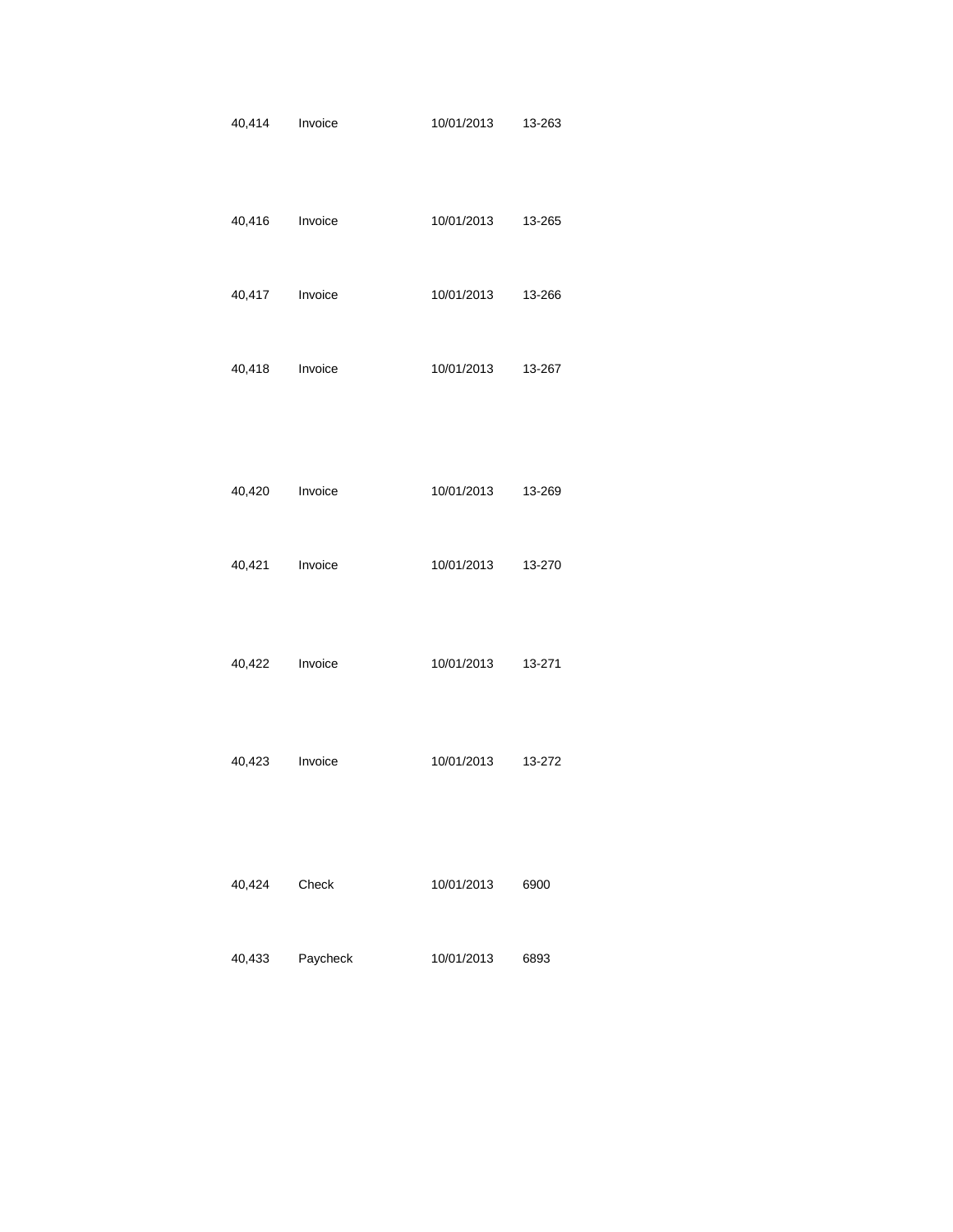| | | | |
|---|---|---|---|
| 40,414 | Invoice | 10/01/2013 | 13-263 |
| 40,416 | Invoice | 10/01/2013 | 13-265 |
| 40,417 | Invoice | 10/01/2013 | 13-266 |
| 40,418 | Invoice | 10/01/2013 | 13-267 |
| 40,420 | Invoice | 10/01/2013 | 13-269 |
| 40,421 | Invoice | 10/01/2013 | 13-270 |
| 40,422 | Invoice | 10/01/2013 | 13-271 |
| 40,423 | Invoice | 10/01/2013 | 13-272 |
| 40,424 | Check | 10/01/2013 | 6900 |
| 40,433 | Paycheck | 10/01/2013 | 6893 |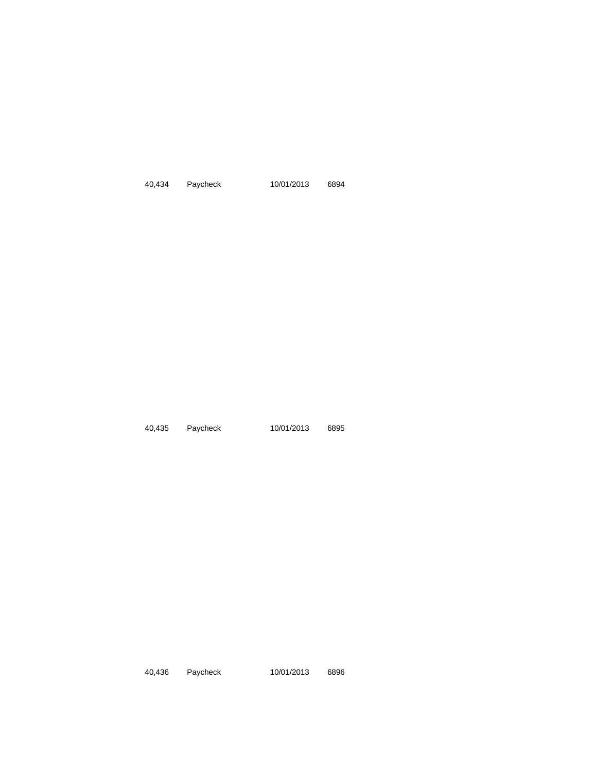40,434 Paycheck 10/01/2013 6894

40,435 Paycheck 10/01/2013 6895

40,436 Paycheck 10/01/2013 6896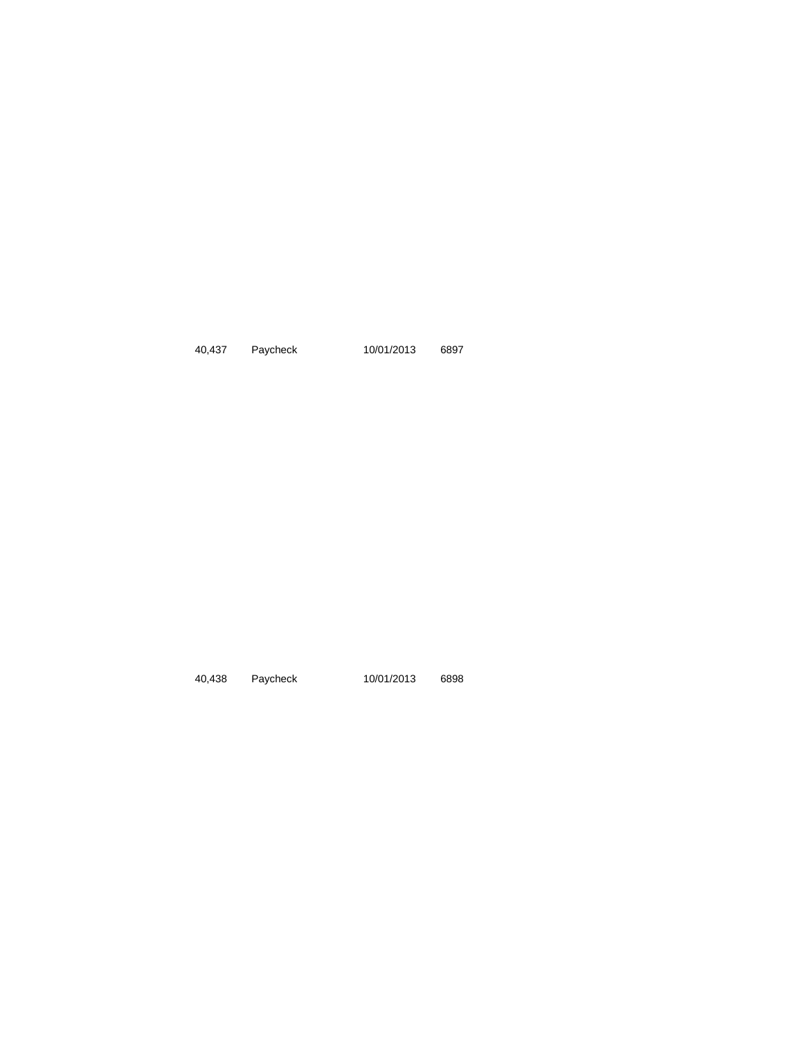| 40,437 | Paycheck | 10/01/2013 | 6897 |
|---|---|---|---|
| 40,438 | Paycheck | 10/01/2013 | 6898 |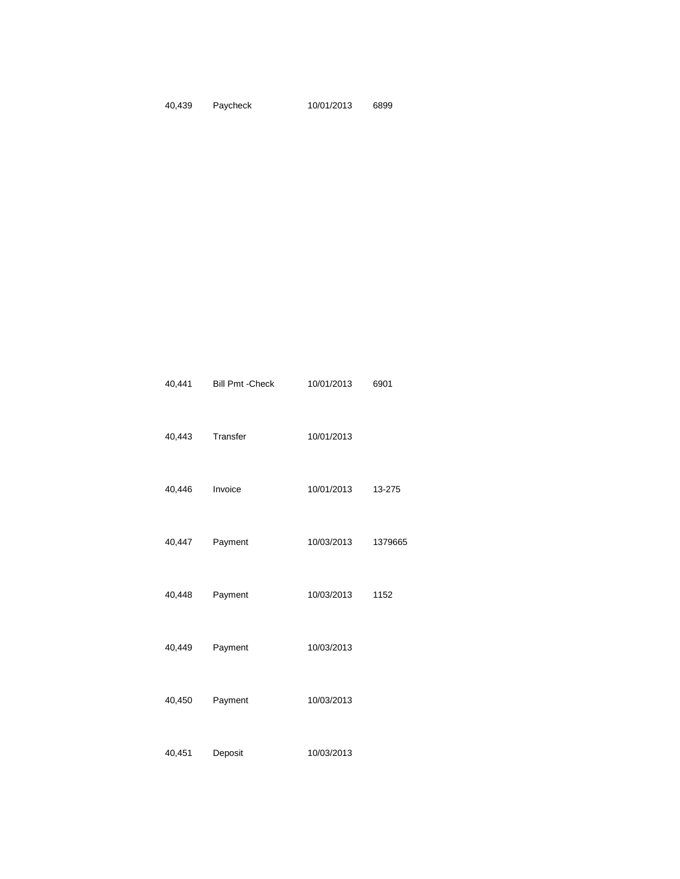| | | | |
|---|---|---|---|
| 40,439 | Paycheck | 10/01/2013 | 6899 |
| 40,441 | Bill Pmt -Check | 10/01/2013 | 6901 |
| 40,443 | Transfer | 10/01/2013 | |
| 40,446 | Invoice | 10/01/2013 | 13-275 |
| 40,447 | Payment | 10/03/2013 | 1379665 |
| 40,448 | Payment | 10/03/2013 | 1152 |
| 40,449 | Payment | 10/03/2013 | |
| 40,450 | Payment | 10/03/2013 | |
| 40,451 | Deposit | 10/03/2013 | |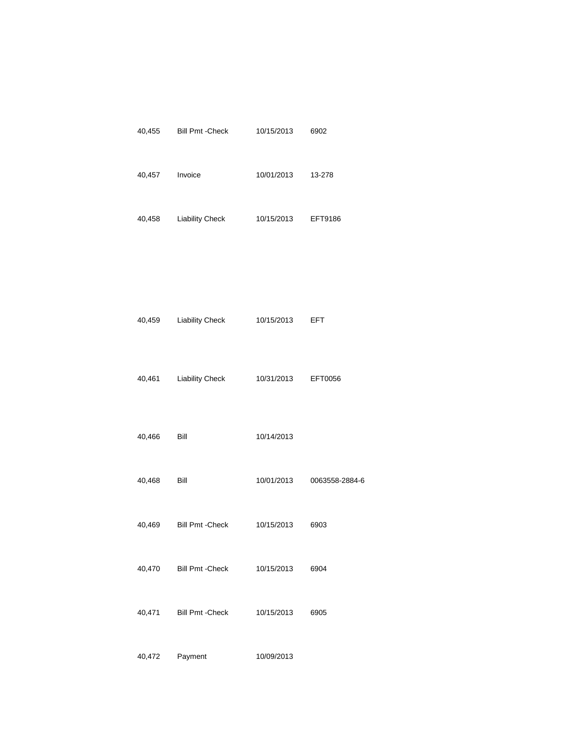| | | | |
|---|---|---|---|
| 40,455 | Bill Pmt -Check | 10/15/2013 | 6902 |
| 40,457 | Invoice | 10/01/2013 | 13-278 |
| 40,458 | Liability Check | 10/15/2013 | EFT9186 |
| 40,459 | Liability Check | 10/15/2013 | EFT |
| 40,461 | Liability Check | 10/31/2013 | EFT0056 |
| 40,466 | Bill | 10/14/2013 | |
| 40,468 | Bill | 10/01/2013 | 0063558-2884-6 |
| 40,469 | Bill Pmt -Check | 10/15/2013 | 6903 |
| 40,470 | Bill Pmt -Check | 10/15/2013 | 6904 |
| 40,471 | Bill Pmt -Check | 10/15/2013 | 6905 |
| 40,472 | Payment | 10/09/2013 | |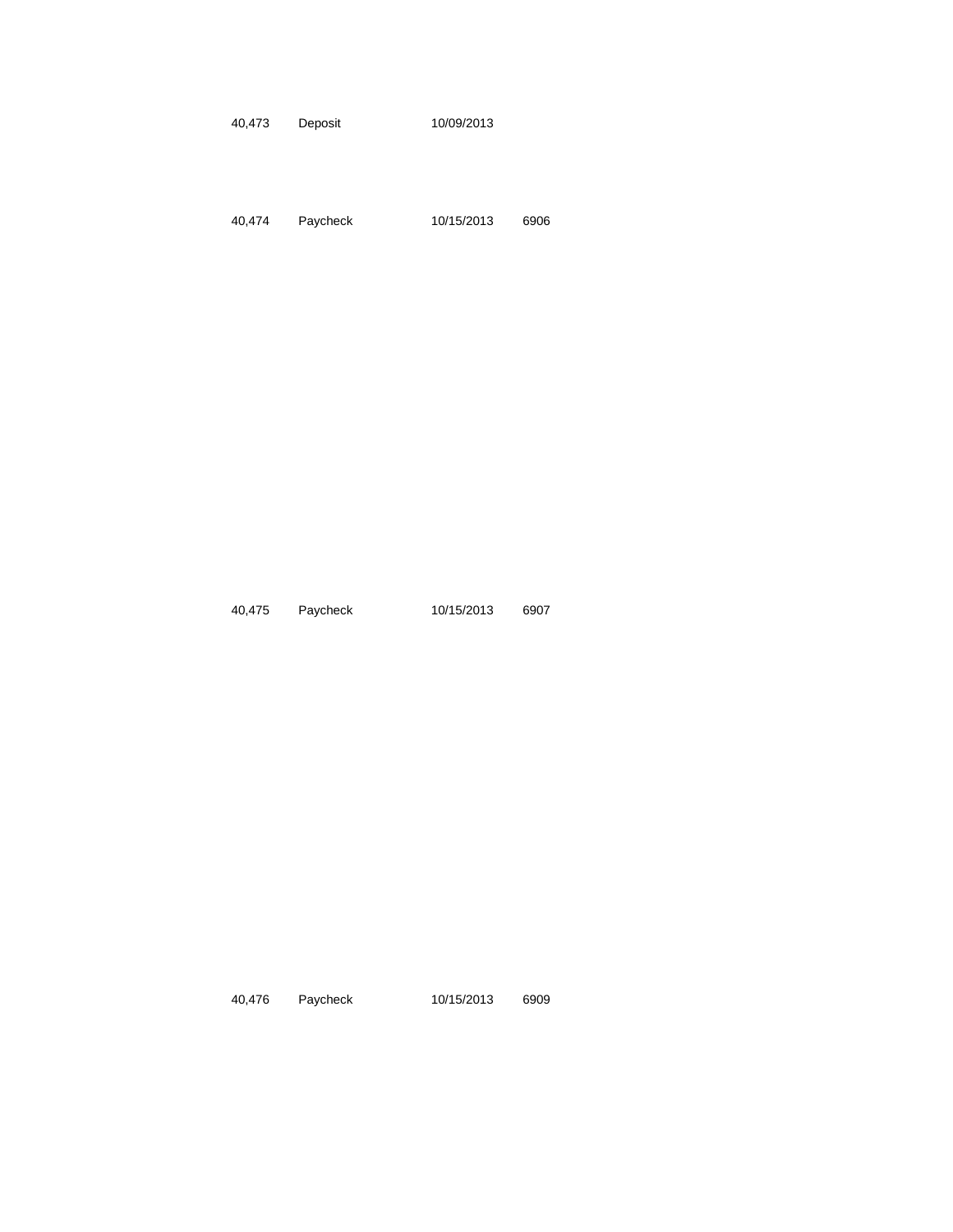| | | | |
|---|---|---|---|
| 40,473 | Deposit | 10/09/2013 | |
| 40,474 | Paycheck | 10/15/2013 | 6906 |
| 40,475 | Paycheck | 10/15/2013 | 6907 |
| 40,476 | Paycheck | 10/15/2013 | 6909 |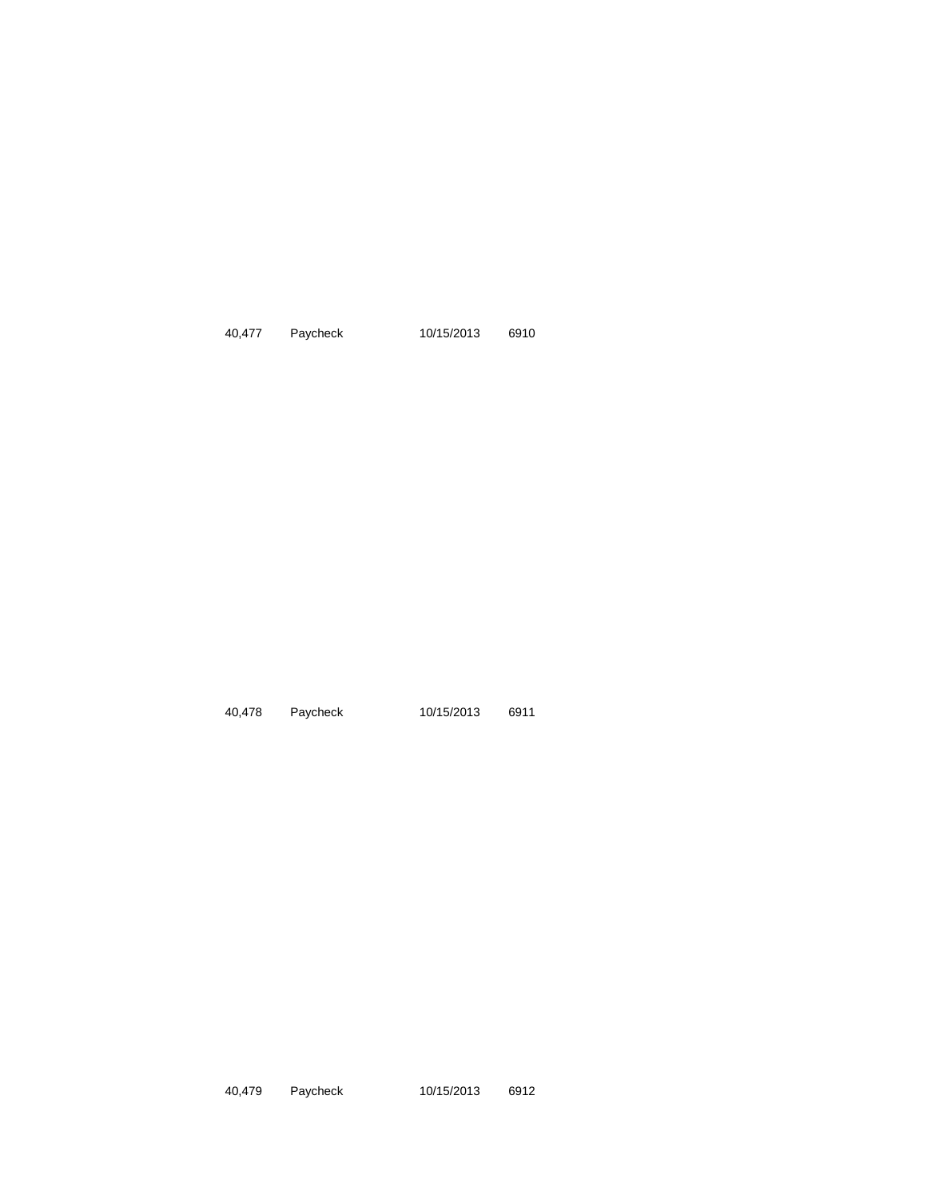| | | | |
|---|---|---|---|
| 40,477 | Paycheck | 10/15/2013 | 6910 |
| 40,478 | Paycheck | 10/15/2013 | 6911 |
| 40,479 | Paycheck | 10/15/2013 | 6912 |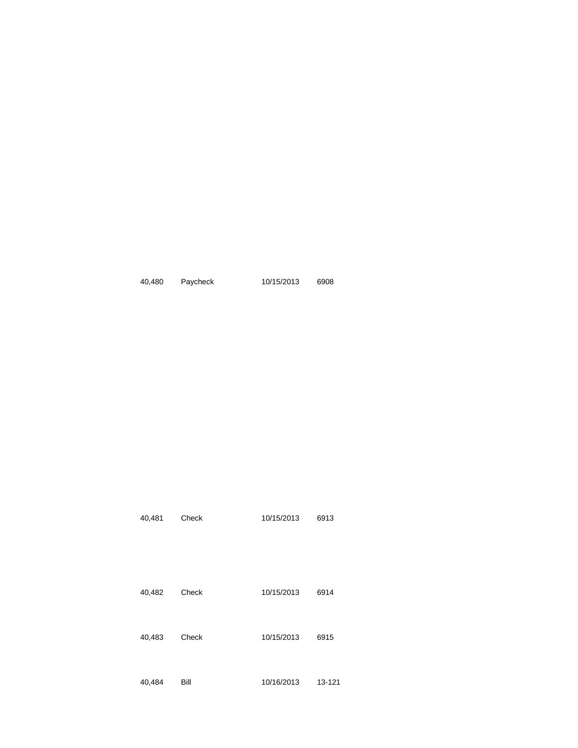| | | | |
|---|---|---|---|
| 40,480 | Paycheck | 10/15/2013 | 6908 |
| 40,481 | Check | 10/15/2013 | 6913 |
| 40,482 | Check | 10/15/2013 | 6914 |
| 40,483 | Check | 10/15/2013 | 6915 |
| 40,484 | Bill | 10/16/2013 | 13-121 |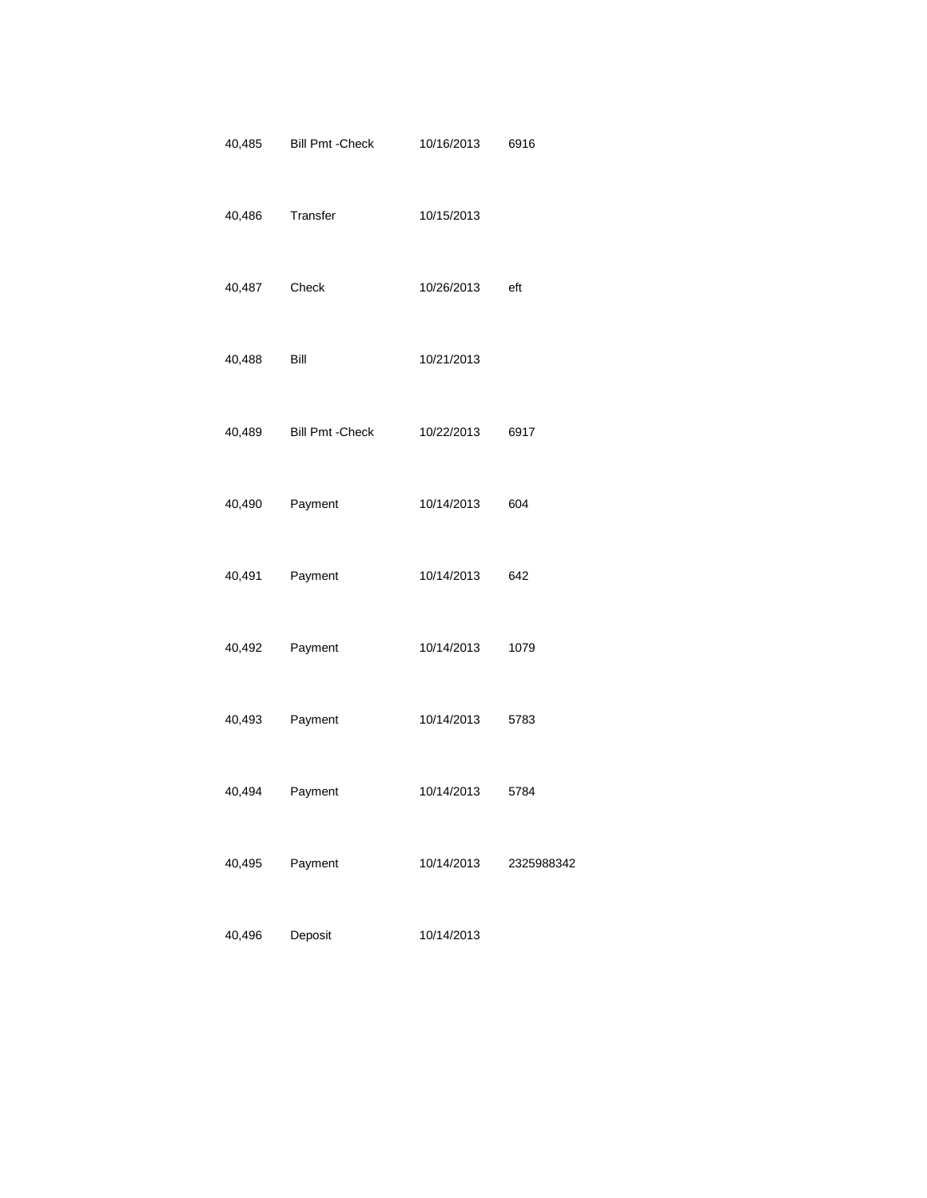| | | | |
|---|---|---|---|
| 40,485 | Bill Pmt -Check | 10/16/2013 | 6916 |
| 40,486 | Transfer | 10/15/2013 | |
| 40,487 | Check | 10/26/2013 | eft |
| 40,488 | Bill | 10/21/2013 | |
| 40,489 | Bill Pmt -Check | 10/22/2013 | 6917 |
| 40,490 | Payment | 10/14/2013 | 604 |
| 40,491 | Payment | 10/14/2013 | 642 |
| 40,492 | Payment | 10/14/2013 | 1079 |
| 40,493 | Payment | 10/14/2013 | 5783 |
| 40,494 | Payment | 10/14/2013 | 5784 |
| 40,495 | Payment | 10/14/2013 | 2325988342 |
| 40,496 | Deposit | 10/14/2013 | |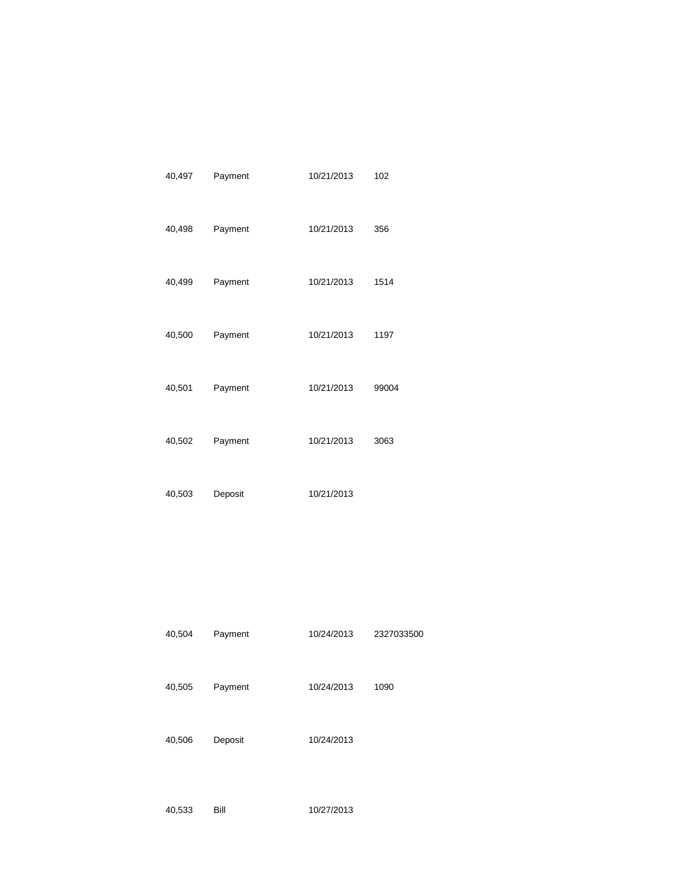| | | | |
|---|---|---|---|
| 40,497 | Payment | 10/21/2013 | 102 |
| 40,498 | Payment | 10/21/2013 | 356 |
| 40,499 | Payment | 10/21/2013 | 1514 |
| 40,500 | Payment | 10/21/2013 | 1197 |
| 40,501 | Payment | 10/21/2013 | 99004 |
| 40,502 | Payment | 10/21/2013 | 3063 |
| 40,503 | Deposit | 10/21/2013 | |
| 40,504 | Payment | 10/24/2013 | 2327033500 |
| 40,505 | Payment | 10/24/2013 | 1090 |
| 40,506 | Deposit | 10/24/2013 | |
| 40,533 | Bill | 10/27/2013 | |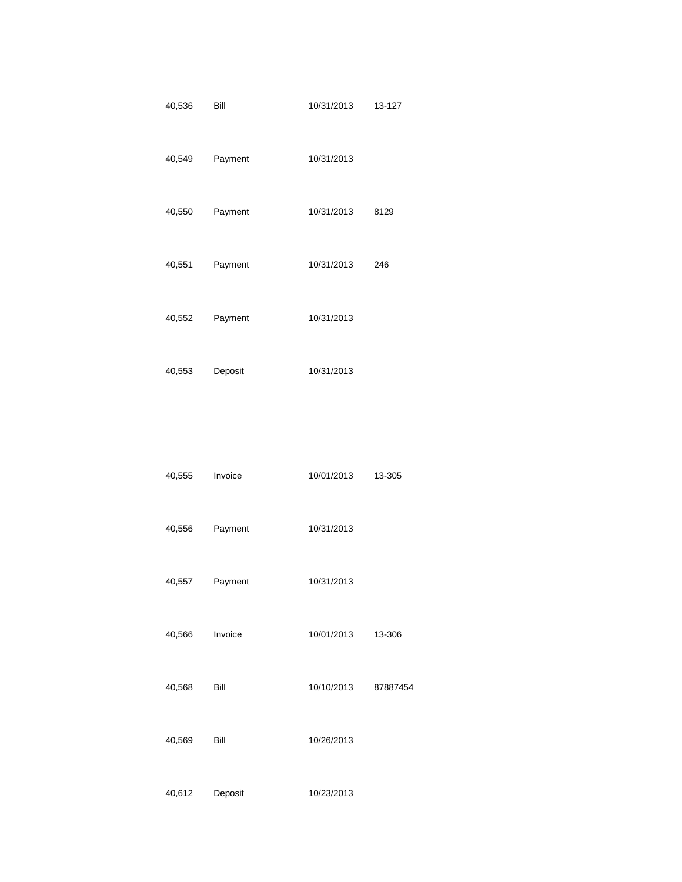| | | | |
|---|---|---|---|
| 40,536 | Bill | 10/31/2013 | 13-127 |
| 40,549 | Payment | 10/31/2013 | |
| 40,550 | Payment | 10/31/2013 | 8129 |
| 40,551 | Payment | 10/31/2013 | 246 |
| 40,552 | Payment | 10/31/2013 | |
| 40,553 | Deposit | 10/31/2013 | |
| 40,555 | Invoice | 10/01/2013 | 13-305 |
| 40,556 | Payment | 10/31/2013 | |
| 40,557 | Payment | 10/31/2013 | |
| 40,566 | Invoice | 10/01/2013 | 13-306 |
| 40,568 | Bill | 10/10/2013 | 87887454 |
| 40,569 | Bill | 10/26/2013 | |
| 40,612 | Deposit | 10/23/2013 | |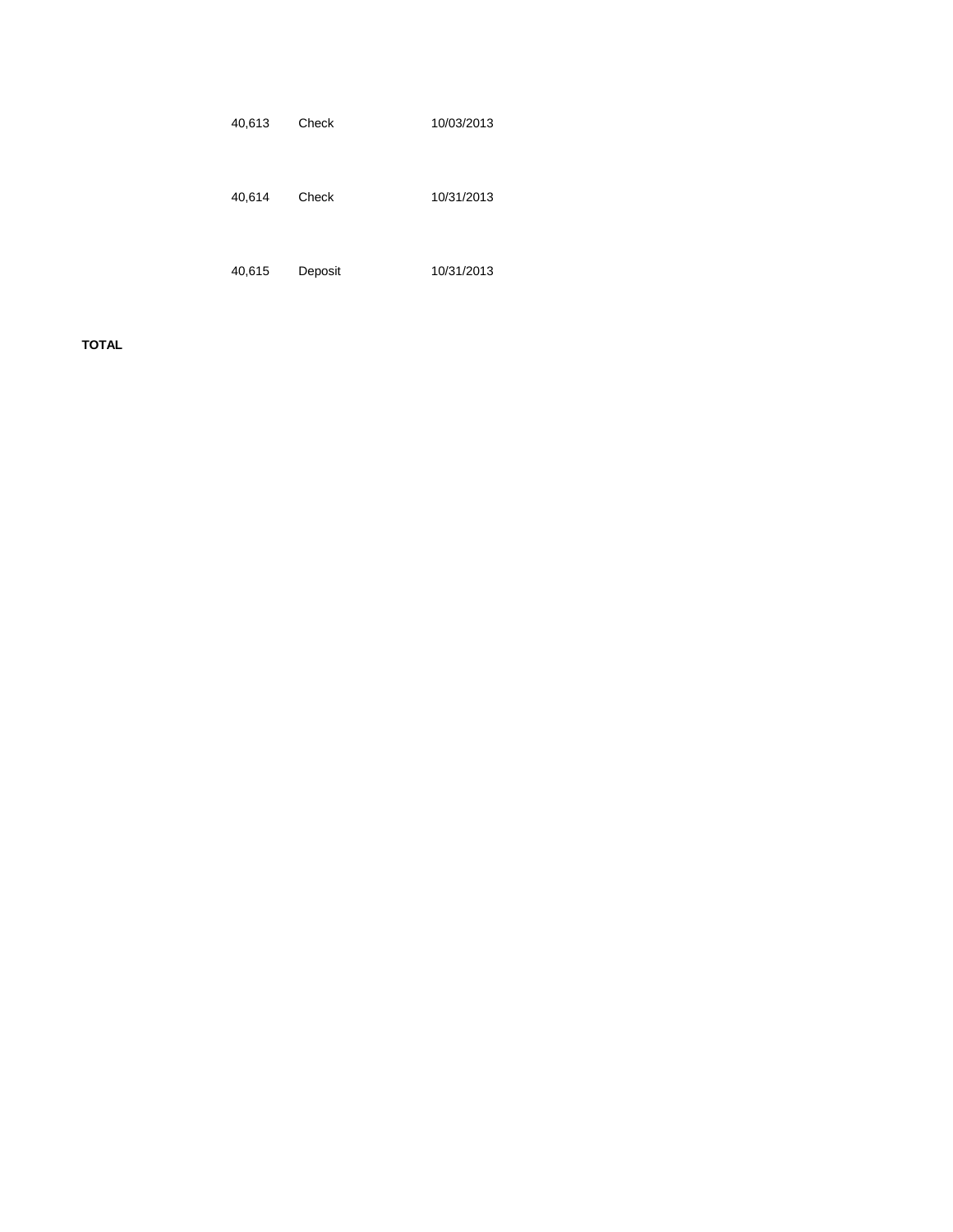| | | | |
|---|---|---|---|
| | 40,613 | Check | 10/03/2013 |
| | 40,614 | Check | 10/31/2013 |
| | 40,615 | Deposit | 10/31/2013 |
| **TOTAL** | | | |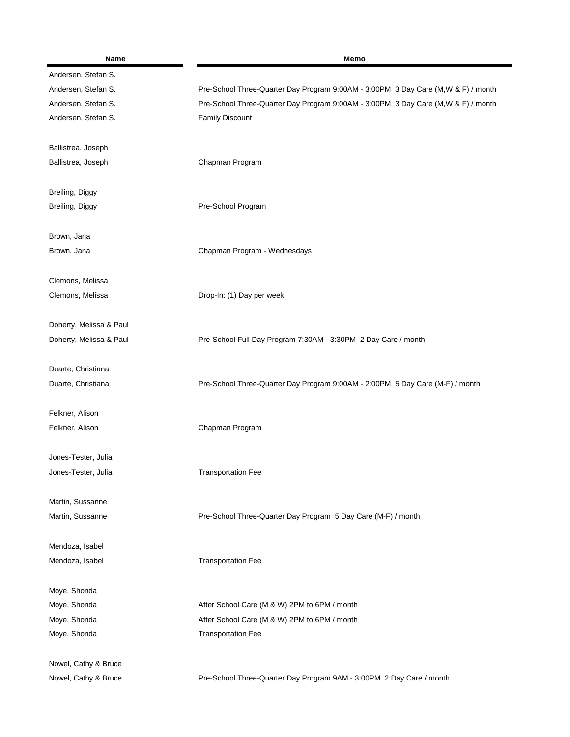| Name | Memo |
|---|---|
| Andersen, Stefan S. | |
| Andersen, Stefan S. | Pre-School Three-Quarter Day Program 9:00AM - 3:00PM 3 Day Care (M,W & F) / month |
| Andersen, Stefan S. | Pre-School Three-Quarter Day Program 9:00AM - 3:00PM 3 Day Care (M,W & F) / month |
| Andersen, Stefan S. | Family Discount |
| | |
| Ballistrea, Joseph | |
| Ballistrea, Joseph | Chapman Program |
| | |
| Breiling, Diggy | |
| Breiling, Diggy | Pre-School Program |
| | |
| Brown, Jana | |
| Brown, Jana | Chapman Program - Wednesdays |
| | |
| Clemons, Melissa | |
| Clemons, Melissa | Drop-In: (1) Day per week |
| | |
| Doherty, Melissa & Paul | |
| Doherty, Melissa & Paul | Pre-School Full Day Program 7:30AM - 3:30PM 2 Day Care / month |
| | |
| Duarte, Christiana | |
| Duarte, Christiana | Pre-School Three-Quarter Day Program 9:00AM - 2:00PM 5 Day Care (M-F) / month |
| | |
| Felkner, Alison | |
| Felkner, Alison | Chapman Program |
| | |
| Jones-Tester, Julia | |
| Jones-Tester, Julia | Transportation Fee |
| | |
| Martin, Sussanne | |
| Martin, Sussanne | Pre-School Three-Quarter Day Program 5 Day Care (M-F) / month |
| | |
| Mendoza, Isabel | |
| Mendoza, Isabel | Transportation Fee |
| | |
| Moye, Shonda | |
| Moye, Shonda | After School Care (M & W) 2PM to 6PM / month |
| Moye, Shonda | After School Care (M & W) 2PM to 6PM / month |
| Moye, Shonda | Transportation Fee |
| | |
| Nowel, Cathy & Bruce | |
| Nowel, Cathy & Bruce | Pre-School Three-Quarter Day Program 9AM - 3:00PM 2 Day Care / month |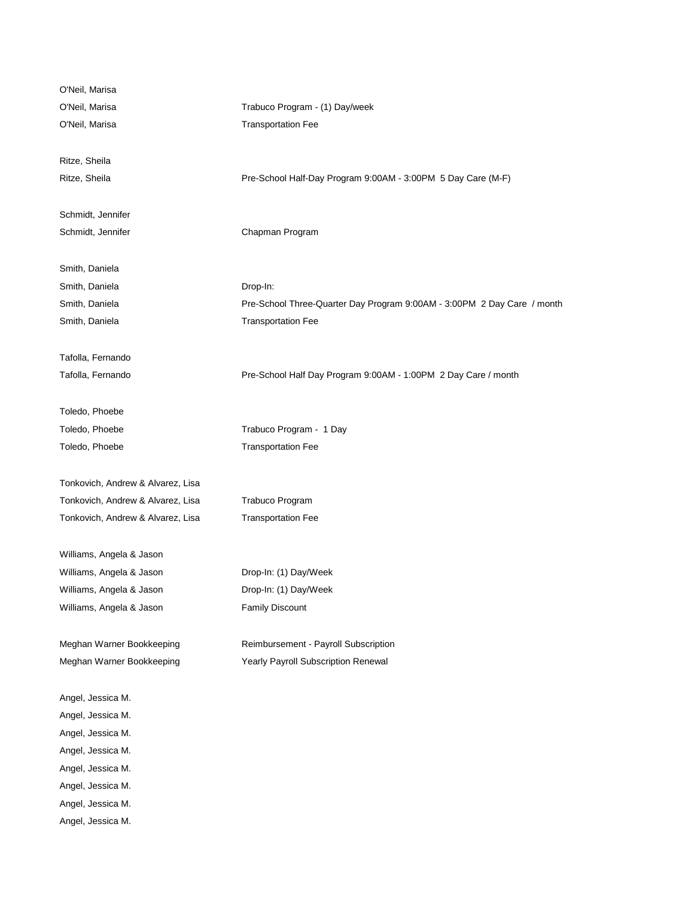| | |
|---|---|
| O'Neil, Marisa | |
| O'Neil, Marisa | Trabuco Program - (1) Day/week |
| O'Neil, Marisa | Transportation Fee |
| | |
| Ritze, Sheila | |
| Ritze, Sheila | Pre-School Half-Day Program 9:00AM - 3:00PM 5 Day Care (M-F) |
| | |
| Schmidt, Jennifer | |
| Schmidt, Jennifer | Chapman Program |
| | |
| Smith, Daniela | |
| Smith, Daniela | Drop-In: |
| Smith, Daniela | Pre-School Three-Quarter Day Program 9:00AM - 3:00PM 2 Day Care / month |
| Smith, Daniela | Transportation Fee |
| | |
| Tafolla, Fernando | |
| Tafolla, Fernando | Pre-School Half Day Program 9:00AM - 1:00PM 2 Day Care / month |
| | |
| Toledo, Phoebe | |
| Toledo, Phoebe | Trabuco Program - 1 Day |
| Toledo, Phoebe | Transportation Fee |
| | |
| Tonkovich, Andrew & Alvarez, Lisa | |
| Tonkovich, Andrew & Alvarez, Lisa | Trabuco Program |
| Tonkovich, Andrew & Alvarez, Lisa | Transportation Fee |
| | |
| Williams, Angela & Jason | |
| Williams, Angela & Jason | Drop-In: (1) Day/Week |
| Williams, Angela & Jason | Drop-In: (1) Day/Week |
| Williams, Angela & Jason | Family Discount |
| | |
| Meghan Warner Bookkeeping | Reimbursement - Payroll Subscription |
| Meghan Warner Bookkeeping | Yearly Payroll Subscription Renewal |
| | |
| Angel, Jessica M. | |
| Angel, Jessica M. | |
| Angel, Jessica M. | |
| Angel, Jessica M. | |
| Angel, Jessica M. | |
| Angel, Jessica M. | |
| Angel, Jessica M. | |
| Angel, Jessica M. | |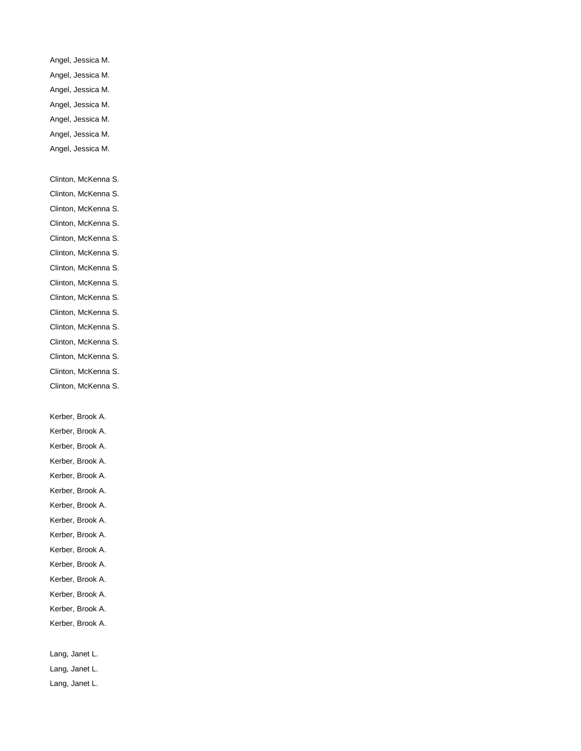Angel, Jessica M.

Angel, Jessica M.

Angel, Jessica M.

Angel, Jessica M.

Angel, Jessica M.

Angel, Jessica M.

Angel, Jessica M.

Clinton, McKenna S.

Clinton, McKenna S.

Clinton, McKenna S.

Clinton, McKenna S.

Clinton, McKenna S.

Clinton, McKenna S.

Clinton, McKenna S.

Clinton, McKenna S.

Clinton, McKenna S.

Clinton, McKenna S.

Clinton, McKenna S.

Clinton, McKenna S.

Clinton, McKenna S.

Clinton, McKenna S.

Clinton, McKenna S.

Kerber, Brook A.

Kerber, Brook A.

Kerber, Brook A.

Kerber, Brook A.

Kerber, Brook A.

Kerber, Brook A.

Kerber, Brook A.

Kerber, Brook A.

Kerber, Brook A.

Kerber, Brook A.

Kerber, Brook A.

Kerber, Brook A.

Kerber, Brook A.

Kerber, Brook A.

Kerber, Brook A.

Lang, Janet L.

Lang, Janet L.

Lang, Janet L.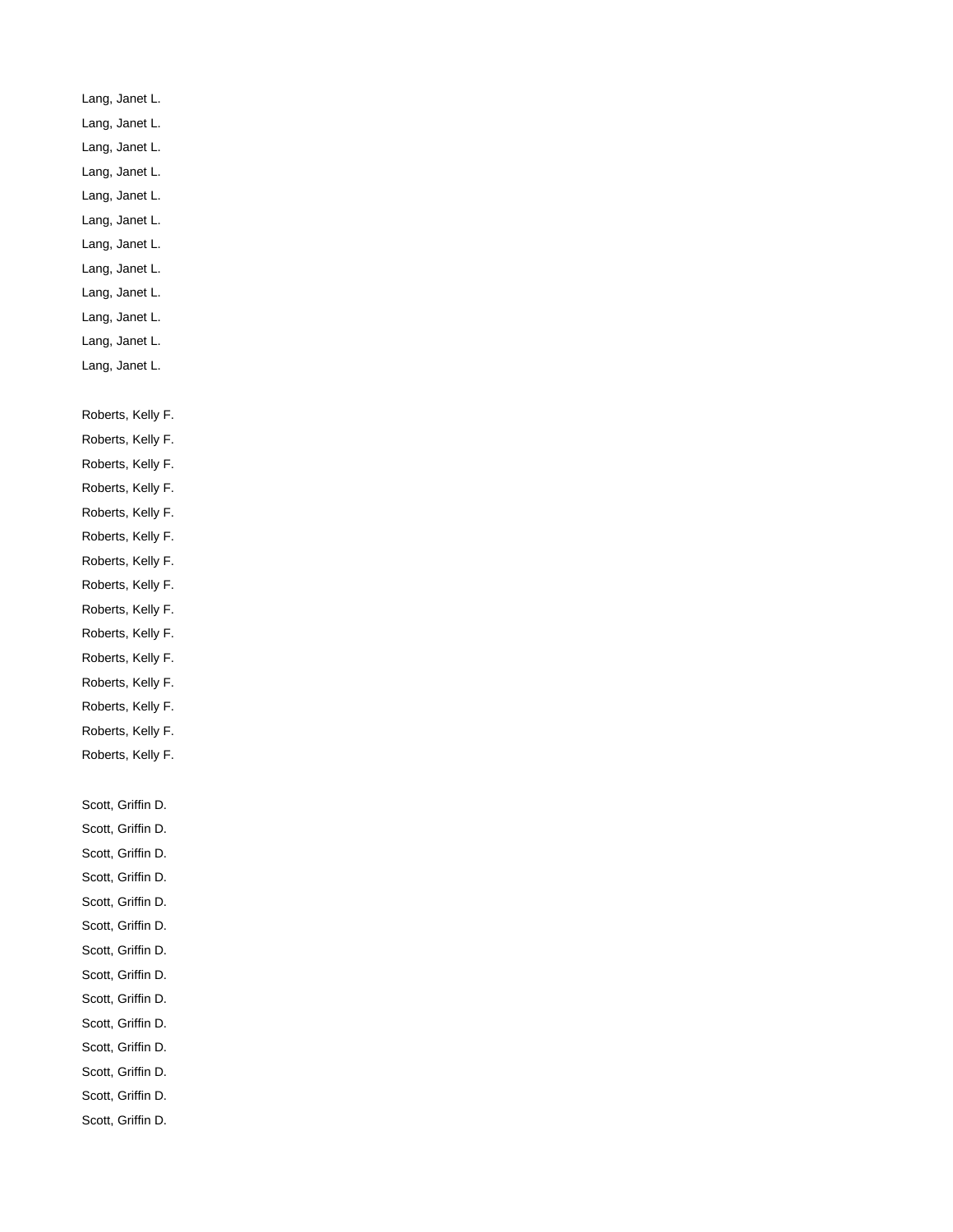Lang, Janet L.

Lang, Janet L.

Lang, Janet L.

Lang, Janet L.

Lang, Janet L.

Lang, Janet L.

Lang, Janet L.

Lang, Janet L.

Lang, Janet L.

Lang, Janet L.

Lang, Janet L.

Lang, Janet L.

Roberts, Kelly F.

Roberts, Kelly F.

Roberts, Kelly F.

Roberts, Kelly F.

Roberts, Kelly F.

Roberts, Kelly F.

Roberts, Kelly F.

Roberts, Kelly F.

Roberts, Kelly F.

Roberts, Kelly F.

Roberts, Kelly F.

Roberts, Kelly F.

Roberts, Kelly F.

Roberts, Kelly F.

Roberts, Kelly F.

Scott, Griffin D.

Scott, Griffin D.

Scott, Griffin D.

Scott, Griffin D.

Scott, Griffin D.

Scott, Griffin D.

Scott, Griffin D.

Scott, Griffin D.

Scott, Griffin D.

Scott, Griffin D.

Scott, Griffin D.

Scott, Griffin D.

Scott, Griffin D.

Scott, Griffin D.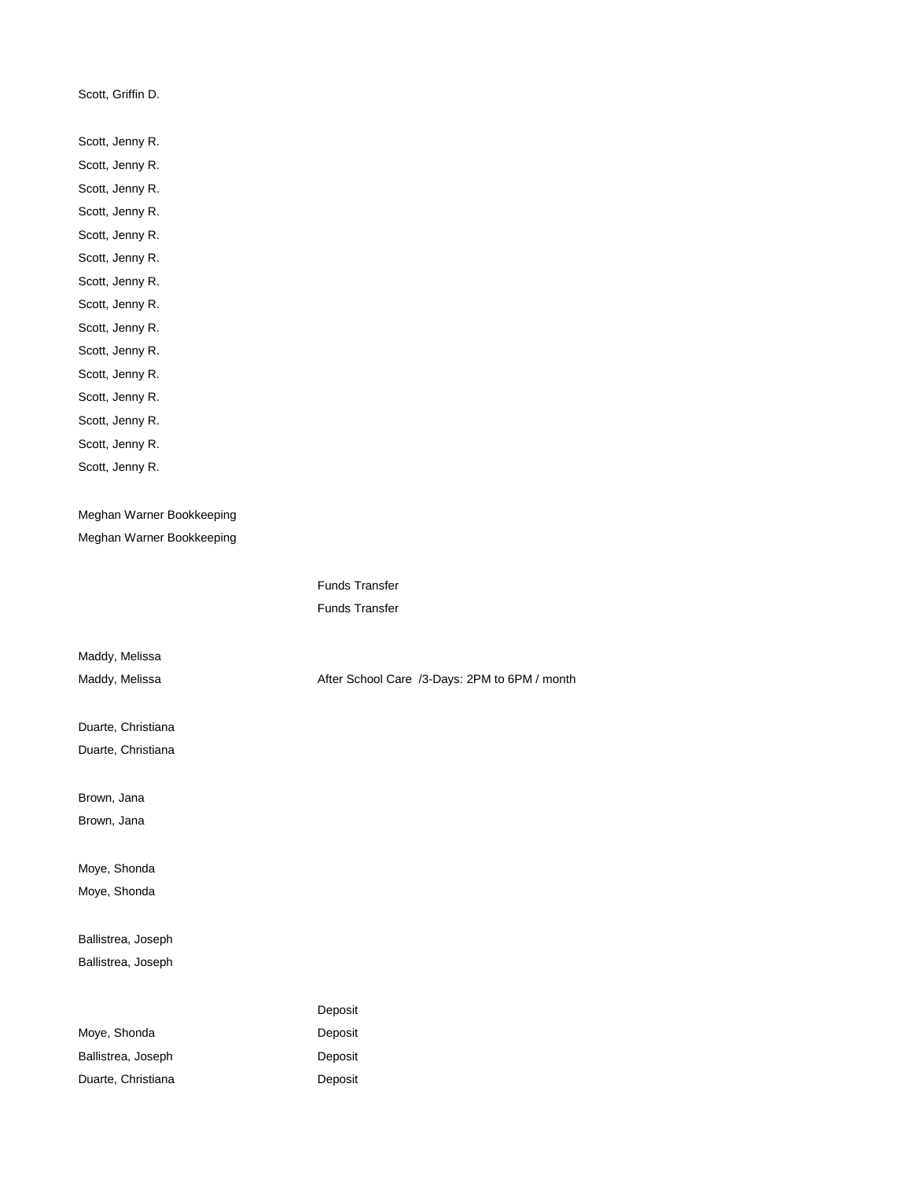| | |
|---|---|
| Scott, Griffin D. | |
| | |
| Scott, Jenny R. | |
| Scott, Jenny R. | |
| Scott, Jenny R. | |
| Scott, Jenny R. | |
| Scott, Jenny R. | |
| Scott, Jenny R. | |
| Scott, Jenny R. | |
| Scott, Jenny R. | |
| Scott, Jenny R. | |
| Scott, Jenny R. | |
| Scott, Jenny R. | |
| Scott, Jenny R. | |
| Scott, Jenny R. | |
| Scott, Jenny R. | |
| Scott, Jenny R. | |
| | |
| Meghan Warner Bookkeeping | |
| Meghan Warner Bookkeeping | |
| | |
| | Funds Transfer |
| | Funds Transfer |
| | |
| Maddy, Melissa | |
| Maddy, Melissa | After School Care /3-Days: 2PM to 6PM / month |
| | |
| Duarte, Christiana | |
| Duarte, Christiana | |
| | |
| Brown, Jana | |
| Brown, Jana | |
| | |
| Moye, Shonda | |
| Moye, Shonda | |
| | |
| Ballistrea, Joseph | |
| Ballistrea, Joseph | |
| | |
| | Deposit |
| Moye, Shonda | Deposit |
| Ballistrea, Joseph | Deposit |
| Duarte, Christiana | Deposit |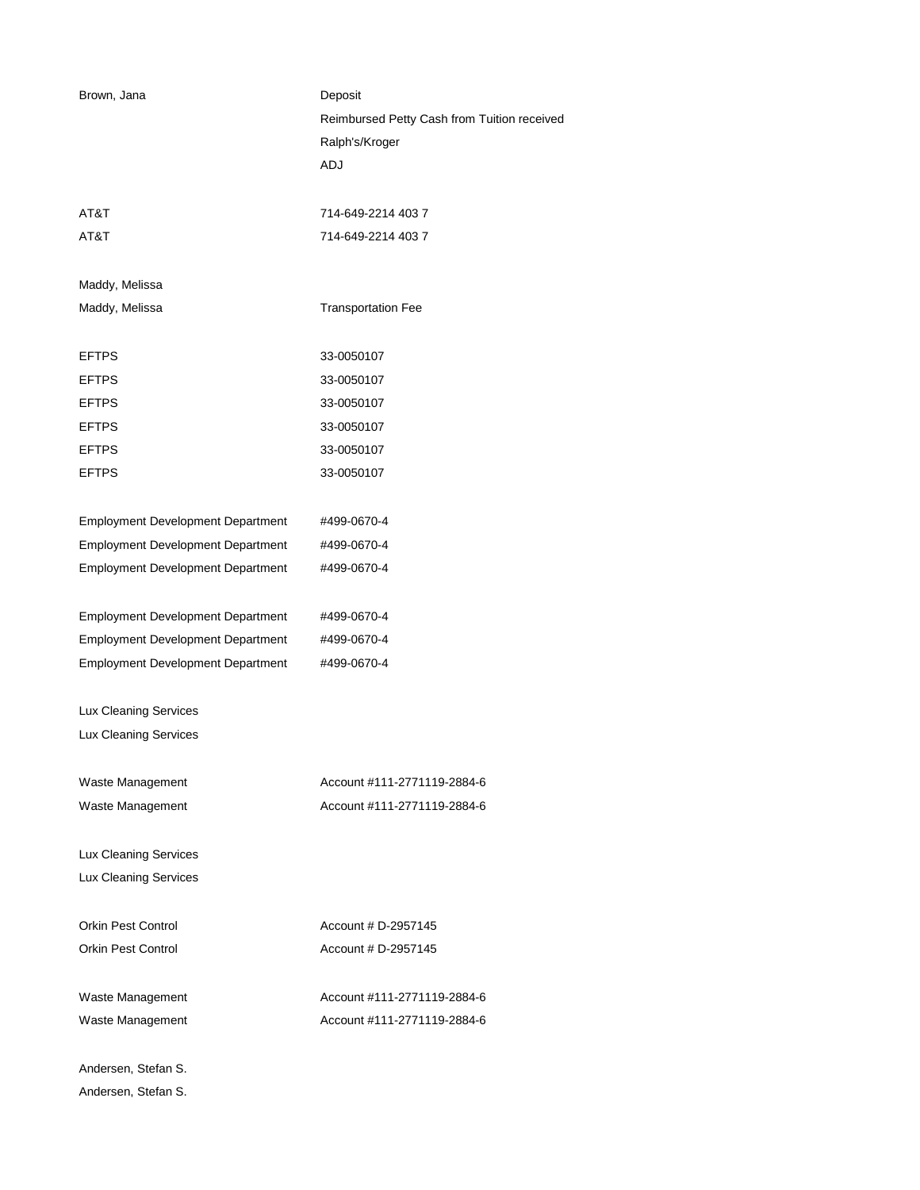| | |
|---|---|
| Brown, Jana | Deposit |
| | Reimbursed Petty Cash from Tuition received |
| | Ralph's/Kroger |
| | ADJ |
| | |
| AT&T | 714-649-2214 403 7 |
| AT&T | 714-649-2214 403 7 |
| | |
| Maddy, Melissa | |
| Maddy, Melissa | Transportation Fee |
| | |
| EFTPS | 33-0050107 |
| EFTPS | 33-0050107 |
| EFTPS | 33-0050107 |
| EFTPS | 33-0050107 |
| EFTPS | 33-0050107 |
| EFTPS | 33-0050107 |
| | |
| Employment Development Department | #499-0670-4 |
| Employment Development Department | #499-0670-4 |
| Employment Development Department | #499-0670-4 |
| | |
| Employment Development Department | #499-0670-4 |
| Employment Development Department | #499-0670-4 |
| Employment Development Department | #499-0670-4 |
| | |
| Lux Cleaning Services | |
| Lux Cleaning Services | |
| | |
| Waste Management | Account #111-2771119-2884-6 |
| Waste Management | Account #111-2771119-2884-6 |
| | |
| Lux Cleaning Services | |
| Lux Cleaning Services | |
| | |
| Orkin Pest Control | Account # D-2957145 |
| Orkin Pest Control | Account # D-2957145 |
| | |
| Waste Management | Account #111-2771119-2884-6 |
| Waste Management | Account #111-2771119-2884-6 |
| | |
| Andersen, Stefan S. | |
| Andersen, Stefan S. | |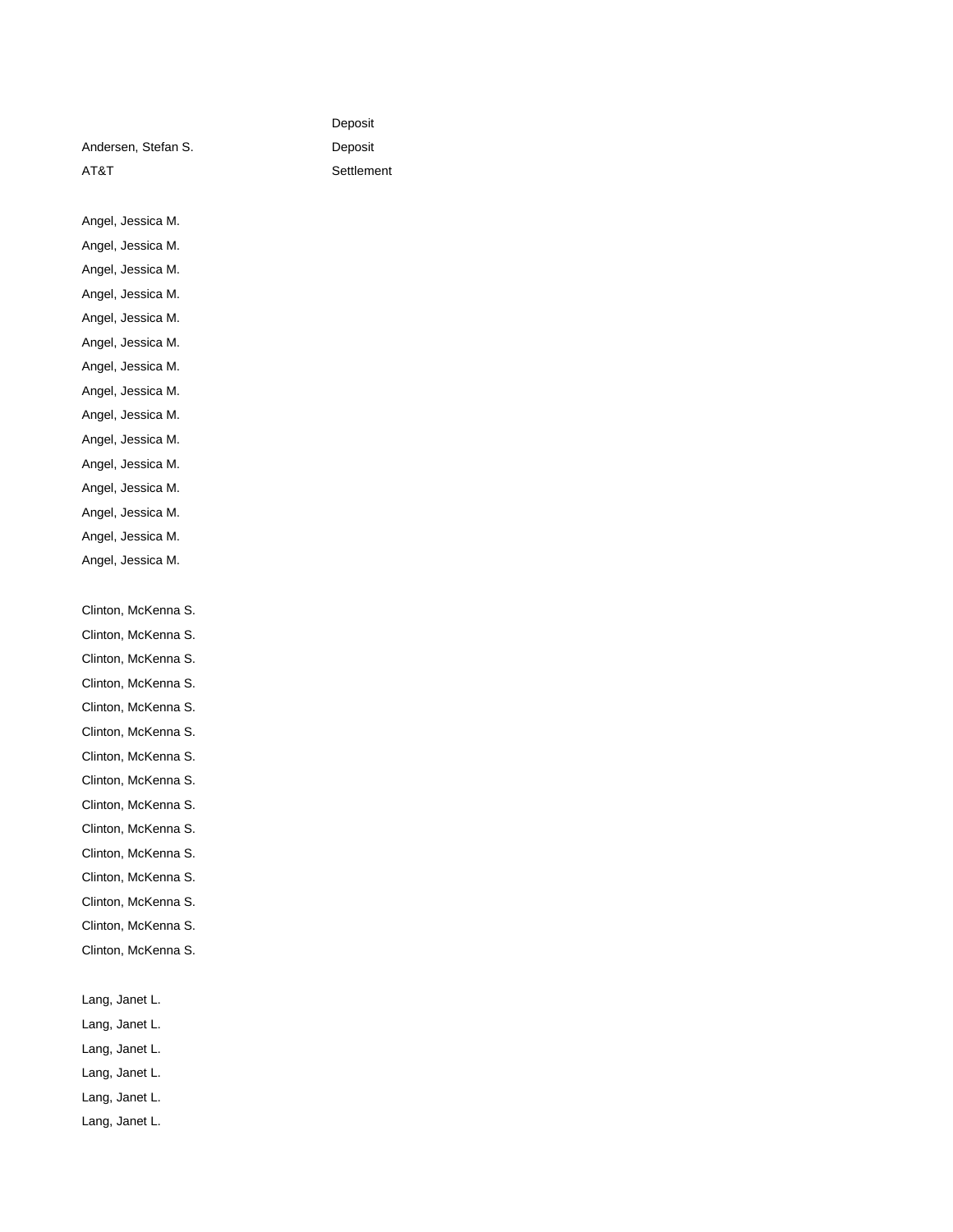| | |
|---|---|
| | Deposit |
| Andersen, Stefan S. | Deposit |
| AT&T | Settlement |
| | |
| Angel, Jessica M. | |
| Angel, Jessica M. | |
| Angel, Jessica M. | |
| Angel, Jessica M. | |
| Angel, Jessica M. | |
| Angel, Jessica M. | |
| Angel, Jessica M. | |
| Angel, Jessica M. | |
| Angel, Jessica M. | |
| Angel, Jessica M. | |
| Angel, Jessica M. | |
| Angel, Jessica M. | |
| Angel, Jessica M. | |
| Angel, Jessica M. | |
| Angel, Jessica M. | |
| | |
| Clinton, McKenna S. | |
| Clinton, McKenna S. | |
| Clinton, McKenna S. | |
| Clinton, McKenna S. | |
| Clinton, McKenna S. | |
| Clinton, McKenna S. | |
| Clinton, McKenna S. | |
| Clinton, McKenna S. | |
| Clinton, McKenna S. | |
| Clinton, McKenna S. | |
| Clinton, McKenna S. | |
| Clinton, McKenna S. | |
| Clinton, McKenna S. | |
| Clinton, McKenna S. | |
| Clinton, McKenna S. | |
| | |
| Lang, Janet L. | |
| Lang, Janet L. | |
| Lang, Janet L. | |
| Lang, Janet L. | |
| Lang, Janet L. | |
| Lang, Janet L. | |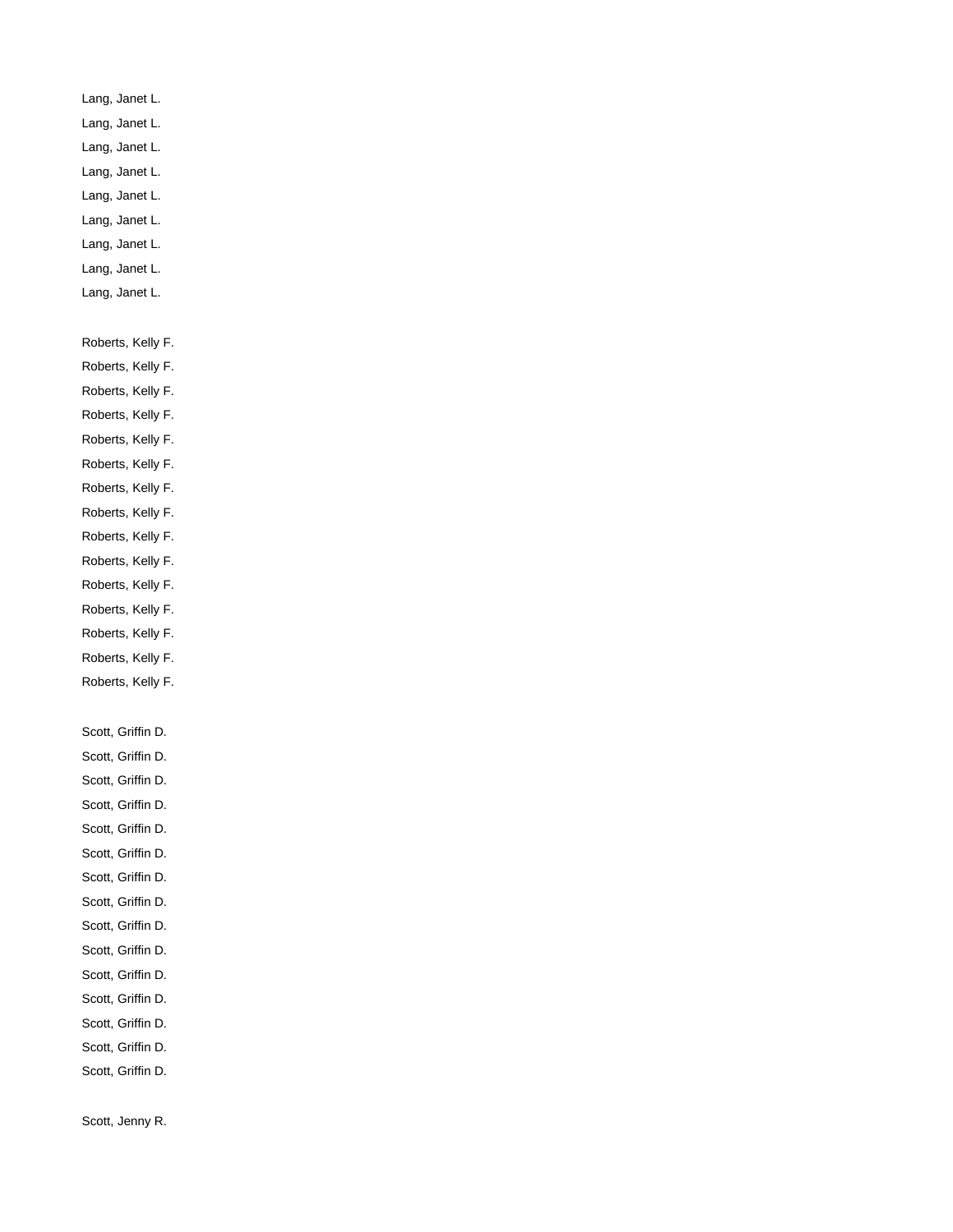Lang, Janet L.

Lang, Janet L.

Lang, Janet L.

Lang, Janet L.

Lang, Janet L.

Lang, Janet L.

Lang, Janet L.

Lang, Janet L.

Lang, Janet L.

Roberts, Kelly F.

Roberts, Kelly F.

Roberts, Kelly F.

Roberts, Kelly F.

Roberts, Kelly F.

Roberts, Kelly F.

Roberts, Kelly F.

Roberts, Kelly F.

Roberts, Kelly F.

Roberts, Kelly F.

Roberts, Kelly F.

Roberts, Kelly F.

Roberts, Kelly F.

Roberts, Kelly F.

Roberts, Kelly F.

Scott, Griffin D.

Scott, Griffin D.

Scott, Griffin D.

Scott, Griffin D.

Scott, Griffin D.

Scott, Griffin D.

Scott, Griffin D.

Scott, Griffin D.

Scott, Griffin D.

Scott, Griffin D.

Scott, Griffin D.

Scott, Griffin D.

Scott, Griffin D.

Scott, Griffin D.

Scott, Griffin D.

Scott, Jenny R.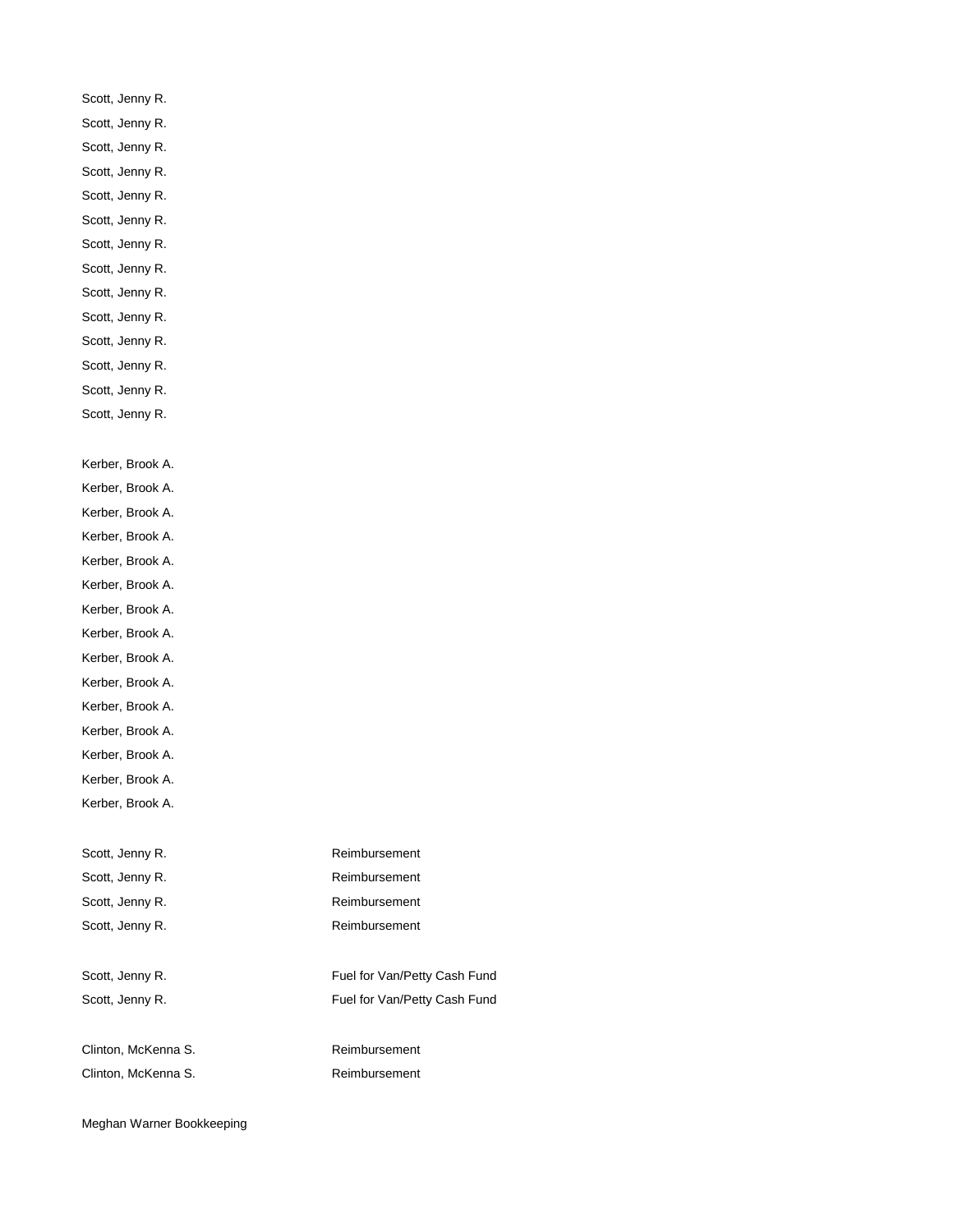Scott, Jenny R.
Scott, Jenny R.
Scott, Jenny R.
Scott, Jenny R.
Scott, Jenny R.
Scott, Jenny R.
Scott, Jenny R.
Scott, Jenny R.
Scott, Jenny R.
Scott, Jenny R.
Scott, Jenny R.
Scott, Jenny R.
Scott, Jenny R.
Scott, Jenny R.

Kerber, Brook A.
Kerber, Brook A.
Kerber, Brook A.
Kerber, Brook A.
Kerber, Brook A.
Kerber, Brook A.
Kerber, Brook A.
Kerber, Brook A.
Kerber, Brook A.
Kerber, Brook A.
Kerber, Brook A.
Kerber, Brook A.
Kerber, Brook A.
Kerber, Brook A.
Kerber, Brook A.

| | |
|---|---|
| Scott, Jenny R. | Reimbursement |
| Scott, Jenny R. | Reimbursement |
| Scott, Jenny R. | Reimbursement |
| Scott, Jenny R. | Reimbursement |
| | |
| Scott, Jenny R. | Fuel for Van/Petty Cash Fund |
| Scott, Jenny R. | Fuel for Van/Petty Cash Fund |
| | |
| Clinton, McKenna S. | Reimbursement |
| Clinton, McKenna S. | Reimbursement |

Meghan Warner Bookkeeping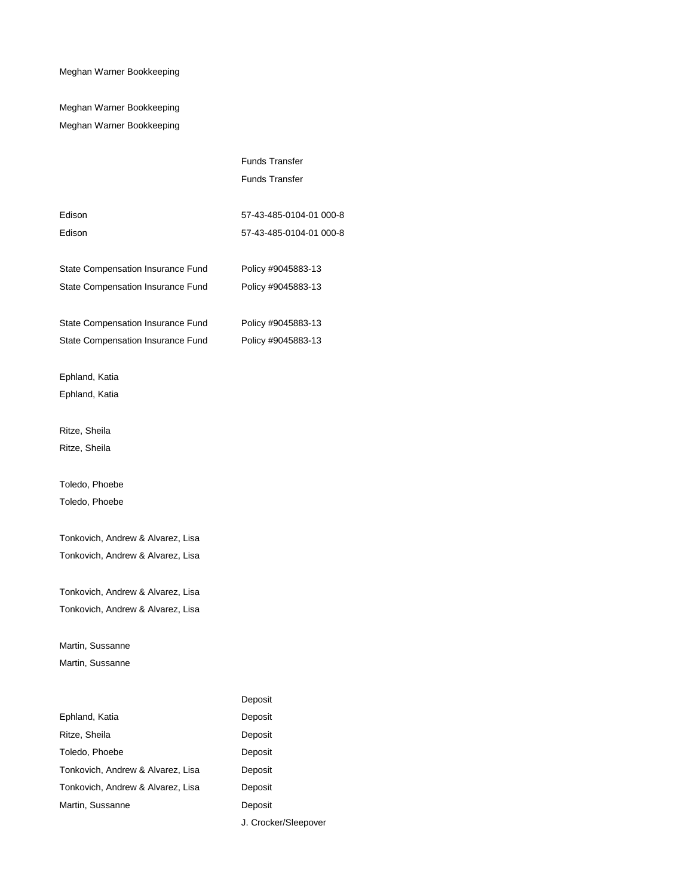| | |
|---|---|
| Meghan Warner Bookkeeping | |
| | |
| Meghan Warner Bookkeeping | |
| Meghan Warner Bookkeeping | |
| | |
| | Funds Transfer |
| | Funds Transfer |
| | |
| Edison | 57-43-485-0104-01 000-8 |
| Edison | 57-43-485-0104-01 000-8 |
| | |
| State Compensation Insurance Fund | Policy #9045883-13 |
| State Compensation Insurance Fund | Policy #9045883-13 |
| | |
| State Compensation Insurance Fund | Policy #9045883-13 |
| State Compensation Insurance Fund | Policy #9045883-13 |
| | |
| Ephland, Katia | |
| Ephland, Katia | |
| | |
| Ritze, Sheila | |
| Ritze, Sheila | |
| | |
| Toledo, Phoebe | |
| Toledo, Phoebe | |
| | |
| Tonkovich, Andrew & Alvarez, Lisa | |
| Tonkovich, Andrew & Alvarez, Lisa | |
| | |
| Tonkovich, Andrew & Alvarez, Lisa | |
| Tonkovich, Andrew & Alvarez, Lisa | |
| | |
| Martin, Sussanne | |
| Martin, Sussanne | |
| | |
| | Deposit |
| Ephland, Katia | Deposit |
| Ritze, Sheila | Deposit |
| Toledo, Phoebe | Deposit |
| Tonkovich, Andrew & Alvarez, Lisa | Deposit |
| Tonkovich, Andrew & Alvarez, Lisa | Deposit |
| Martin, Sussanne | Deposit |
| | J. Crocker/Sleepover |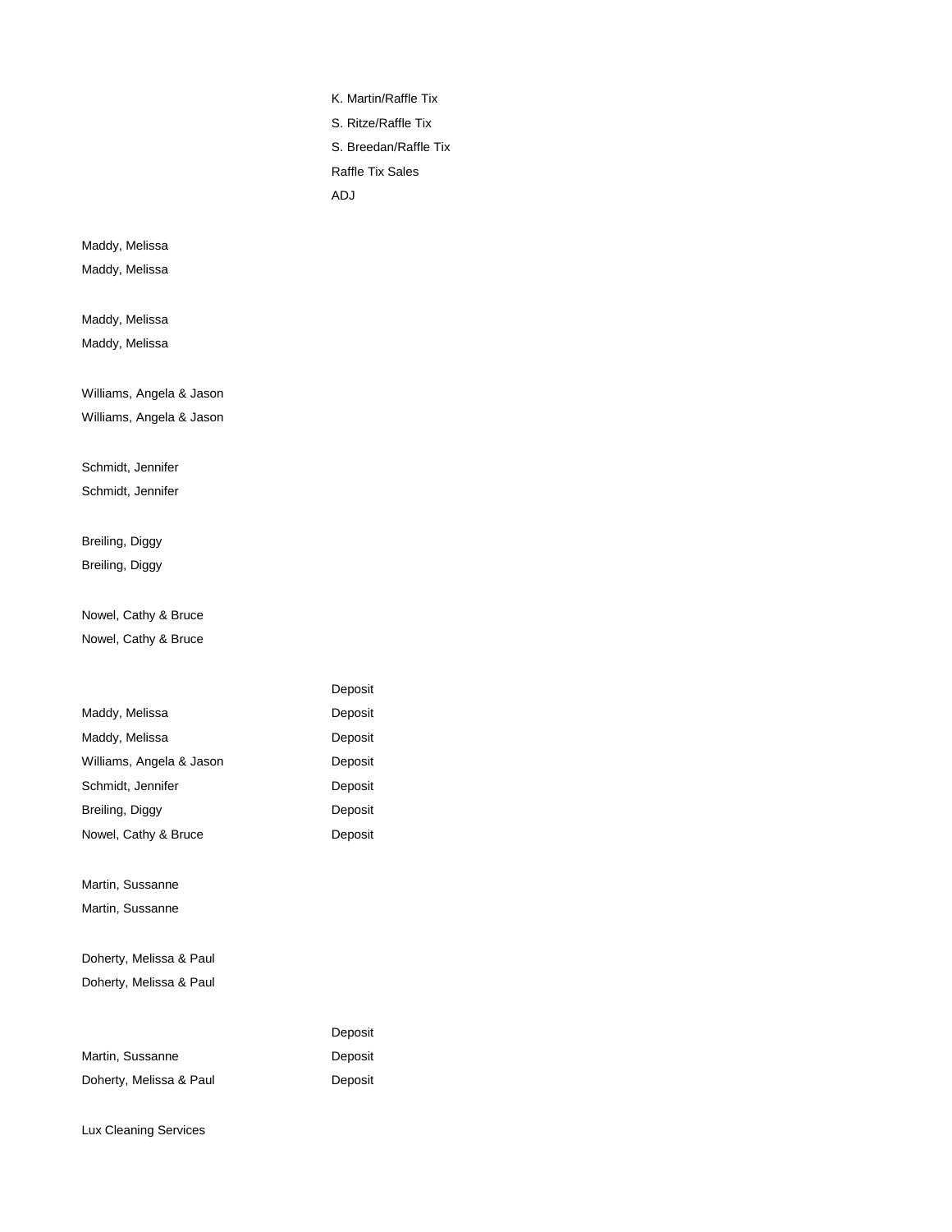| | |
|---|---|
| | K. Martin/Raffle Tix |
| | S. Ritze/Raffle Tix |
| | S. Breedan/Raffle Tix |
| | Raffle Tix Sales |
| | ADJ |
| | |
| Maddy, Melissa | |
| Maddy, Melissa | |
| | |
| Maddy, Melissa | |
| Maddy, Melissa | |
| | |
| Williams, Angela & Jason | |
| Williams, Angela & Jason | |
| | |
| Schmidt, Jennifer | |
| Schmidt, Jennifer | |
| | |
| Breiling, Diggy | |
| Breiling, Diggy | |
| | |
| Nowel, Cathy & Bruce | |
| Nowel, Cathy & Bruce | |
| | |
| | Deposit |
| Maddy, Melissa | Deposit |
| Maddy, Melissa | Deposit |
| Williams, Angela & Jason | Deposit |
| Schmidt, Jennifer | Deposit |
| Breiling, Diggy | Deposit |
| Nowel, Cathy & Bruce | Deposit |
| | |
| Martin, Sussanne | |
| Martin, Sussanne | |
| | |
| Doherty, Melissa & Paul | |
| Doherty, Melissa & Paul | |
| | |
| | Deposit |
| Martin, Sussanne | Deposit |
| Doherty, Melissa & Paul | Deposit |
| | |
| Lux Cleaning Services | |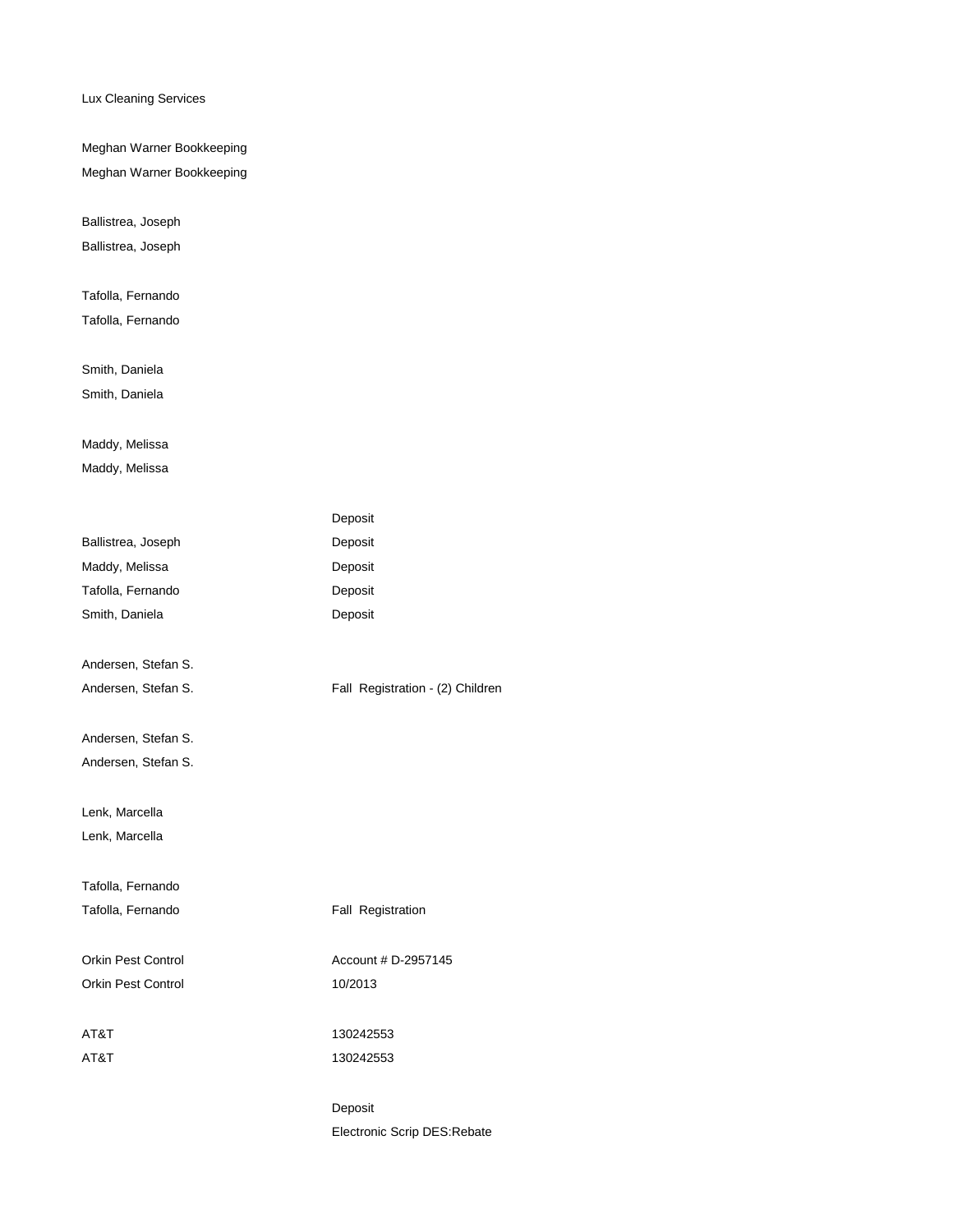| | |
|---|---|
| Lux Cleaning Services | |
| | |
| Meghan Warner Bookkeeping | |
| Meghan Warner Bookkeeping | |
| | |
| Ballistrea, Joseph | |
| Ballistrea, Joseph | |
| | |
| Tafolla, Fernando | |
| Tafolla, Fernando | |
| | |
| Smith, Daniela | |
| Smith, Daniela | |
| | |
| Maddy, Melissa | |
| Maddy, Melissa | |
| | |
| | Deposit |
| Ballistrea, Joseph | Deposit |
| Maddy, Melissa | Deposit |
| Tafolla, Fernando | Deposit |
| Smith, Daniela | Deposit |
| | |
| Andersen, Stefan S. | |
| Andersen, Stefan S. | Fall Registration - (2) Children |
| | |
| Andersen, Stefan S. | |
| Andersen, Stefan S. | |
| | |
| Lenk, Marcella | |
| Lenk, Marcella | |
| | |
| Tafolla, Fernando | |
| Tafolla, Fernando | Fall Registration |
| | |
| Orkin Pest Control | Account # D-2957145 |
| Orkin Pest Control | 10/2013 |
| | |
| AT&T | 130242553 |
| AT&T | 130242553 |
| | |
| | Deposit |
| | Electronic Scrip DES:Rebate |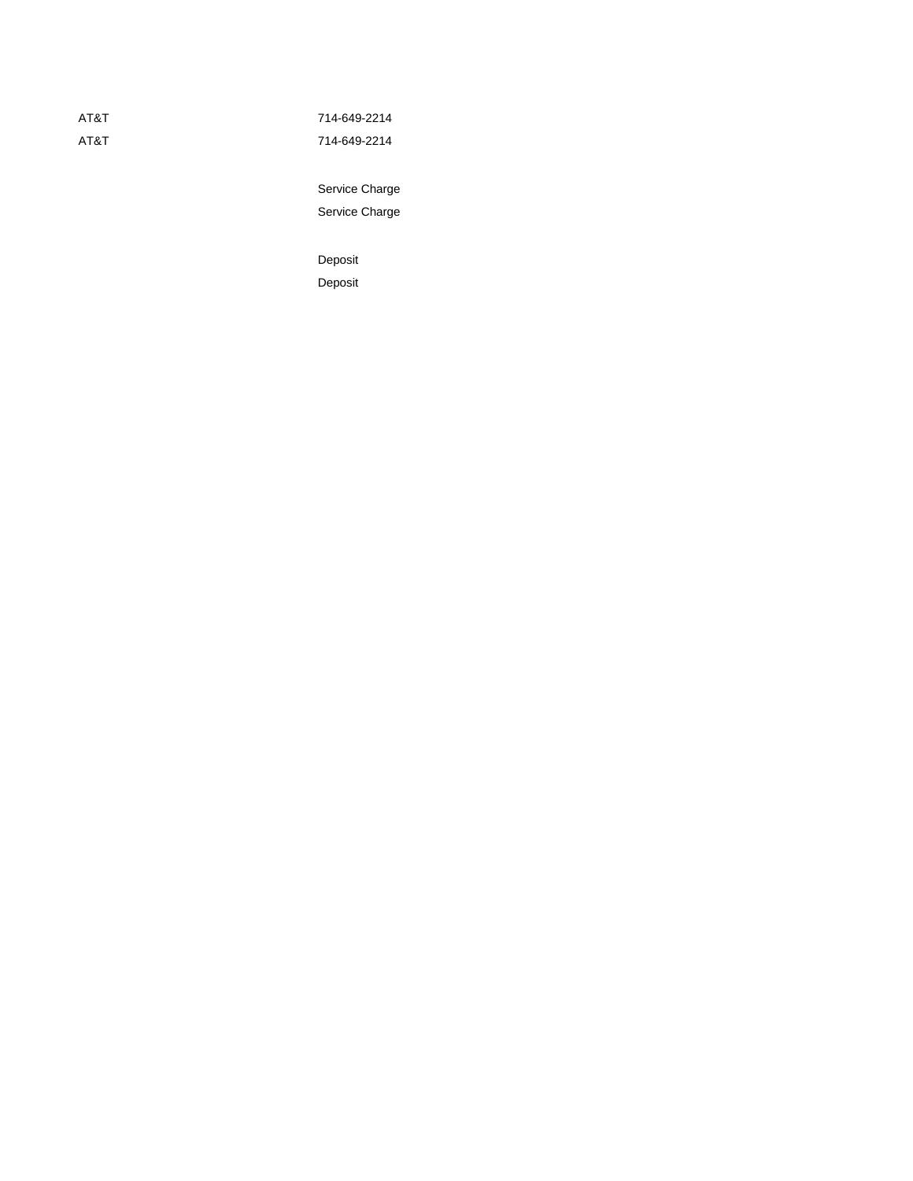| | |
|---|---|
| AT&T | 714-649-2214 |
| AT&T | 714-649-2214 |
| | |
| | Service Charge |
| | Service Charge |
| | |
| | Deposit |
| | Deposit |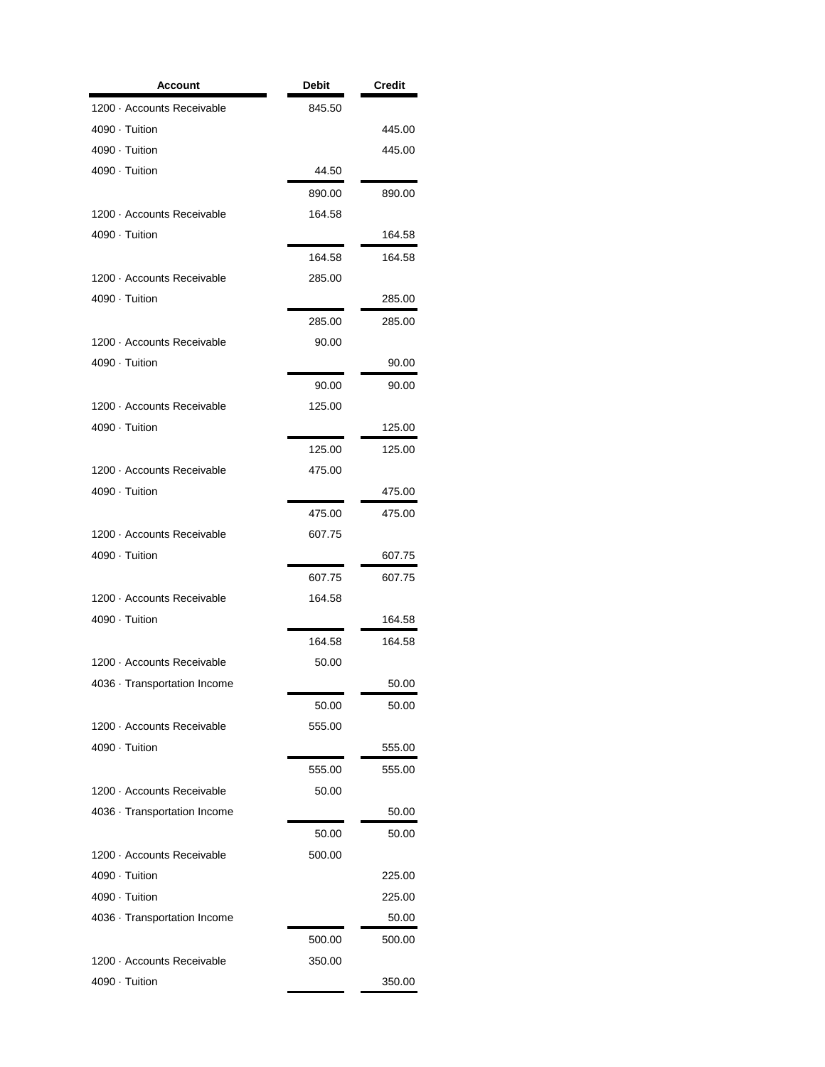| Account | Debit | Credit |
| --- | --- | --- |
| 1200 · Accounts Receivable | 845.50 | |
| 4090 · Tuition | | 445.00 |
| 4090 · Tuition | | 445.00 |
| 4090 · Tuition | 44.50 | |
| | 890.00 | 890.00 |
| 1200 · Accounts Receivable | 164.58 | |
| 4090 · Tuition | | 164.58 |
| | 164.58 | 164.58 |
| 1200 · Accounts Receivable | 285.00 | |
| 4090 · Tuition | | 285.00 |
| | 285.00 | 285.00 |
| 1200 · Accounts Receivable | 90.00 | |
| 4090 · Tuition | | 90.00 |
| | 90.00 | 90.00 |
| 1200 · Accounts Receivable | 125.00 | |
| 4090 · Tuition | | 125.00 |
| | 125.00 | 125.00 |
| 1200 · Accounts Receivable | 475.00 | |
| 4090 · Tuition | | 475.00 |
| | 475.00 | 475.00 |
| 1200 · Accounts Receivable | 607.75 | |
| 4090 · Tuition | | 607.75 |
| | 607.75 | 607.75 |
| 1200 · Accounts Receivable | 164.58 | |
| 4090 · Tuition | | 164.58 |
| | 164.58 | 164.58 |
| 1200 · Accounts Receivable | 50.00 | |
| 4036 · Transportation Income | | 50.00 |
| | 50.00 | 50.00 |
| 1200 · Accounts Receivable | 555.00 | |
| 4090 · Tuition | | 555.00 |
| | 555.00 | 555.00 |
| 1200 · Accounts Receivable | 50.00 | |
| 4036 · Transportation Income | | 50.00 |
| | 50.00 | 50.00 |
| 1200 · Accounts Receivable | 500.00 | |
| 4090 · Tuition | | 225.00 |
| 4090 · Tuition | | 225.00 |
| 4036 · Transportation Income | | 50.00 |
| | 500.00 | 500.00 |
| 1200 · Accounts Receivable | 350.00 | |
| 4090 · Tuition | | 350.00 |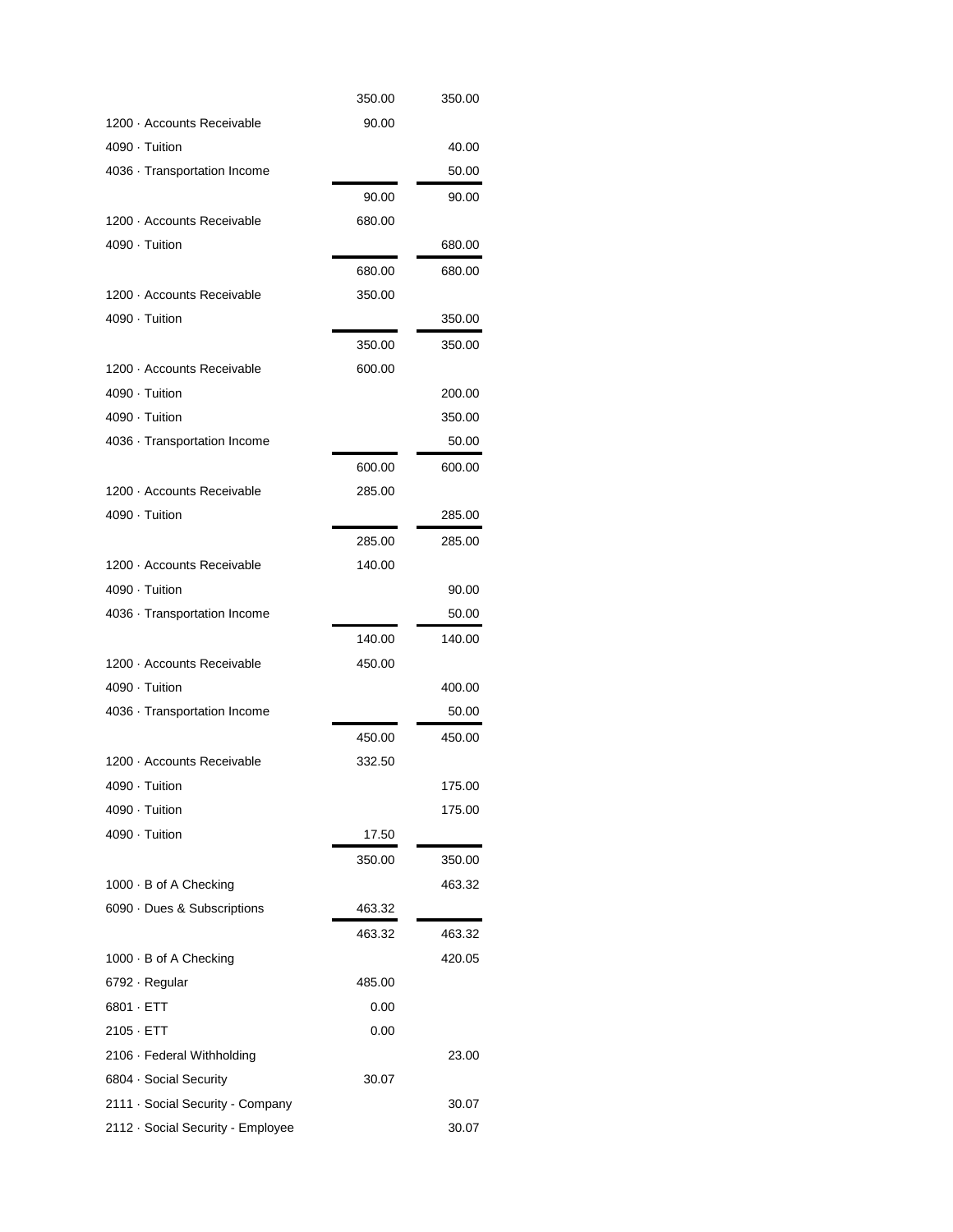| Account | Debit | Credit |
|---|---|---|
| | 350.00 | 350.00 |
| 1200 · Accounts Receivable | 90.00 | |
| 4090 · Tuition | | 40.00 |
| 4036 · Transportation Income | | 50.00 |
| | 90.00 | 90.00 |
| 1200 · Accounts Receivable | 680.00 | |
| 4090 · Tuition | | 680.00 |
| | 680.00 | 680.00 |
| 1200 · Accounts Receivable | 350.00 | |
| 4090 · Tuition | | 350.00 |
| | 350.00 | 350.00 |
| 1200 · Accounts Receivable | 600.00 | |
| 4090 · Tuition | | 200.00 |
| 4090 · Tuition | | 350.00 |
| 4036 · Transportation Income | | 50.00 |
| | 600.00 | 600.00 |
| 1200 · Accounts Receivable | 285.00 | |
| 4090 · Tuition | | 285.00 |
| | 285.00 | 285.00 |
| 1200 · Accounts Receivable | 140.00 | |
| 4090 · Tuition | | 90.00 |
| 4036 · Transportation Income | | 50.00 |
| | 140.00 | 140.00 |
| 1200 · Accounts Receivable | 450.00 | |
| 4090 · Tuition | | 400.00 |
| 4036 · Transportation Income | | 50.00 |
| | 450.00 | 450.00 |
| 1200 · Accounts Receivable | 332.50 | |
| 4090 · Tuition | | 175.00 |
| 4090 · Tuition | | 175.00 |
| 4090 · Tuition | 17.50 | |
| | 350.00 | 350.00 |
| 1000 · B of A Checking | | 463.32 |
| 6090 · Dues & Subscriptions | 463.32 | |
| | 463.32 | 463.32 |
| 1000 · B of A Checking | | 420.05 |
| 6792 · Regular | 485.00 | |
| 6801 · ETT | 0.00 | |
| 2105 · ETT | 0.00 | |
| 2106 · Federal Withholding | | 23.00 |
| 6804 · Social Security | 30.07 | |
| 2111 · Social Security - Company | | 30.07 |
| 2112 · Social Security - Employee | | 30.07 |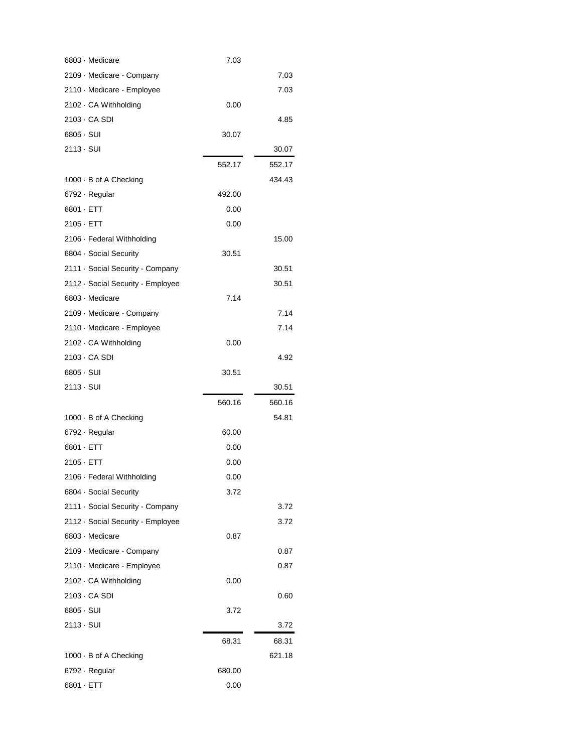| Account | Debit | Credit |
|---|---|---|
| 6803 · Medicare | 7.03 | |
| 2109 · Medicare - Company | | 7.03 |
| 2110 · Medicare - Employee | | 7.03 |
| 2102 · CA Withholding | 0.00 | |
| 2103 · CA SDI | | 4.85 |
| 6805 · SUI | 30.07 | |
| 2113 · SUI | | 30.07 |
| | 552.17 | 552.17 |
| 1000 · B of A Checking | | 434.43 |
| 6792 · Regular | 492.00 | |
| 6801 · ETT | 0.00 | |
| 2105 · ETT | 0.00 | |
| 2106 · Federal Withholding | | 15.00 |
| 6804 · Social Security | 30.51 | |
| 2111 · Social Security - Company | | 30.51 |
| 2112 · Social Security - Employee | | 30.51 |
| 6803 · Medicare | 7.14 | |
| 2109 · Medicare - Company | | 7.14 |
| 2110 · Medicare - Employee | | 7.14 |
| 2102 · CA Withholding | 0.00 | |
| 2103 · CA SDI | | 4.92 |
| 6805 · SUI | 30.51 | |
| 2113 · SUI | | 30.51 |
| | 560.16 | 560.16 |
| 1000 · B of A Checking | | 54.81 |
| 6792 · Regular | 60.00 | |
| 6801 · ETT | 0.00 | |
| 2105 · ETT | 0.00 | |
| 2106 · Federal Withholding | 0.00 | |
| 6804 · Social Security | 3.72 | |
| 2111 · Social Security - Company | | 3.72 |
| 2112 · Social Security - Employee | | 3.72 |
| 6803 · Medicare | 0.87 | |
| 2109 · Medicare - Company | | 0.87 |
| 2110 · Medicare - Employee | | 0.87 |
| 2102 · CA Withholding | 0.00 | |
| 2103 · CA SDI | | 0.60 |
| 6805 · SUI | 3.72 | |
| 2113 · SUI | | 3.72 |
| | 68.31 | 68.31 |
| 1000 · B of A Checking | | 621.18 |
| 6792 · Regular | 680.00 | |
| 6801 · ETT | 0.00 | |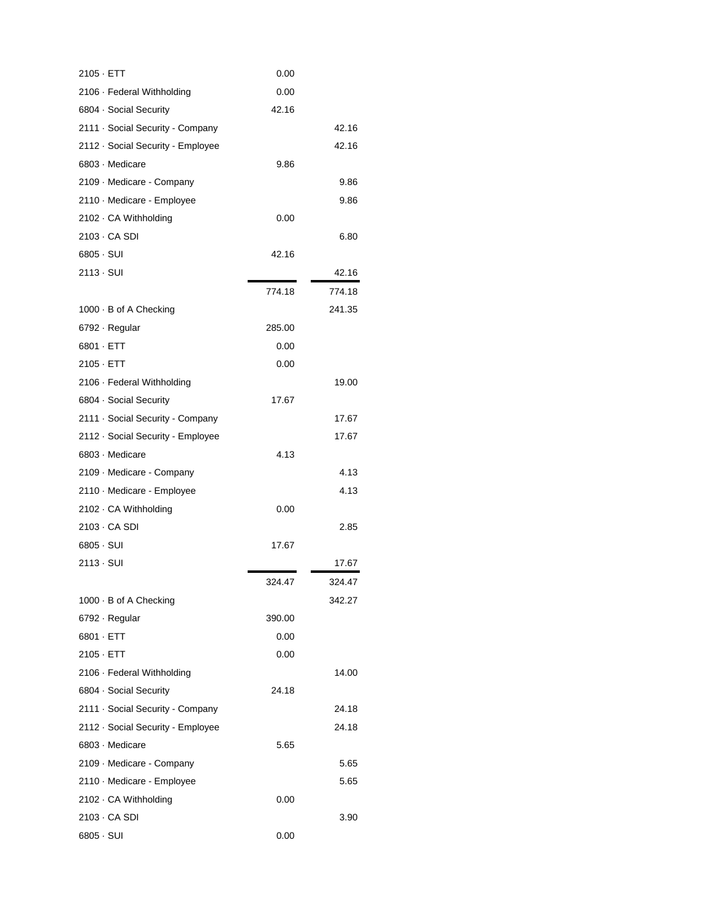| Account | Debit | Credit |
|---|---|---|
| 2105 · ETT | 0.00 | |
| 2106 · Federal Withholding | 0.00 | |
| 6804 · Social Security | 42.16 | |
| 2111 · Social Security - Company | | 42.16 |
| 2112 · Social Security - Employee | | 42.16 |
| 6803 · Medicare | 9.86 | |
| 2109 · Medicare - Company | | 9.86 |
| 2110 · Medicare - Employee | | 9.86 |
| 2102 · CA Withholding | 0.00 | |
| 2103 · CA SDI | | 6.80 |
| 6805 · SUI | 42.16 | |
| 2113 · SUI | | 42.16 |
| | 774.18 | 774.18 |
| 1000 · B of A Checking | | 241.35 |
| 6792 · Regular | 285.00 | |
| 6801 · ETT | 0.00 | |
| 2105 · ETT | 0.00 | |
| 2106 · Federal Withholding | | 19.00 |
| 6804 · Social Security | 17.67 | |
| 2111 · Social Security - Company | | 17.67 |
| 2112 · Social Security - Employee | | 17.67 |
| 6803 · Medicare | 4.13 | |
| 2109 · Medicare - Company | | 4.13 |
| 2110 · Medicare - Employee | | 4.13 |
| 2102 · CA Withholding | 0.00 | |
| 2103 · CA SDI | | 2.85 |
| 6805 · SUI | 17.67 | |
| 2113 · SUI | | 17.67 |
| | 324.47 | 324.47 |
| 1000 · B of A Checking | | 342.27 |
| 6792 · Regular | 390.00 | |
| 6801 · ETT | 0.00 | |
| 2105 · ETT | 0.00 | |
| 2106 · Federal Withholding | | 14.00 |
| 6804 · Social Security | 24.18 | |
| 2111 · Social Security - Company | | 24.18 |
| 2112 · Social Security - Employee | | 24.18 |
| 6803 · Medicare | 5.65 | |
| 2109 · Medicare - Company | | 5.65 |
| 2110 · Medicare - Employee | | 5.65 |
| 2102 · CA Withholding | 0.00 | |
| 2103 · CA SDI | | 3.90 |
| 6805 · SUI | 0.00 | |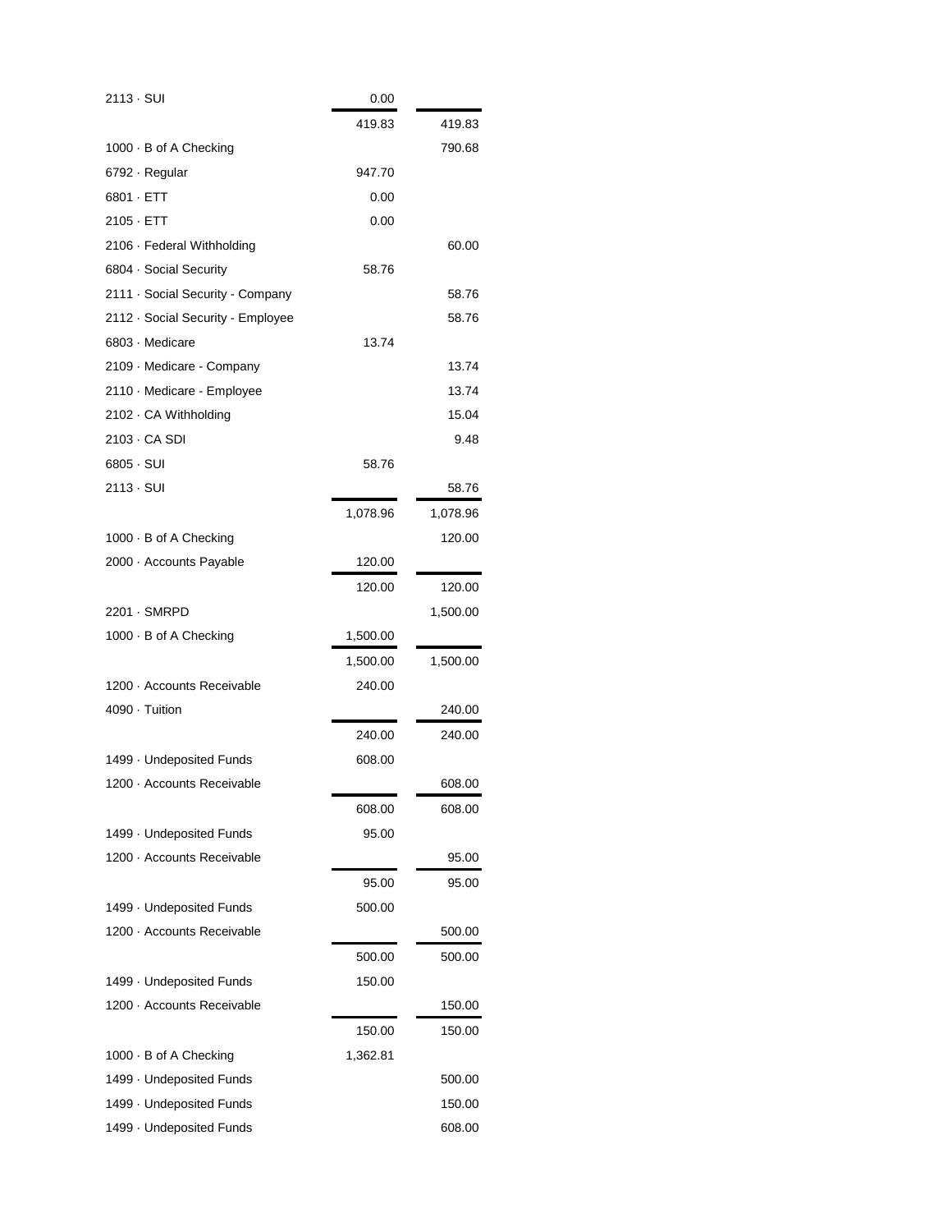| Account | Debit | Credit |
|---|---|---|
| 2113 · SUI | 0.00 | |
| | 419.83 | 419.83 |
| 1000 · B of A Checking | | 790.68 |
| 6792 · Regular | 947.70 | |
| 6801 · ETT | 0.00 | |
| 2105 · ETT | 0.00 | |
| 2106 · Federal Withholding | | 60.00 |
| 6804 · Social Security | 58.76 | |
| 2111 · Social Security - Company | | 58.76 |
| 2112 · Social Security - Employee | | 58.76 |
| 6803 · Medicare | 13.74 | |
| 2109 · Medicare - Company | | 13.74 |
| 2110 · Medicare - Employee | | 13.74 |
| 2102 · CA Withholding | | 15.04 |
| 2103 · CA SDI | | 9.48 |
| 6805 · SUI | 58.76 | |
| 2113 · SUI | | 58.76 |
| | 1,078.96 | 1,078.96 |
| 1000 · B of A Checking | | 120.00 |
| 2000 · Accounts Payable | 120.00 | |
| | 120.00 | 120.00 |
| 2201 · SMRPD | | 1,500.00 |
| 1000 · B of A Checking | 1,500.00 | |
| | 1,500.00 | 1,500.00 |
| 1200 · Accounts Receivable | 240.00 | |
| 4090 · Tuition | | 240.00 |
| | 240.00 | 240.00 |
| 1499 · Undeposited Funds | 608.00 | |
| 1200 · Accounts Receivable | | 608.00 |
| | 608.00 | 608.00 |
| 1499 · Undeposited Funds | 95.00 | |
| 1200 · Accounts Receivable | | 95.00 |
| | 95.00 | 95.00 |
| 1499 · Undeposited Funds | 500.00 | |
| 1200 · Accounts Receivable | | 500.00 |
| | 500.00 | 500.00 |
| 1499 · Undeposited Funds | 150.00 | |
| 1200 · Accounts Receivable | | 150.00 |
| | 150.00 | 150.00 |
| 1000 · B of A Checking | 1,362.81 | |
| 1499 · Undeposited Funds | | 500.00 |
| 1499 · Undeposited Funds | | 150.00 |
| 1499 · Undeposited Funds | | 608.00 |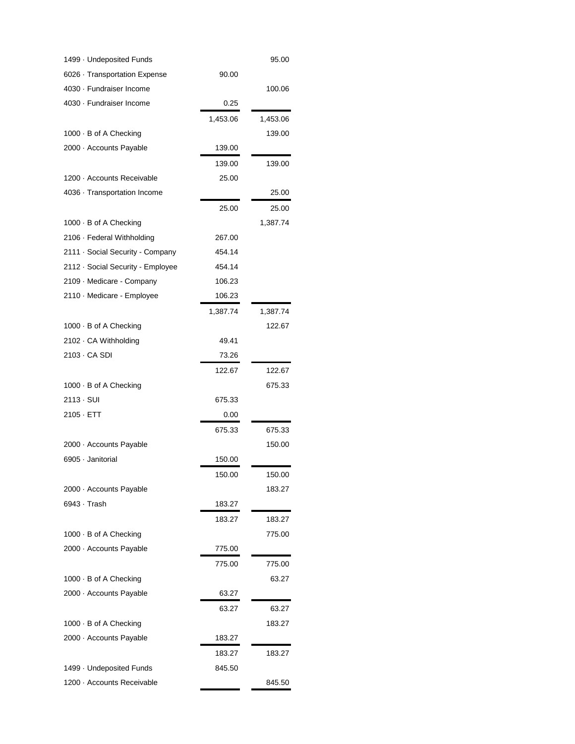| Account | Debit | Credit |
|---|---|---|
| 1499 · Undeposited Funds | | 95.00 |
| 6026 · Transportation Expense | 90.00 | |
| 4030 · Fundraiser Income | | 100.06 |
| 4030 · Fundraiser Income | 0.25 | |
| | 1,453.06 | 1,453.06 |
| 1000 · B of A Checking | | 139.00 |
| 2000 · Accounts Payable | 139.00 | |
| | 139.00 | 139.00 |
| 1200 · Accounts Receivable | 25.00 | |
| 4036 · Transportation Income | | 25.00 |
| | 25.00 | 25.00 |
| 1000 · B of A Checking | | 1,387.74 |
| 2106 · Federal Withholding | 267.00 | |
| 2111 · Social Security - Company | 454.14 | |
| 2112 · Social Security - Employee | 454.14 | |
| 2109 · Medicare - Company | 106.23 | |
| 2110 · Medicare - Employee | 106.23 | |
| | 1,387.74 | 1,387.74 |
| 1000 · B of A Checking | | 122.67 |
| 2102 · CA Withholding | 49.41 | |
| 2103 · CA SDI | 73.26 | |
| | 122.67 | 122.67 |
| 1000 · B of A Checking | | 675.33 |
| 2113 · SUI | 675.33 | |
| 2105 · ETT | 0.00 | |
| | 675.33 | 675.33 |
| 2000 · Accounts Payable | | 150.00 |
| 6905 · Janitorial | 150.00 | |
| | 150.00 | 150.00 |
| 2000 · Accounts Payable | | 183.27 |
| 6943 · Trash | 183.27 | |
| | 183.27 | 183.27 |
| 1000 · B of A Checking | | 775.00 |
| 2000 · Accounts Payable | 775.00 | |
| | 775.00 | 775.00 |
| 1000 · B of A Checking | | 63.27 |
| 2000 · Accounts Payable | 63.27 | |
| | 63.27 | 63.27 |
| 1000 · B of A Checking | | 183.27 |
| 2000 · Accounts Payable | 183.27 | |
| | 183.27 | 183.27 |
| 1499 · Undeposited Funds | 845.50 | |
| 1200 · Accounts Receivable | | 845.50 |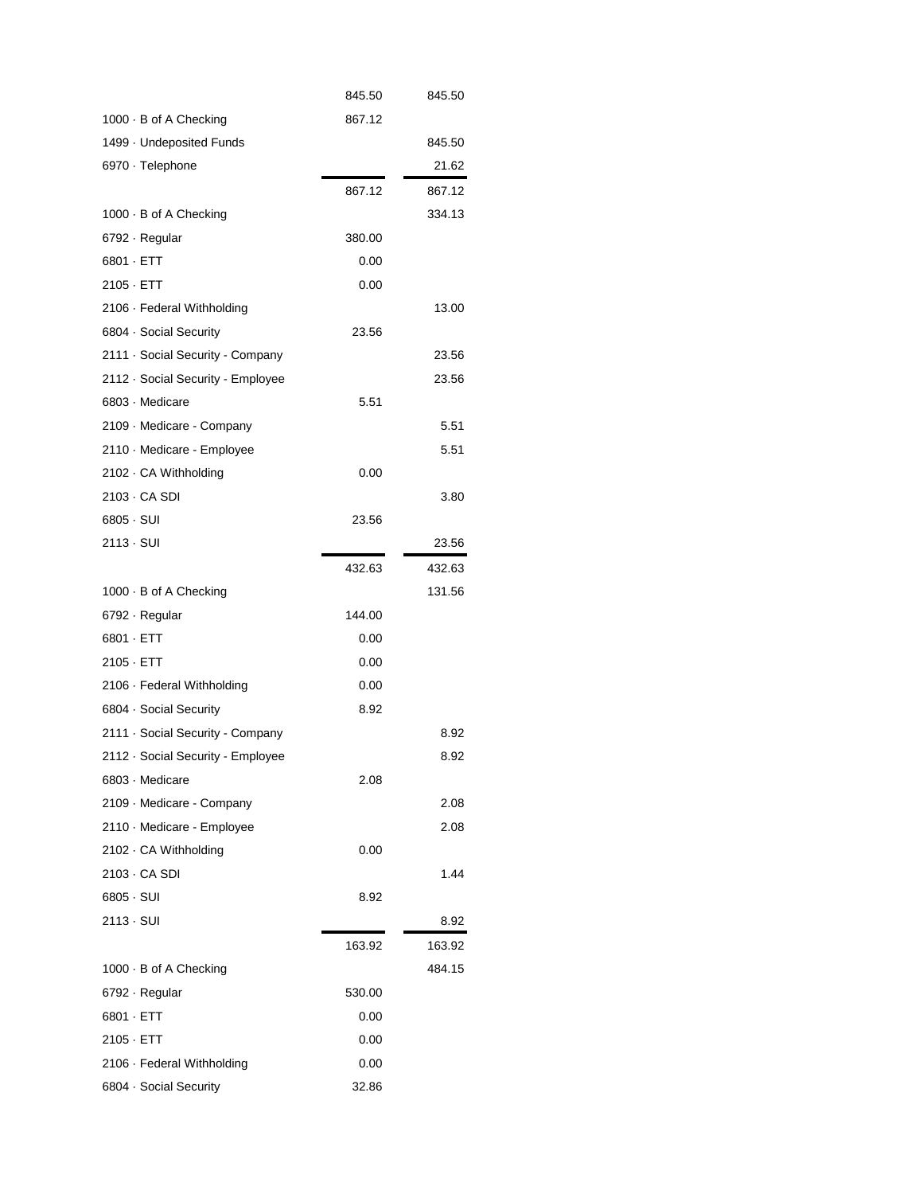| Account | Debit | Credit |
|---|---|---|
| | 845.50 | 845.50 |
| 1000 · B of A Checking | 867.12 | |
| 1499 · Undeposited Funds | | 845.50 |
| 6970 · Telephone | | 21.62 |
| | 867.12 | 867.12 |
| 1000 · B of A Checking | | 334.13 |
| 6792 · Regular | 380.00 | |
| 6801 · ETT | 0.00 | |
| 2105 · ETT | 0.00 | |
| 2106 · Federal Withholding | | 13.00 |
| 6804 · Social Security | 23.56 | |
| 2111 · Social Security - Company | | 23.56 |
| 2112 · Social Security - Employee | | 23.56 |
| 6803 · Medicare | 5.51 | |
| 2109 · Medicare - Company | | 5.51 |
| 2110 · Medicare - Employee | | 5.51 |
| 2102 · CA Withholding | 0.00 | |
| 2103 · CA SDI | | 3.80 |
| 6805 · SUI | 23.56 | |
| 2113 · SUI | | 23.56 |
| | 432.63 | 432.63 |
| 1000 · B of A Checking | | 131.56 |
| 6792 · Regular | 144.00 | |
| 6801 · ETT | 0.00 | |
| 2105 · ETT | 0.00 | |
| 2106 · Federal Withholding | 0.00 | |
| 6804 · Social Security | 8.92 | |
| 2111 · Social Security - Company | | 8.92 |
| 2112 · Social Security - Employee | | 8.92 |
| 6803 · Medicare | 2.08 | |
| 2109 · Medicare - Company | | 2.08 |
| 2110 · Medicare - Employee | | 2.08 |
| 2102 · CA Withholding | 0.00 | |
| 2103 · CA SDI | | 1.44 |
| 6805 · SUI | 8.92 | |
| 2113 · SUI | | 8.92 |
| | 163.92 | 163.92 |
| 1000 · B of A Checking | | 484.15 |
| 6792 · Regular | 530.00 | |
| 6801 · ETT | 0.00 | |
| 2105 · ETT | 0.00 | |
| 2106 · Federal Withholding | 0.00 | |
| 6804 · Social Security | 32.86 | |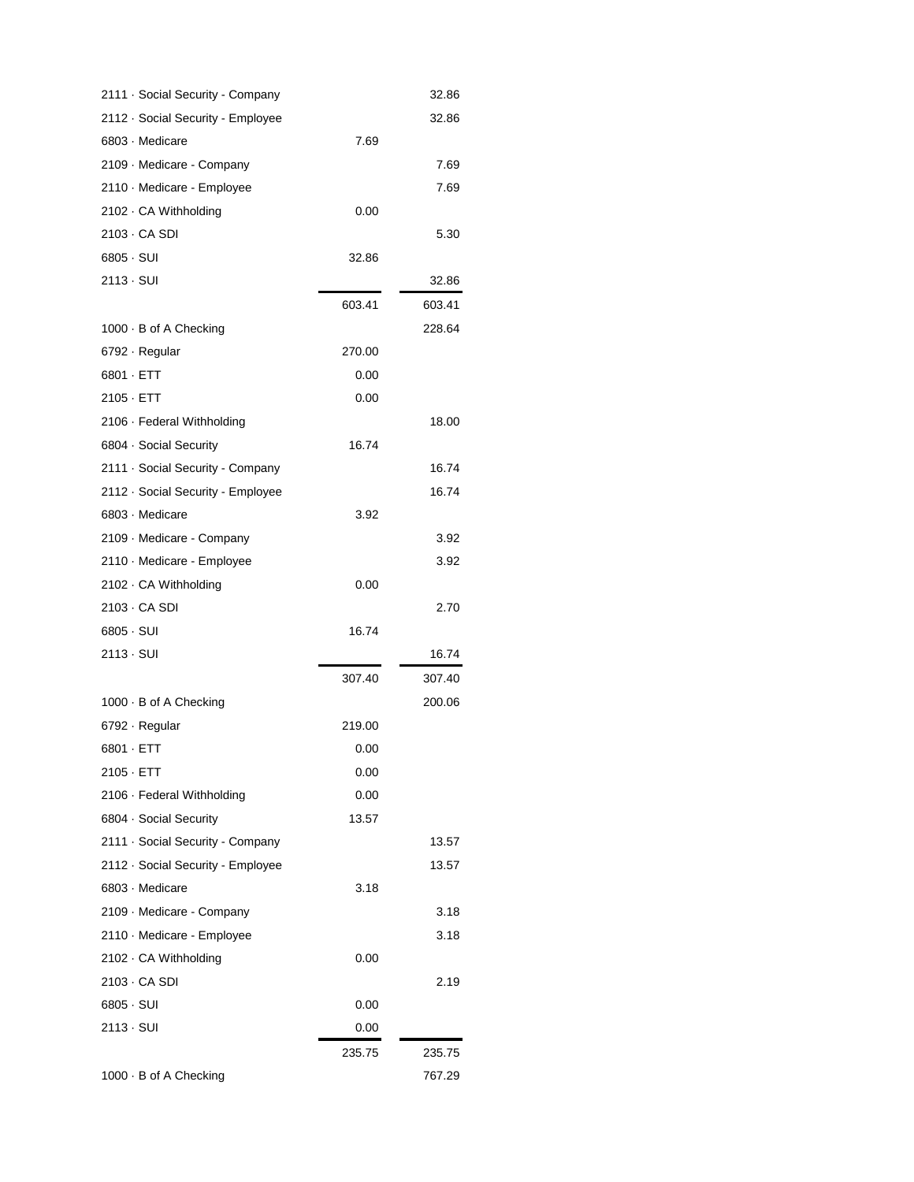| Account | Debit | Credit |
|---|---|---|
| 2111 · Social Security - Company | | 32.86 |
| 2112 · Social Security - Employee | | 32.86 |
| 6803 · Medicare | 7.69 | |
| 2109 · Medicare - Company | | 7.69 |
| 2110 · Medicare - Employee | | 7.69 |
| 2102 · CA Withholding | 0.00 | |
| 2103 · CA SDI | | 5.30 |
| 6805 · SUI | 32.86 | |
| 2113 · SUI | | 32.86 |
| | 603.41 | 603.41 |
| 1000 · B of A Checking | | 228.64 |
| 6792 · Regular | 270.00 | |
| 6801 · ETT | 0.00 | |
| 2105 · ETT | 0.00 | |
| 2106 · Federal Withholding | | 18.00 |
| 6804 · Social Security | 16.74 | |
| 2111 · Social Security - Company | | 16.74 |
| 2112 · Social Security - Employee | | 16.74 |
| 6803 · Medicare | 3.92 | |
| 2109 · Medicare - Company | | 3.92 |
| 2110 · Medicare - Employee | | 3.92 |
| 2102 · CA Withholding | 0.00 | |
| 2103 · CA SDI | | 2.70 |
| 6805 · SUI | 16.74 | |
| 2113 · SUI | | 16.74 |
| | 307.40 | 307.40 |
| 1000 · B of A Checking | | 200.06 |
| 6792 · Regular | 219.00 | |
| 6801 · ETT | 0.00 | |
| 2105 · ETT | 0.00 | |
| 2106 · Federal Withholding | 0.00 | |
| 6804 · Social Security | 13.57 | |
| 2111 · Social Security - Company | | 13.57 |
| 2112 · Social Security - Employee | | 13.57 |
| 6803 · Medicare | 3.18 | |
| 2109 · Medicare - Company | | 3.18 |
| 2110 · Medicare - Employee | | 3.18 |
| 2102 · CA Withholding | 0.00 | |
| 2103 · CA SDI | | 2.19 |
| 6805 · SUI | 0.00 | |
| 2113 · SUI | 0.00 | |
| | 235.75 | 235.75 |
| 1000 · B of A Checking | | 767.29 |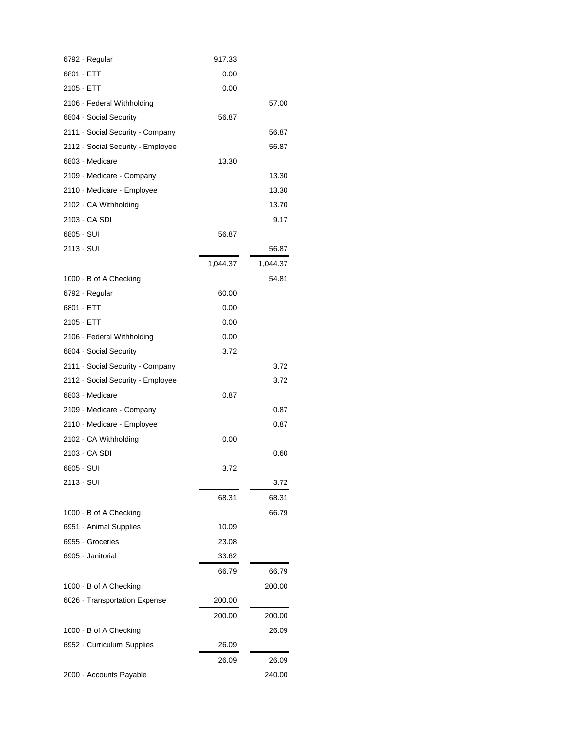| Account | Debit | Credit |
|---|---|---|
| 6792 · Regular | 917.33 | |
| 6801 · ETT | 0.00 | |
| 2105 · ETT | 0.00 | |
| 2106 · Federal Withholding | | 57.00 |
| 6804 · Social Security | 56.87 | |
| 2111 · Social Security - Company | | 56.87 |
| 2112 · Social Security - Employee | | 56.87 |
| 6803 · Medicare | 13.30 | |
| 2109 · Medicare - Company | | 13.30 |
| 2110 · Medicare - Employee | | 13.30 |
| 2102 · CA Withholding | | 13.70 |
| 2103 · CA SDI | | 9.17 |
| 6805 · SUI | 56.87 | |
| 2113 · SUI | | 56.87 |
| | 1,044.37 | 1,044.37 |
| 1000 · B of A Checking | | 54.81 |
| 6792 · Regular | 60.00 | |
| 6801 · ETT | 0.00 | |
| 2105 · ETT | 0.00 | |
| 2106 · Federal Withholding | 0.00 | |
| 6804 · Social Security | 3.72 | |
| 2111 · Social Security - Company | | 3.72 |
| 2112 · Social Security - Employee | | 3.72 |
| 6803 · Medicare | 0.87 | |
| 2109 · Medicare - Company | | 0.87 |
| 2110 · Medicare - Employee | | 0.87 |
| 2102 · CA Withholding | 0.00 | |
| 2103 · CA SDI | | 0.60 |
| 6805 · SUI | 3.72 | |
| 2113 · SUI | | 3.72 |
| | 68.31 | 68.31 |
| 1000 · B of A Checking | | 66.79 |
| 6951 · Animal Supplies | 10.09 | |
| 6955 · Groceries | 23.08 | |
| 6905 · Janitorial | 33.62 | |
| | 66.79 | 66.79 |
| 1000 · B of A Checking | | 200.00 |
| 6026 · Transportation Expense | 200.00 | |
| | 200.00 | 200.00 |
| 1000 · B of A Checking | | 26.09 |
| 6952 · Curriculum Supplies | 26.09 | |
| | 26.09 | 26.09 |
| 2000 · Accounts Payable | | 240.00 |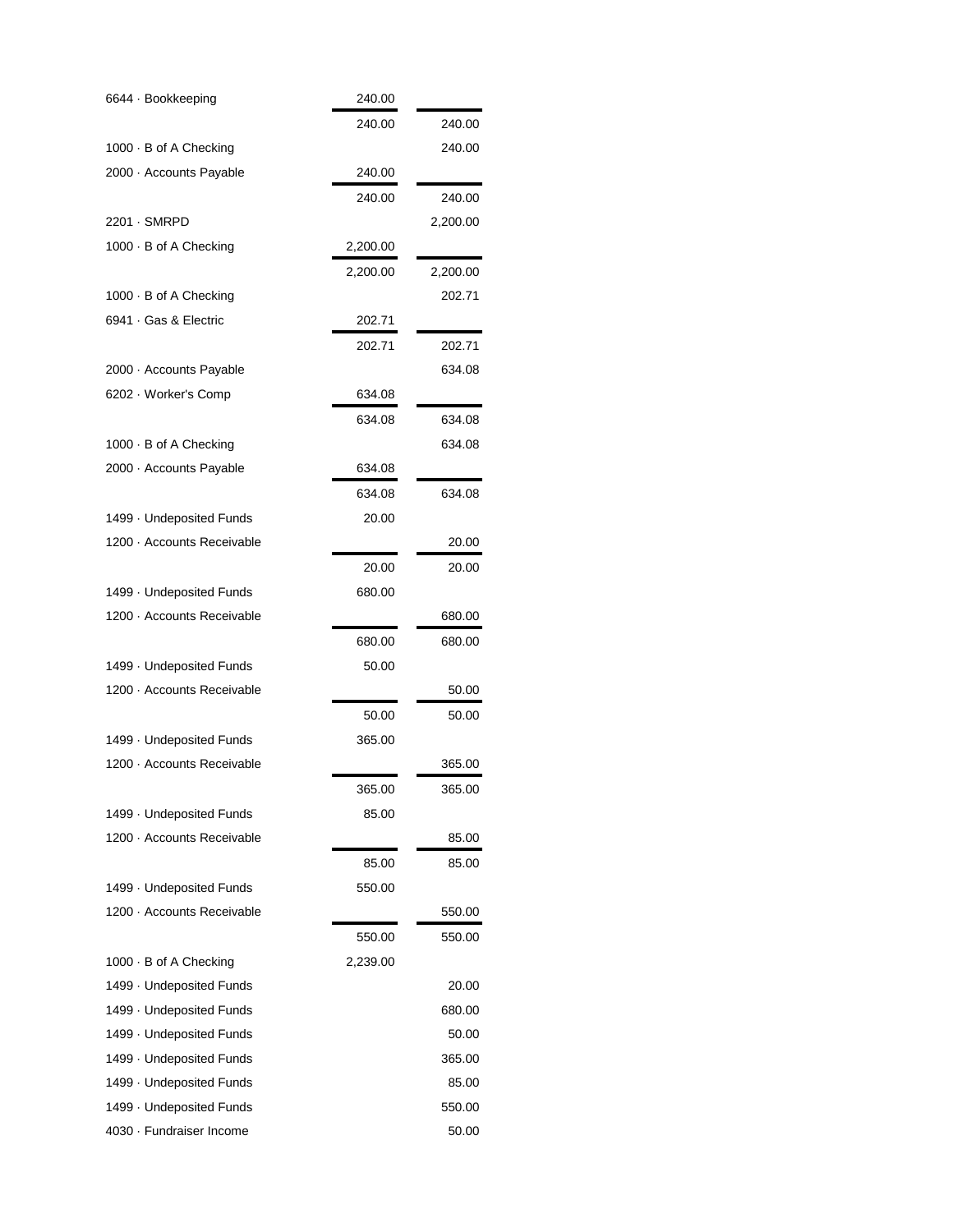| Account | Debit | Credit |
|---|---|---|
| 6644 · Bookkeeping | 240.00 | |
| | 240.00 | 240.00 |
| 1000 · B of A Checking | | 240.00 |
| 2000 · Accounts Payable | 240.00 | |
| | 240.00 | 240.00 |
| 2201 · SMRPD | | 2,200.00 |
| 1000 · B of A Checking | 2,200.00 | |
| | 2,200.00 | 2,200.00 |
| 1000 · B of A Checking | | 202.71 |
| 6941 · Gas & Electric | 202.71 | |
| | 202.71 | 202.71 |
| 2000 · Accounts Payable | | 634.08 |
| 6202 · Worker's Comp | 634.08 | |
| | 634.08 | 634.08 |
| 1000 · B of A Checking | | 634.08 |
| 2000 · Accounts Payable | 634.08 | |
| | 634.08 | 634.08 |
| 1499 · Undeposited Funds | 20.00 | |
| 1200 · Accounts Receivable | | 20.00 |
| | 20.00 | 20.00 |
| 1499 · Undeposited Funds | 680.00 | |
| 1200 · Accounts Receivable | | 680.00 |
| | 680.00 | 680.00 |
| 1499 · Undeposited Funds | 50.00 | |
| 1200 · Accounts Receivable | | 50.00 |
| | 50.00 | 50.00 |
| 1499 · Undeposited Funds | 365.00 | |
| 1200 · Accounts Receivable | | 365.00 |
| | 365.00 | 365.00 |
| 1499 · Undeposited Funds | 85.00 | |
| 1200 · Accounts Receivable | | 85.00 |
| | 85.00 | 85.00 |
| 1499 · Undeposited Funds | 550.00 | |
| 1200 · Accounts Receivable | | 550.00 |
| | 550.00 | 550.00 |
| 1000 · B of A Checking | 2,239.00 | |
| 1499 · Undeposited Funds | | 20.00 |
| 1499 · Undeposited Funds | | 680.00 |
| 1499 · Undeposited Funds | | 50.00 |
| 1499 · Undeposited Funds | | 365.00 |
| 1499 · Undeposited Funds | | 85.00 |
| 1499 · Undeposited Funds | | 550.00 |
| 4030 · Fundraiser Income | | 50.00 |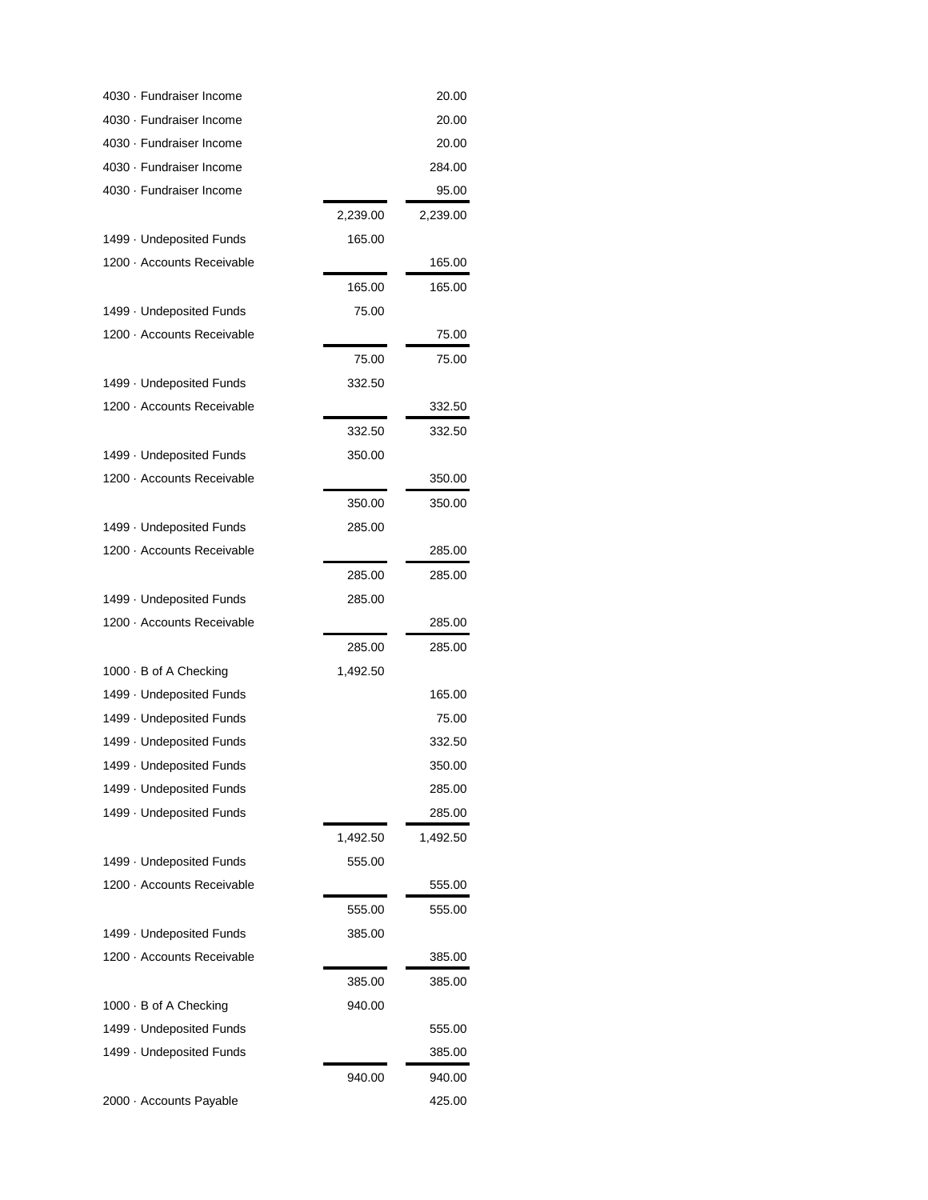| Account | Debit | Credit |
| --- | --- | --- |
| 4030 · Fundraiser Income | | 20.00 |
| 4030 · Fundraiser Income | | 20.00 |
| 4030 · Fundraiser Income | | 20.00 |
| 4030 · Fundraiser Income | | 284.00 |
| 4030 · Fundraiser Income | | 95.00 |
| | 2,239.00 | 2,239.00 |
| 1499 · Undeposited Funds | 165.00 | |
| 1200 · Accounts Receivable | | 165.00 |
| | 165.00 | 165.00 |
| 1499 · Undeposited Funds | 75.00 | |
| 1200 · Accounts Receivable | | 75.00 |
| | 75.00 | 75.00 |
| 1499 · Undeposited Funds | 332.50 | |
| 1200 · Accounts Receivable | | 332.50 |
| | 332.50 | 332.50 |
| 1499 · Undeposited Funds | 350.00 | |
| 1200 · Accounts Receivable | | 350.00 |
| | 350.00 | 350.00 |
| 1499 · Undeposited Funds | 285.00 | |
| 1200 · Accounts Receivable | | 285.00 |
| | 285.00 | 285.00 |
| 1499 · Undeposited Funds | 285.00 | |
| 1200 · Accounts Receivable | | 285.00 |
| | 285.00 | 285.00 |
| 1000 · B of A Checking | 1,492.50 | |
| 1499 · Undeposited Funds | | 165.00 |
| 1499 · Undeposited Funds | | 75.00 |
| 1499 · Undeposited Funds | | 332.50 |
| 1499 · Undeposited Funds | | 350.00 |
| 1499 · Undeposited Funds | | 285.00 |
| 1499 · Undeposited Funds | | 285.00 |
| | 1,492.50 | 1,492.50 |
| 1499 · Undeposited Funds | 555.00 | |
| 1200 · Accounts Receivable | | 555.00 |
| | 555.00 | 555.00 |
| 1499 · Undeposited Funds | 385.00 | |
| 1200 · Accounts Receivable | | 385.00 |
| | 385.00 | 385.00 |
| 1000 · B of A Checking | 940.00 | |
| 1499 · Undeposited Funds | | 555.00 |
| 1499 · Undeposited Funds | | 385.00 |
| | 940.00 | 940.00 |
| 2000 · Accounts Payable | | 425.00 |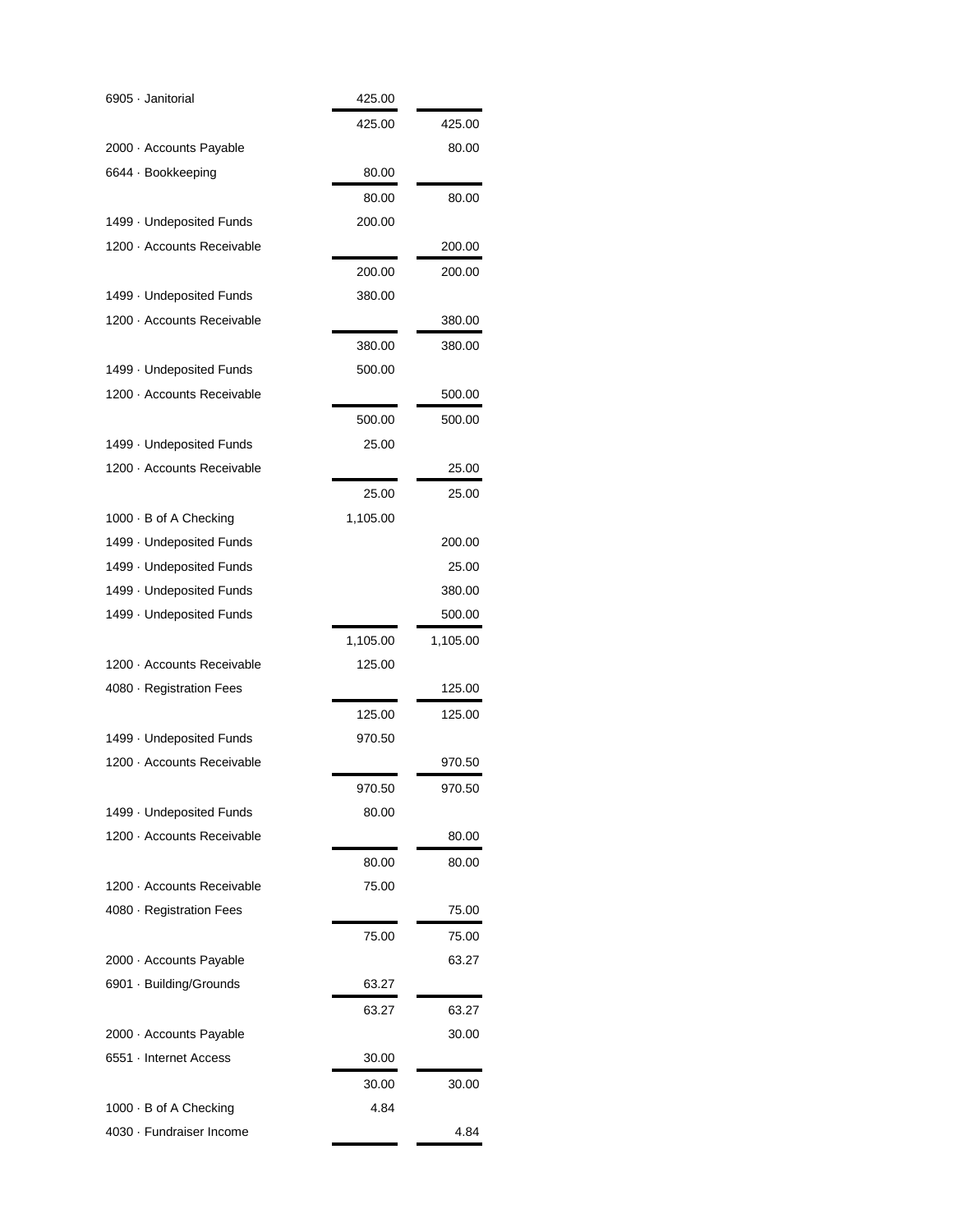| Account | Debit | Credit |
|---|---|---|
| 6905 · Janitorial | 425.00 | |
| | 425.00 | 425.00 |
| 2000 · Accounts Payable | | 80.00 |
| 6644 · Bookkeeping | 80.00 | |
| | 80.00 | 80.00 |
| 1499 · Undeposited Funds | 200.00 | |
| 1200 · Accounts Receivable | | 200.00 |
| | 200.00 | 200.00 |
| 1499 · Undeposited Funds | 380.00 | |
| 1200 · Accounts Receivable | | 380.00 |
| | 380.00 | 380.00 |
| 1499 · Undeposited Funds | 500.00 | |
| 1200 · Accounts Receivable | | 500.00 |
| | 500.00 | 500.00 |
| 1499 · Undeposited Funds | 25.00 | |
| 1200 · Accounts Receivable | | 25.00 |
| | 25.00 | 25.00 |
| 1000 · B of A Checking | 1,105.00 | |
| 1499 · Undeposited Funds | | 200.00 |
| 1499 · Undeposited Funds | | 25.00 |
| 1499 · Undeposited Funds | | 380.00 |
| 1499 · Undeposited Funds | | 500.00 |
| | 1,105.00 | 1,105.00 |
| 1200 · Accounts Receivable | 125.00 | |
| 4080 · Registration Fees | | 125.00 |
| | 125.00 | 125.00 |
| 1499 · Undeposited Funds | 970.50 | |
| 1200 · Accounts Receivable | | 970.50 |
| | 970.50 | 970.50 |
| 1499 · Undeposited Funds | 80.00 | |
| 1200 · Accounts Receivable | | 80.00 |
| | 80.00 | 80.00 |
| 1200 · Accounts Receivable | 75.00 | |
| 4080 · Registration Fees | | 75.00 |
| | 75.00 | 75.00 |
| 2000 · Accounts Payable | | 63.27 |
| 6901 · Building/Grounds | 63.27 | |
| | 63.27 | 63.27 |
| 2000 · Accounts Payable | | 30.00 |
| 6551 · Internet Access | 30.00 | |
| | 30.00 | 30.00 |
| 1000 · B of A Checking | 4.84 | |
| 4030 · Fundraiser Income | | 4.84 |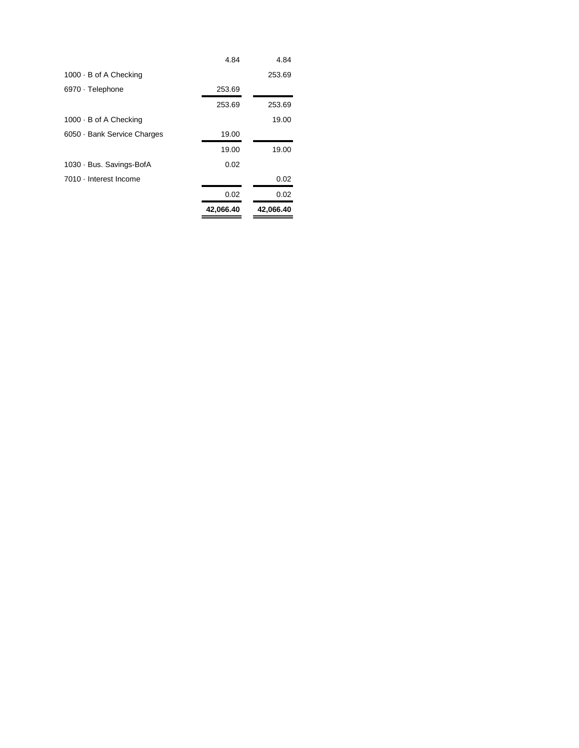| Account | Debit | Credit |
|---|---|---|
| | 4.84 | 4.84 |
| 1000 · B of A Checking | | 253.69 |
| 6970 · Telephone | 253.69 | |
| | 253.69 | 253.69 |
| 1000 · B of A Checking | | 19.00 |
| 6050 · Bank Service Charges | 19.00 | |
| | 19.00 | 19.00 |
| 1030 · Bus. Savings-BofA | 0.02 | |
| 7010 · Interest Income | | 0.02 |
| | 0.02 | 0.02 |
| | **42,066.40** | **42,066.40** |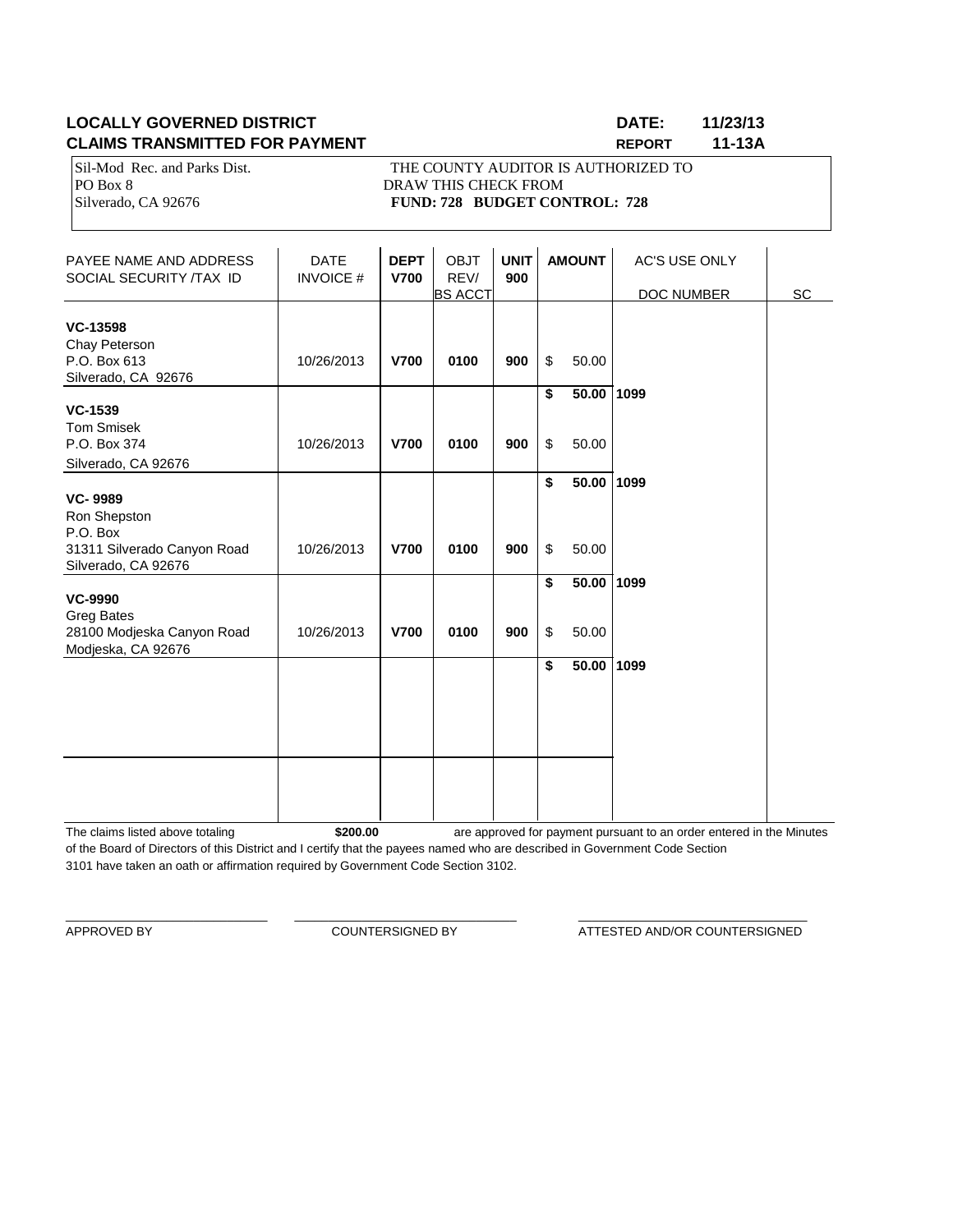**LOCALLY GOVERNED DISTRICT** **DATE: 11/23/13**

**CLAIMS TRANSMITTED FOR PAYMENT** **REPORT 11-13A**

Sil-Mod Rec. and Parks Dist.
PO Box 8
Silverado, CA 92676

THE COUNTY AUDITOR IS AUTHORIZED TO DRAW THIS CHECK FROM
**FUND: 728 BUDGET CONTROL: 728**

| PAYEE NAME AND ADDRESS SOCIAL SECURITY /TAX ID | DATE INVOICE # | DEPT V700 | OBJT REV/ BS ACCT | UNIT 900 | AMOUNT | AC'S USE ONLY DOC NUMBER | SC |
|---|---|---|---|---|---|---|---|
| **VC-13598** Chay Peterson P.O. Box 613 Silverado, CA 92676 | 10/26/2013 | **V700** | **0100** | **900** | $ 50.00 | | |
| | | | | | **$ 50.00** | **1099** | |
| **VC-1539** Tom Smisek P.O. Box 374 Silverado, CA 92676 | 10/26/2013 | **V700** | **0100** | **900** | $ 50.00 | | |
| | | | | | **$ 50.00** | **1099** | |
| **VC- 9989** Ron Shepston P.O. Box 31311 Silverado Canyon Road Silverado, CA 92676 | 10/26/2013 | **V700** | **0100** | **900** | $ 50.00 | | |
| | | | | | **$ 50.00** | **1099** | |
| **VC-9990** Greg Bates 28100 Modjeska Canyon Road Modjeska, CA 92676 | 10/26/2013 | **V700** | **0100** | **900** | $ 50.00 | | |
| | | | | | **$ 50.00** | **1099** | |

The claims listed above totaling **$200.00** are approved for payment pursuant to an order entered in the Minutes of the Board of Directors of this District and I certify that the payees named who are described in Government Code Section 3101 have taken an oath or affirmation required by Government Code Section 3102.

APPROVED BY

COUNTERSIGNED BY

ATTESTED AND/OR COUNTERSIGNED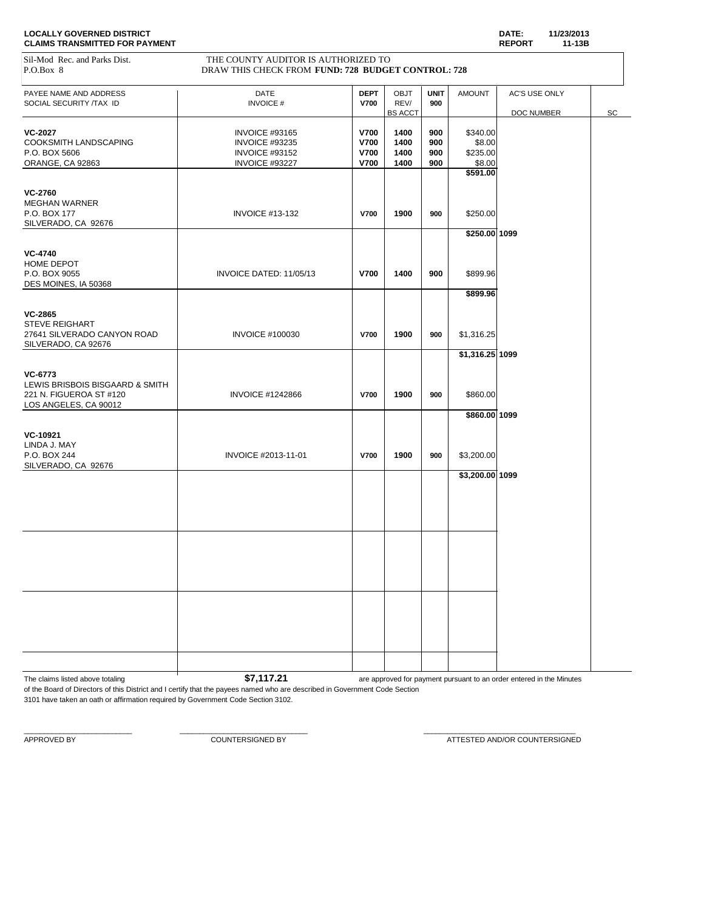**LOCALLY GOVERNED DISTRICT** **DATE: 11/23/2013**
**CLAIMS TRANSMITTED FOR PAYMENT** **REPORT 11-13B**

Sil-Mod Rec. and Parks Dist.
P.O.Box 8

THE COUNTY AUDITOR IS AUTHORIZED TO
DRAW THIS CHECK FROM **FUND: 728 BUDGET CONTROL: 728**

| PAYEE NAME AND ADDRESS SOCIAL SECURITY /TAX ID | DATE INVOICE # | DEPT V700 | OBJT REV/ BS ACCT | UNIT 900 | AMOUNT | AC'S USE ONLY DOC NUMBER | SC |
|---|---|---|---|---|---|---|---|
| **VC-2027** | INVOICE #93165 | **V700** | **1400** | **900** | $340.00 | | |
| COOKSMITH LANDSCAPING | INVOICE #93235 | **V700** | **1400** | **900** | $8.00 | | |
| P.O. BOX 5606 | INVOICE #93152 | **V700** | **1400** | **900** | $235.00 | | |
| ORANGE, CA 92863 | INVOICE #93227 | **V700** | **1400** | **900** | $8.00 | | |
| | | | | | **$591.00** | | |
| **VC-2760** MEGHAN WARNER P.O. BOX 177 SILVERADO, CA 92676 | INVOICE #13-132 | **V700** | **1900** | **900** | $250.00 | | |
| | | | | | **$250.00** | **1099** | |
| **VC-4740** HOME DEPOT P.O. BOX 9055 DES MOINES, IA 50368 | INVOICE DATED: 11/05/13 | **V700** | **1400** | **900** | $899.96 | | |
| | | | | | **$899.96** | | |
| **VC-2865** STEVE REIGHART 27641 SILVERADO CANYON ROAD SILVERADO, CA 92676 | INVOICE #100030 | **V700** | **1900** | **900** | $1,316.25 | | |
| | | | | | **$1,316.25** | **1099** | |
| **VC-6773** LEWIS BRISBOIS BISGAARD & SMITH 221 N. FIGUEROA ST #120 LOS ANGELES, CA 90012 | INVOICE #1242866 | **V700** | **1900** | **900** | $860.00 | | |
| | | | | | **$860.00** | **1099** | |
| **VC-10921** LINDA J. MAY P.O. BOX 244 SILVERADO, CA 92676 | INVOICE #2013-11-01 | **V700** | **1900** | **900** | $3,200.00 | | |
| | | | | | **$3,200.00** | **1099** | |

The claims listed above totaling **$7,117.21** are approved for payment pursuant to an order entered in the Minutes of the Board of Directors of this District and I certify that the payees named who are described in Government Code Section 3101 have taken an oath or affirmation required by Government Code Section 3102.

\_\_\_\_\_\_\_\_\_\_\_\_\_\_\_\_\_\_\_\_ APPROVED BY

\_\_\_\_\_\_\_\_\_\_\_\_\_\_\_\_\_\_\_\_ COUNTERSIGNED BY

\_\_\_\_\_\_\_\_\_\_\_\_\_\_\_\_\_\_\_\_ ATTESTED AND/OR COUNTERSIGNED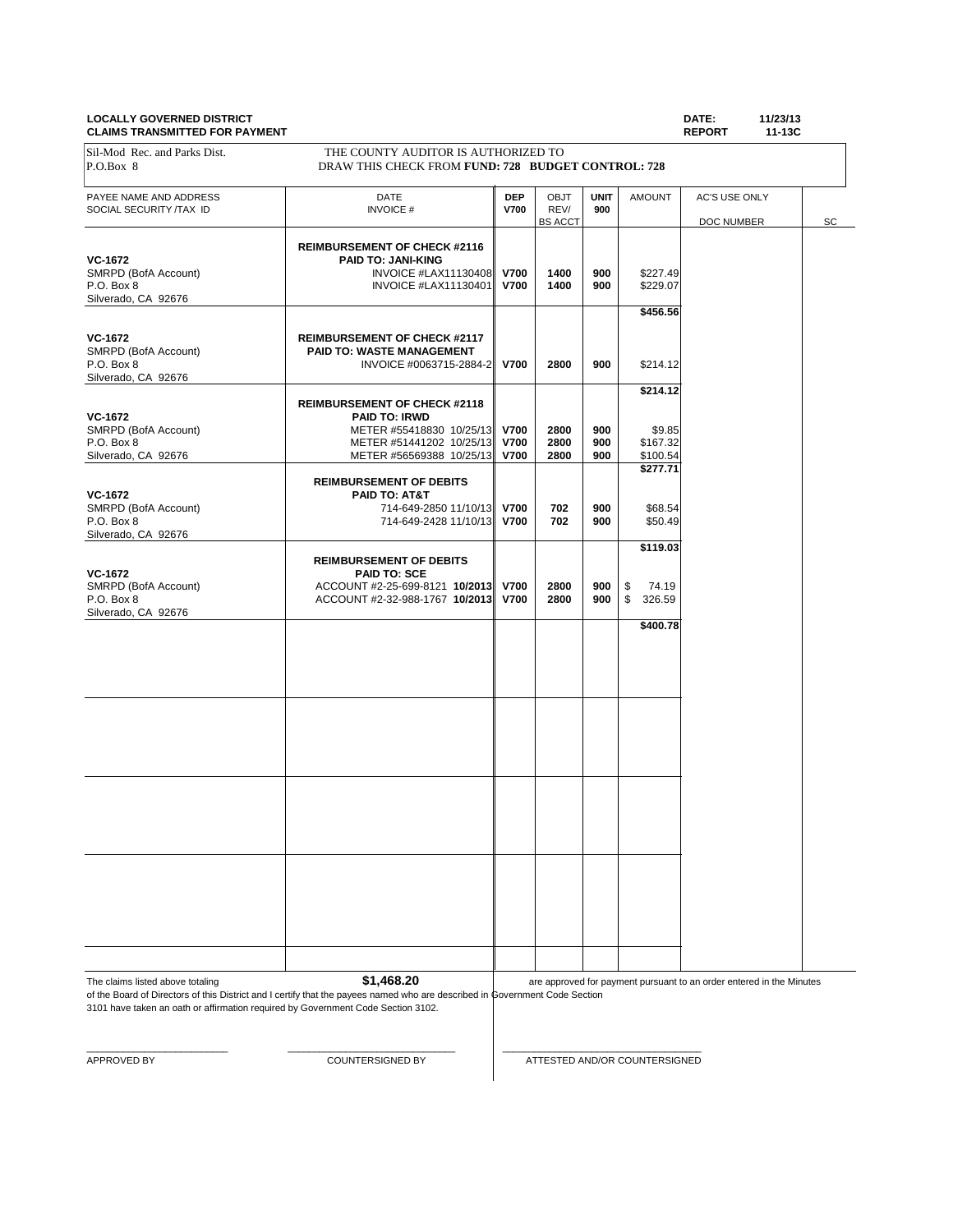**LOCALLY GOVERNED DISTRICT** | **DATE:** 11/23/13
**CLAIMS TRANSMITTED FOR PAYMENT** | **REPORT** 11-13C

Sil-Mod Rec. and Parks Dist.
P.O.Box 8

THE COUNTY AUDITOR IS AUTHORIZED TO
DRAW THIS CHECK FROM **FUND: 728 BUDGET CONTROL: 728**

| PAYEE NAME AND ADDRESS<br>SOCIAL SECURITY /TAX ID | DATE<br>INVOICE # | DEP<br>V700 | OBJT<br>REV/<br>BS ACCT | UNIT<br>900 | AMOUNT | AC'S USE ONLY<br>DOC NUMBER | SC |
|---|---|---|---|---|---|---|---|
| **VC-1672**<br>SMRPD (BofA Account)<br>P.O. Box 8<br>Silverado, CA 92676 | **REIMBURSEMENT OF CHECK #2116**<br>**PAID TO: JANI-KING**<br>INVOICE #LAX11130408<br>INVOICE #LAX11130401 | **V700**<br>**V700** | **1400**<br>**1400** | **900**<br>**900** | $227.49<br>$229.07<br>**$456.56** | | |
| **VC-1672**<br>SMRPD (BofA Account)<br>P.O. Box 8<br>Silverado, CA 92676 | **REIMBURSEMENT OF CHECK #2117**<br>**PAID TO: WASTE MANAGEMENT**<br>INVOICE #0063715-2884-2 | **V700** | **2800** | **900** | $214.12<br>**$214.12** | | |
| **VC-1672**<br>SMRPD (BofA Account)<br>P.O. Box 8<br>Silverado, CA 92676 | **REIMBURSEMENT OF CHECK #2118**<br>**PAID TO: IRWD**<br>METER #55418830 10/25/13<br>METER #51441202 10/25/13<br>METER #56569388 10/25/13 | **V700**<br>**V700**<br>**V700** | **2800**<br>**2800**<br>**2800** | **900**<br>**900**<br>**900** | $9.85<br>$167.32<br>$100.54<br>**$277.71** | | |
| **VC-1672**<br>SMRPD (BofA Account)<br>P.O. Box 8<br>Silverado, CA 92676 | **REIMBURSEMENT OF DEBITS**<br>**PAID TO: AT&T**<br>714-649-2850 11/10/13<br>714-649-2428 11/10/13 | **V700**<br>**V700** | **702**<br>**702** | **900**<br>**900** | $68.54<br>$50.49<br>**$119.03** | | |
| **VC-1672**<br>SMRPD (BofA Account)<br>P.O. Box 8<br>Silverado, CA 92676 | **REIMBURSEMENT OF DEBITS**<br>**PAID TO: SCE**<br>ACCOUNT #2-25-699-8121 **10/2013**<br>ACCOUNT #2-32-988-1767 **10/2013** | **V700**<br>**V700** | **2800**<br>**2800** | **900**<br>**900** | $ 74.19<br>$ 326.59<br>**$400.78** | | |

The claims listed above totaling **$1,468.20** are approved for payment pursuant to an order entered in the Minutes of the Board of Directors of this District and I certify that the payees named who are described in Government Code Section 3101 have taken an oath or affirmation required by Government Code Section 3102.

\_\_\_\_\_\_\_\_\_\_\_\_\_\_\_\_\_\_\_\_\_\_\_\_ APPROVED BY

\_\_\_\_\_\_\_\_\_\_\_\_\_\_\_\_\_\_\_\_\_\_\_\_ COUNTERSIGNED BY

\_\_\_\_\_\_\_\_\_\_\_\_\_\_\_\_\_\_\_\_\_\_\_\_ ATTESTED AND/OR COUNTERSIGNED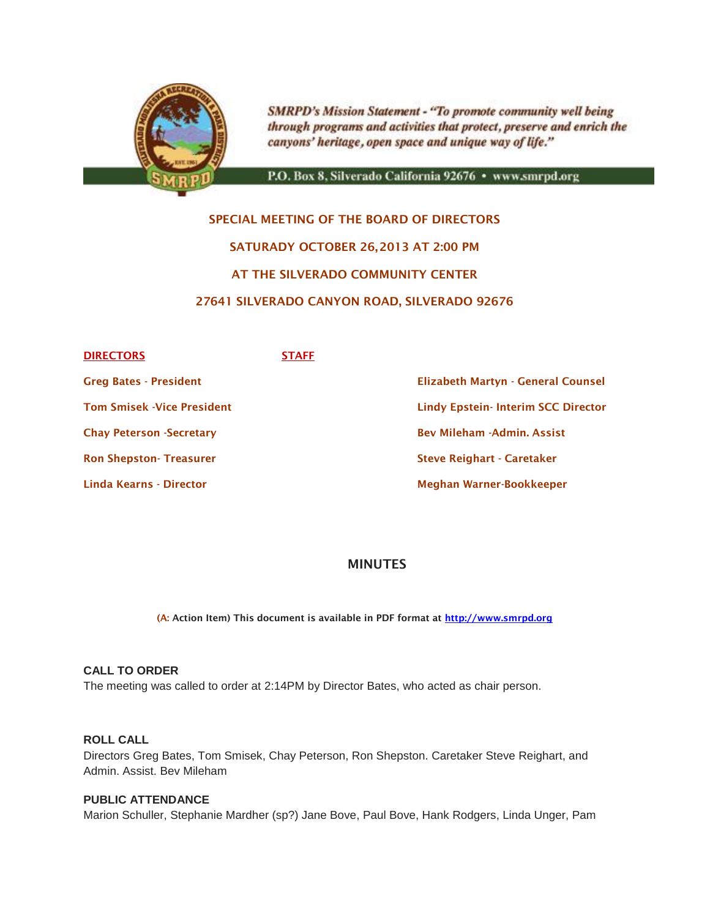SMRPD's Mission Statement - "To promote community well being through programs and activities that protect, preserve and enrich the canyons' heritage, open space and unique way of life."

P.O. Box 8, Silverado California 92676 • www.smrpd.org

## SPECIAL MEETING OF THE BOARD OF DIRECTORS

## SATURADY OCTOBER 26,2013 AT 2:00 PM

## AT THE SILVERADO COMMUNITY CENTER

## 27641 SILVERADO CANYON ROAD, SILVERADO 92676

| DIRECTORS | STAFF |
|---|---|
| Greg Bates - President | Elizabeth Martyn - General Counsel |
| Tom Smisek -Vice President | Lindy Epstein- Interim SCC Director |
| Chay Peterson -Secretary | Bev Mileham -Admin. Assist |
| Ron Shepston- Treasurer | Steve Reighart - Caretaker |
| Linda Kearns - Director | Meghan Warner-Bookkeeper |

## MINUTES

(A: Action Item) This document is available in PDF format at http://www.smrpd.org

### CALL TO ORDER

The meeting was called to order at 2:14PM by Director Bates, who acted as chair person.

### ROLL CALL

Directors Greg Bates, Tom Smisek, Chay Peterson, Ron Shepston. Caretaker Steve Reighart, and Admin. Assist. Bev Mileham

### PUBLIC ATTENDANCE

Marion Schuller, Stephanie Mardher (sp?) Jane Bove, Paul Bove, Hank Rodgers, Linda Unger, Pam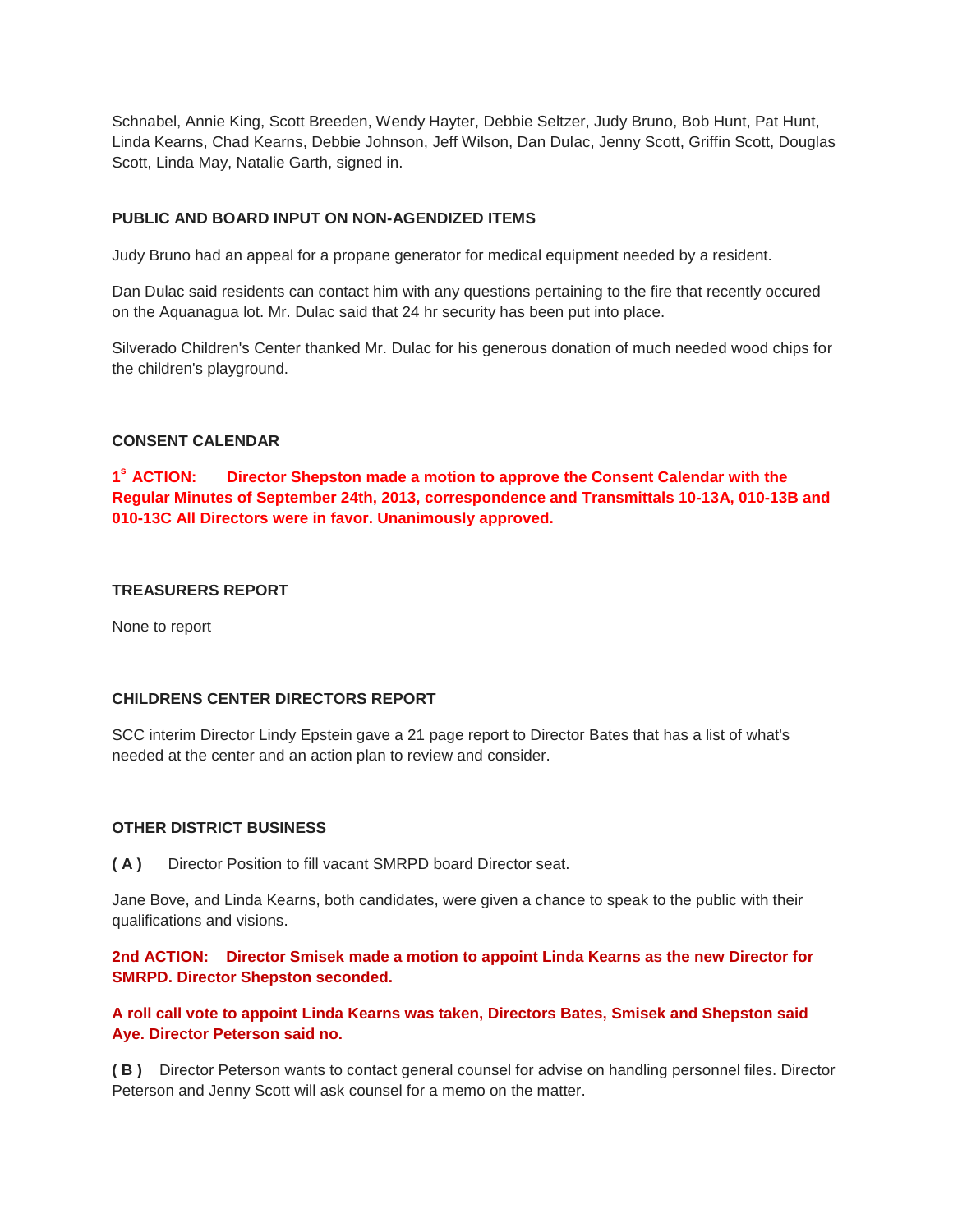Schnabel, Annie King, Scott Breeden, Wendy Hayter, Debbie Seltzer, Judy Bruno, Bob Hunt, Pat Hunt, Linda Kearns, Chad Kearns, Debbie Johnson, Jeff Wilson, Dan Dulac, Jenny Scott, Griffin Scott, Douglas Scott, Linda May, Natalie Garth, signed in.

**PUBLIC AND BOARD INPUT ON NON-AGENDIZED ITEMS**

Judy Bruno had an appeal for a propane generator for medical equipment needed by a resident.

Dan Dulac said residents can contact him with any questions pertaining to the fire that recently occured on the Aquanagua lot. Mr. Dulac said that 24 hr security has been put into place.

Silverado Children's Center thanked Mr. Dulac for his generous donation of much needed wood chips for the children's playground.

**CONSENT CALENDAR**

**1st ACTION: Director Shepston made a motion to approve the Consent Calendar with the Regular Minutes of September 24th, 2013, correspondence and Transmittals 10-13A, 010-13B and 010-13C All Directors were in favor. Unanimously approved.**

**TREASURERS REPORT**

None to report

**CHILDRENS CENTER DIRECTORS REPORT**

SCC interim Director Lindy Epstein gave a 21 page report to Director Bates that has a list of what's needed at the center and an action plan to review and consider.

**OTHER DISTRICT BUSINESS**

**( A )** Director Position to fill vacant SMRPD board Director seat.

Jane Bove, and Linda Kearns, both candidates, were given a chance to speak to the public with their qualifications and visions.

**2nd ACTION: Director Smisek made a motion to appoint Linda Kearns as the new Director for SMRPD. Director Shepston seconded.**

**A roll call vote to appoint Linda Kearns was taken, Directors Bates, Smisek and Shepston said Aye. Director Peterson said no.**

**( B )** Director Peterson wants to contact general counsel for advise on handling personnel files. Director Peterson and Jenny Scott will ask counsel for a memo on the matter.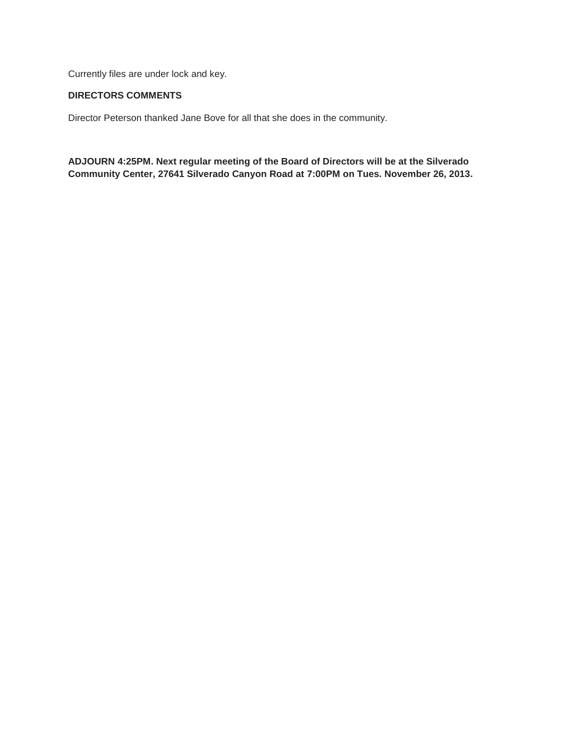Currently files are under lock and key.

**DIRECTORS COMMENTS**

Director Peterson thanked Jane Bove for all that she does in the community.

**ADJOURN 4:25PM. Next regular meeting of the Board of Directors will be at the Silverado Community Center, 27641 Silverado Canyon Road at 7:00PM on Tues. November 26, 2013.**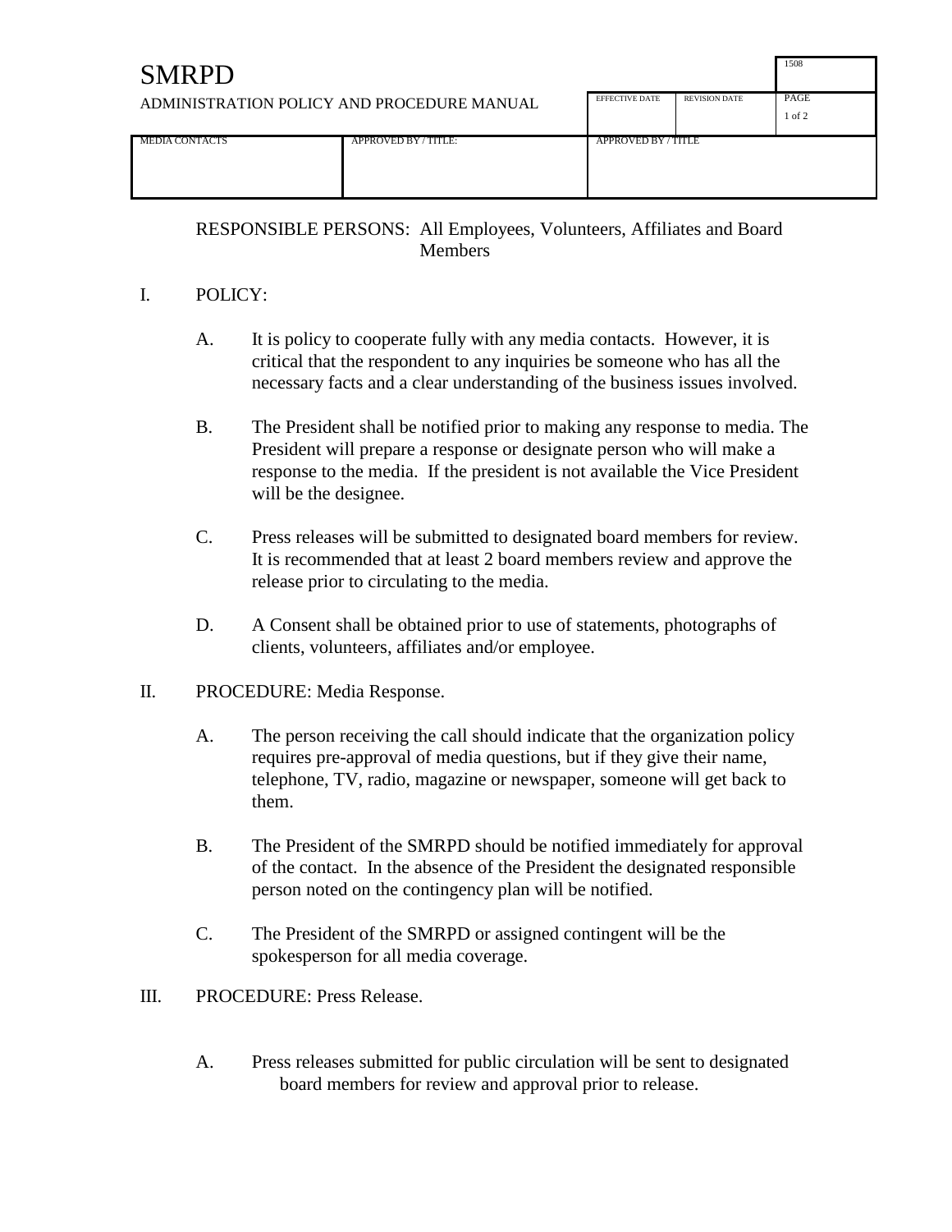# SMRPD

ADMINISTRATION POLICY AND PROCEDURE MANUAL

| | | EFFECTIVE DATE | REVISION DATE | 1508 PAGE 1 of 2 |
|---|---|---|---|---|
| MEDIA CONTACTS | APPROVED BY / TITLE: | APPROVED BY / TITLE | | |

RESPONSIBLE PERSONS: All Employees, Volunteers, Affiliates and Board Members

I. POLICY:

A. It is policy to cooperate fully with any media contacts. However, it is critical that the respondent to any inquiries be someone who has all the necessary facts and a clear understanding of the business issues involved.

B. The President shall be notified prior to making any response to media. The President will prepare a response or designate person who will make a response to the media. If the president is not available the Vice President will be the designee.

C. Press releases will be submitted to designated board members for review. It is recommended that at least 2 board members review and approve the release prior to circulating to the media.

D. A Consent shall be obtained prior to use of statements, photographs of clients, volunteers, affiliates and/or employee.

II. PROCEDURE: Media Response.

A. The person receiving the call should indicate that the organization policy requires pre-approval of media questions, but if they give their name, telephone, TV, radio, magazine or newspaper, someone will get back to them.

B. The President of the SMRPD should be notified immediately for approval of the contact. In the absence of the President the designated responsible person noted on the contingency plan will be notified.

C. The President of the SMRPD or assigned contingent will be the spokesperson for all media coverage.

III. PROCEDURE: Press Release.

A. Press releases submitted for public circulation will be sent to designated board members for review and approval prior to release.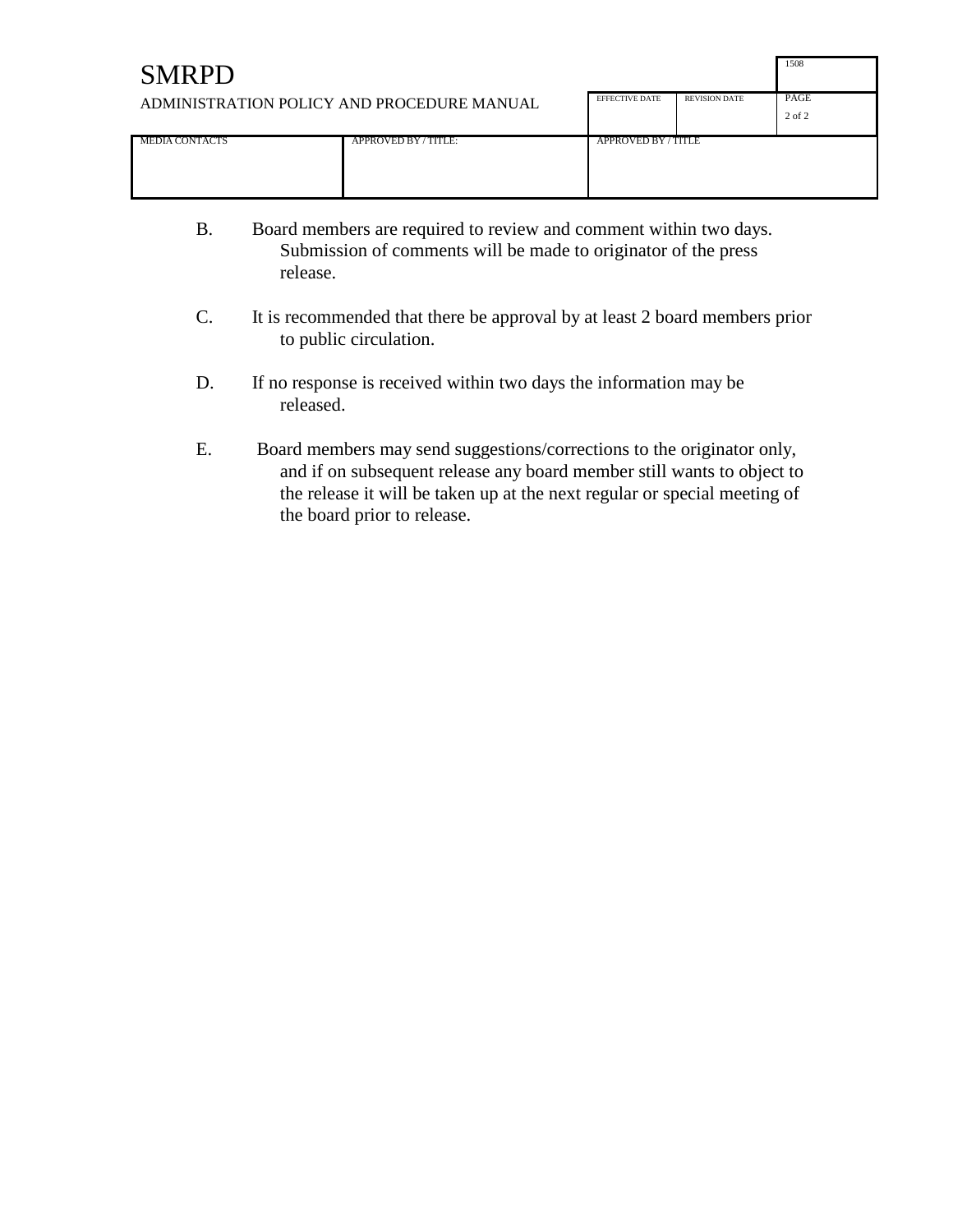B. Board members are required to review and comment within two days. Submission of comments will be made to originator of the press release.

C. It is recommended that there be approval by at least 2 board members prior to public circulation.

D. If no response is received within two days the information may be released.

E. Board members may send suggestions/corrections to the originator only, and if on subsequent release any board member still wants to object to the release it will be taken up at the next regular or special meeting of the board prior to release.